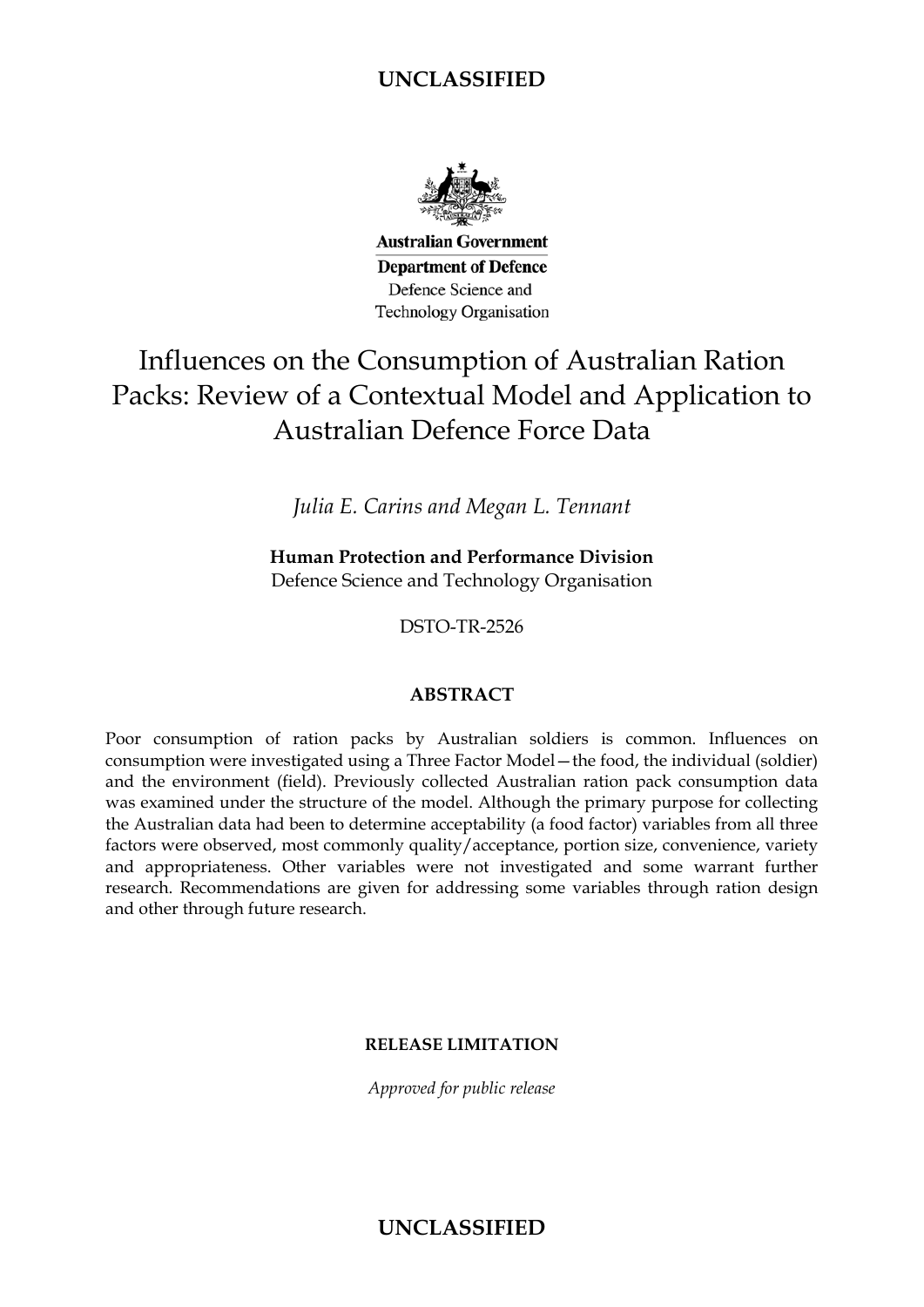UNCLASSIFIED

Australian Government

Department of Defence

Defence Science and Technology Organisation

# Influences on the Consumption of Australian Ration Packs: Review of a Contextual Model and Application to Australian Defence Force Data

*Julia E. Carins and Megan L. Tennant*

**Human Protection and Performance Division**
Defence Science and Technology Organisation

DSTO-TR-2526

## ABSTRACT

Poor consumption of ration packs by Australian soldiers is common. Influences on consumption were investigated using a Three Factor Model—the food, the individual (soldier) and the environment (field). Previously collected Australian ration pack consumption data was examined under the structure of the model. Although the primary purpose for collecting the Australian data had been to determine acceptability (a food factor) variables from all three factors were observed, most commonly quality/acceptance, portion size, convenience, variety and appropriateness. Other variables were not investigated and some warrant further research. Recommendations are given for addressing some variables through ration design and other through future research.

**RELEASE LIMITATION**

*Approved for public release*

UNCLASSIFIED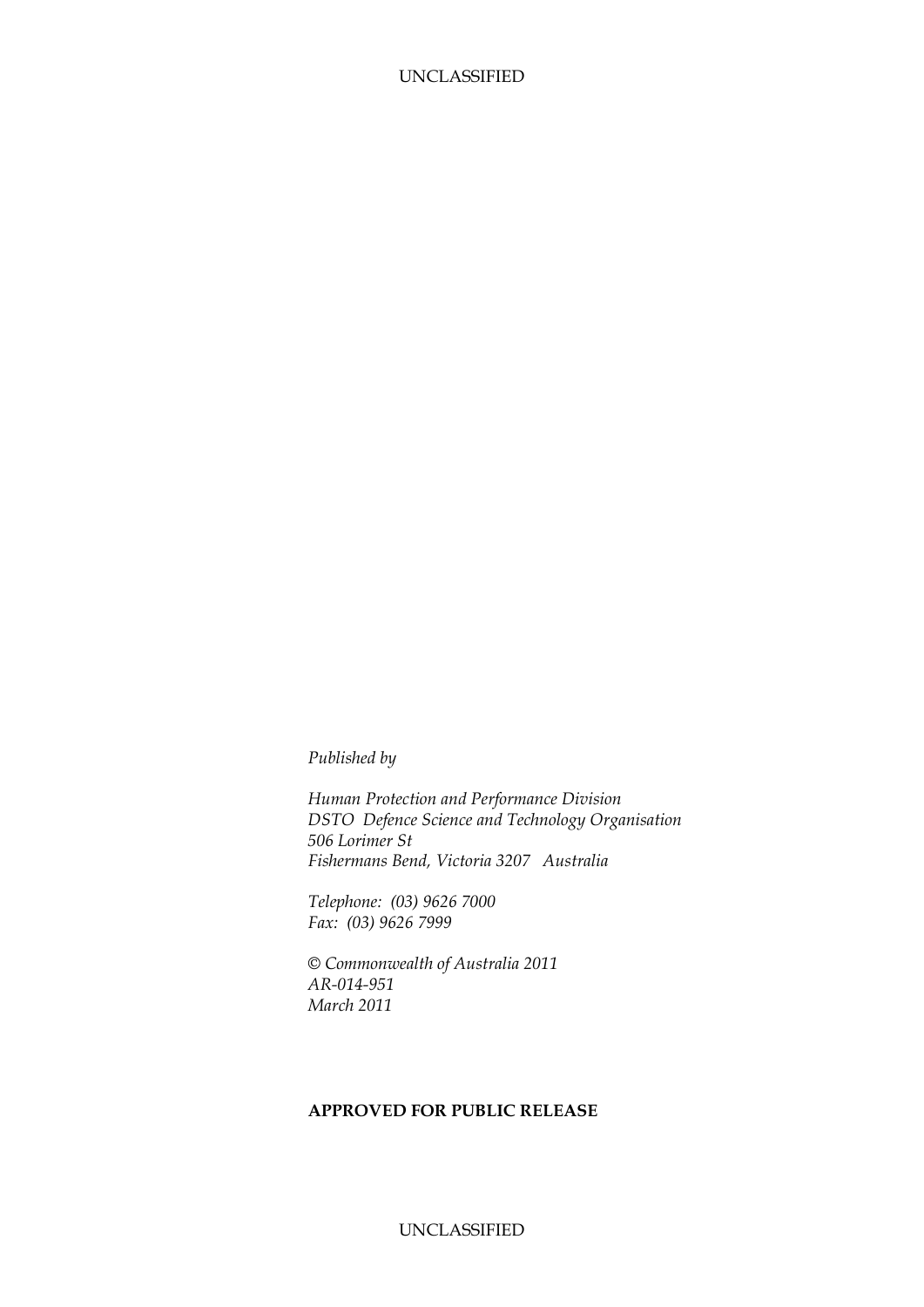*Published by*

*Human Protection and Performance Division*
*DSTO Defence Science and Technology Organisation*
*506 Lorimer St*
*Fishermans Bend, Victoria 3207 Australia*

*Telephone: (03) 9626 7000*
*Fax: (03) 9626 7999*

*© Commonwealth of Australia 2011*
*AR-014-951*
*March 2011*

**APPROVED FOR PUBLIC RELEASE**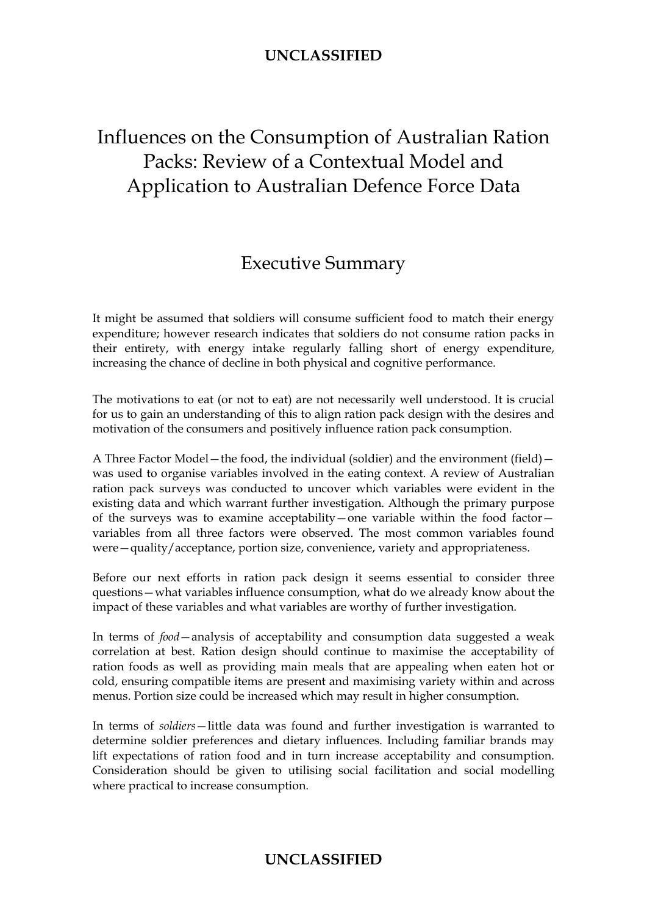# Influences on the Consumption of Australian Ration Packs: Review of a Contextual Model and Application to Australian Defence Force Data

## Executive Summary

It might be assumed that soldiers will consume sufficient food to match their energy expenditure; however research indicates that soldiers do not consume ration packs in their entirety, with energy intake regularly falling short of energy expenditure, increasing the chance of decline in both physical and cognitive performance.

The motivations to eat (or not to eat) are not necessarily well understood. It is crucial for us to gain an understanding of this to align ration pack design with the desires and motivation of the consumers and positively influence ration pack consumption.

A Three Factor Model—the food, the individual (soldier) and the environment (field)—was used to organise variables involved in the eating context. A review of Australian ration pack surveys was conducted to uncover which variables were evident in the existing data and which warrant further investigation. Although the primary purpose of the surveys was to examine acceptability—one variable within the food factor—variables from all three factors were observed. The most common variables found were—quality/acceptance, portion size, convenience, variety and appropriateness.

Before our next efforts in ration pack design it seems essential to consider three questions—what variables influence consumption, what do we already know about the impact of these variables and what variables are worthy of further investigation.

In terms of *food*—analysis of acceptability and consumption data suggested a weak correlation at best. Ration design should continue to maximise the acceptability of ration foods as well as providing main meals that are appealing when eaten hot or cold, ensuring compatible items are present and maximising variety within and across menus. Portion size could be increased which may result in higher consumption.

In terms of *soldiers*—little data was found and further investigation is warranted to determine soldier preferences and dietary influences. Including familiar brands may lift expectations of ration food and in turn increase acceptability and consumption. Consideration should be given to utilising social facilitation and social modelling where practical to increase consumption.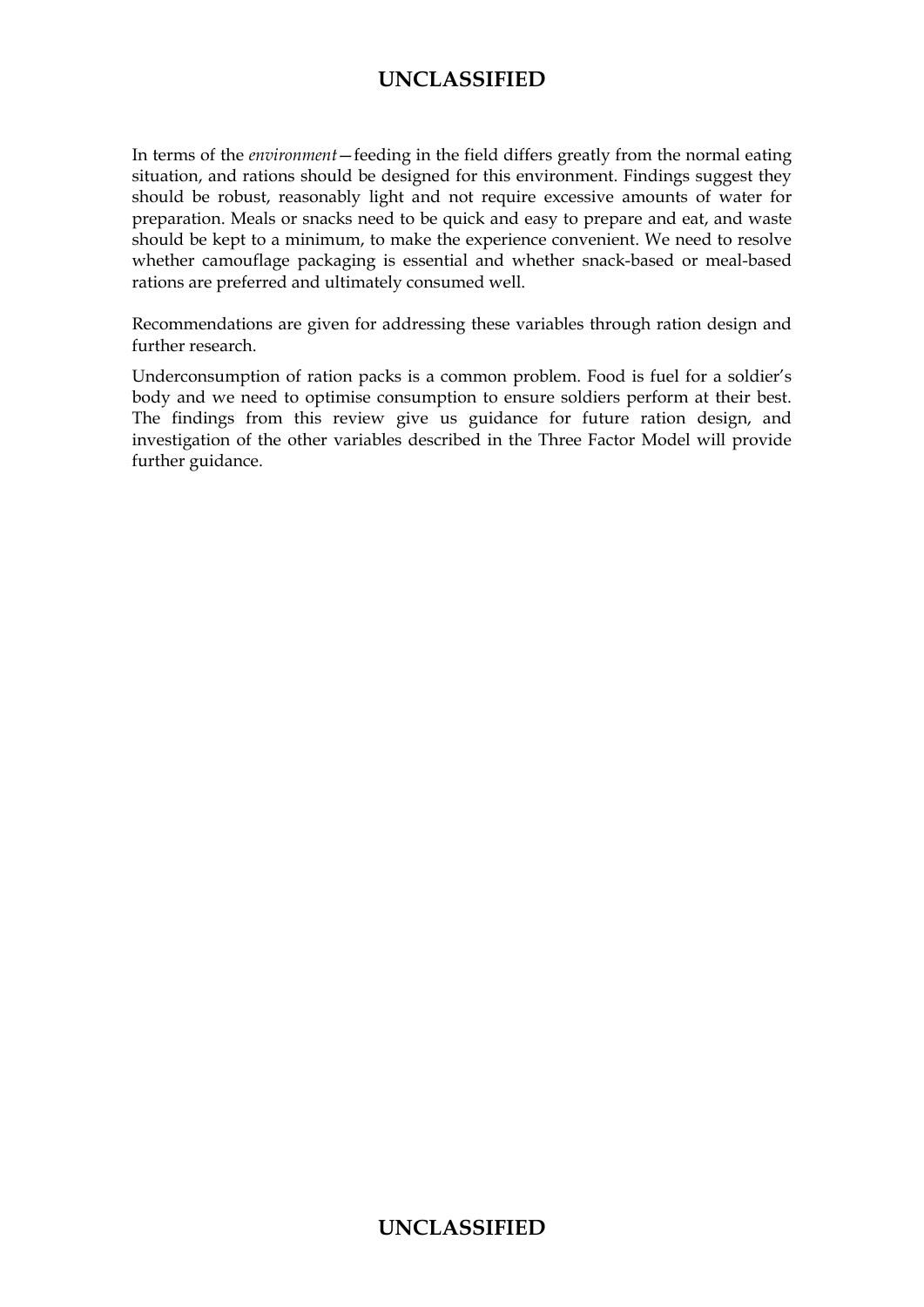In terms of the *environment*—feeding in the field differs greatly from the normal eating situation, and rations should be designed for this environment. Findings suggest they should be robust, reasonably light and not require excessive amounts of water for preparation. Meals or snacks need to be quick and easy to prepare and eat, and waste should be kept to a minimum, to make the experience convenient. We need to resolve whether camouflage packaging is essential and whether snack-based or meal-based rations are preferred and ultimately consumed well.

Recommendations are given for addressing these variables through ration design and further research.

Underconsumption of ration packs is a common problem. Food is fuel for a soldier's body and we need to optimise consumption to ensure soldiers perform at their best. The findings from this review give us guidance for future ration design, and investigation of the other variables described in the Three Factor Model will provide further guidance.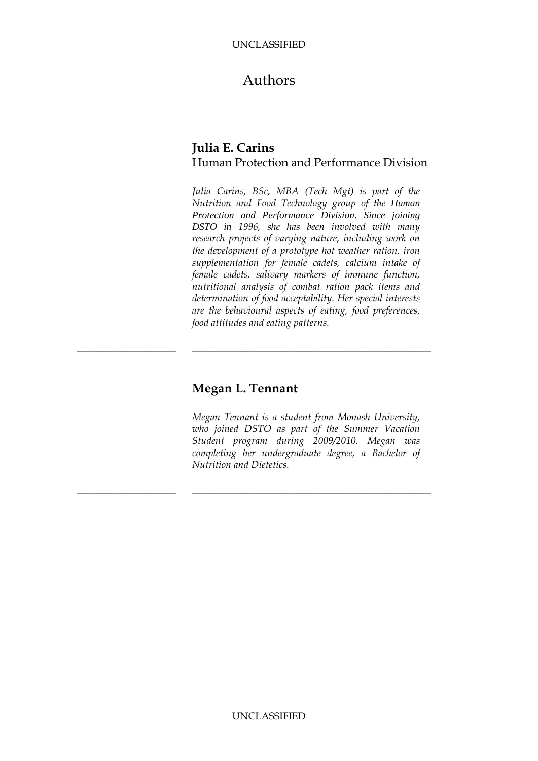# Authors

**Julia E. Carins**
Human Protection and Performance Division

*Julia Carins, BSc, MBA (Tech Mgt) is part of the Nutrition and Food Technology group of the Human Protection and Performance Division. Since joining DSTO in 1996, she has been involved with many research projects of varying nature, including work on the development of a prototype hot weather ration, iron supplementation for female cadets, calcium intake of female cadets, salivary markers of immune function, nutritional analysis of combat ration pack items and determination of food acceptability. Her special interests are the behavioural aspects of eating, food preferences, food attitudes and eating patterns.*

---

**Megan L. Tennant**

*Megan Tennant is a student from Monash University, who joined DSTO as part of the Summer Vacation Student program during 2009/2010. Megan was completing her undergraduate degree, a Bachelor of Nutrition and Dietetics.*

---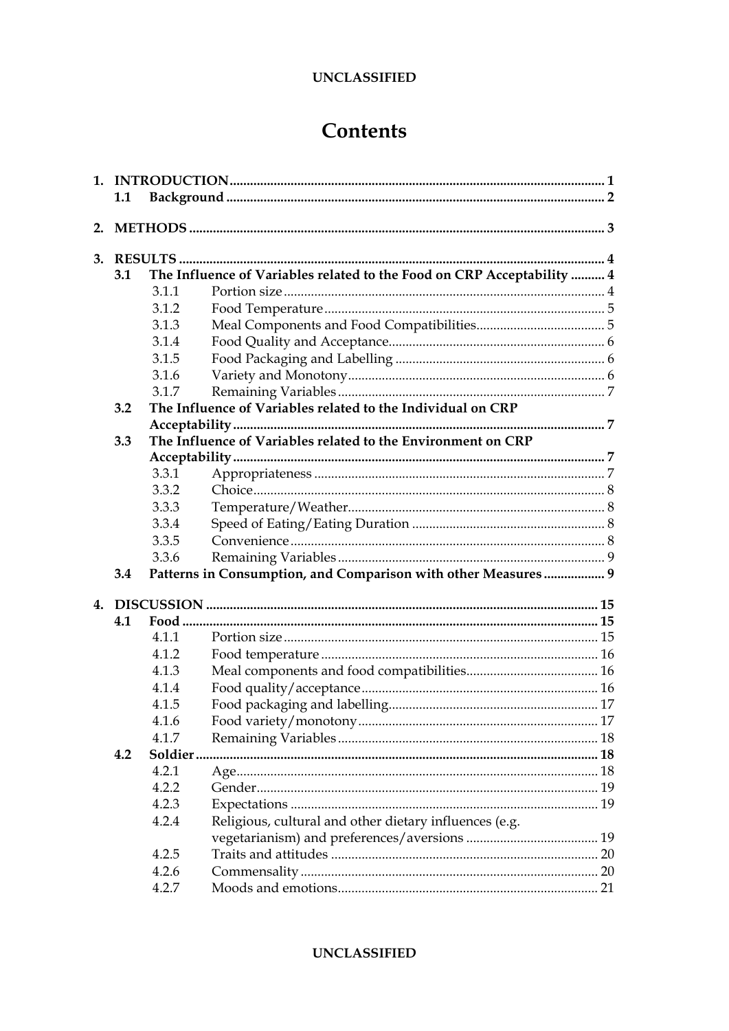# Contents

1. **INTRODUCTION** ..... 1
   - 1.1 **Background** ..... 2
2. **METHODS** ..... 3
3. **RESULTS** ..... 4
   - 3.1 **The Influence of Variables related to the Food on CRP Acceptability** ..... 4
     - 3.1.1 Portion size ..... 4
     - 3.1.2 Food Temperature ..... 5
     - 3.1.3 Meal Components and Food Compatibilities ..... 5
     - 3.1.4 Food Quality and Acceptance ..... 6
     - 3.1.5 Food Packaging and Labelling ..... 6
     - 3.1.6 Variety and Monotony ..... 6
     - 3.1.7 Remaining Variables ..... 7
   - 3.2 **The Influence of Variables related to the Individual on CRP Acceptability** ..... 7
   - 3.3 **The Influence of Variables related to the Environment on CRP Acceptability** ..... 7
     - 3.3.1 Appropriateness ..... 7
     - 3.3.2 Choice ..... 8
     - 3.3.3 Temperature/Weather ..... 8
     - 3.3.4 Speed of Eating/Eating Duration ..... 8
     - 3.3.5 Convenience ..... 8
     - 3.3.6 Remaining Variables ..... 9
   - 3.4 **Patterns in Consumption, and Comparison with other Measures** ..... 9
4. **DISCUSSION** ..... 15
   - 4.1 **Food** ..... 15
     - 4.1.1 Portion size ..... 15
     - 4.1.2 Food temperature ..... 16
     - 4.1.3 Meal components and food compatibilities ..... 16
     - 4.1.4 Food quality/acceptance ..... 16
     - 4.1.5 Food packaging and labelling ..... 17
     - 4.1.6 Food variety/monotony ..... 17
     - 4.1.7 Remaining Variables ..... 18
   - 4.2 **Soldier** ..... 18
     - 4.2.1 Age ..... 18
     - 4.2.2 Gender ..... 19
     - 4.2.3 Expectations ..... 19
     - 4.2.4 Religious, cultural and other dietary influences (e.g. vegetarianism) and preferences/aversions ..... 19
     - 4.2.5 Traits and attitudes ..... 20
     - 4.2.6 Commensality ..... 20
     - 4.2.7 Moods and emotions ..... 21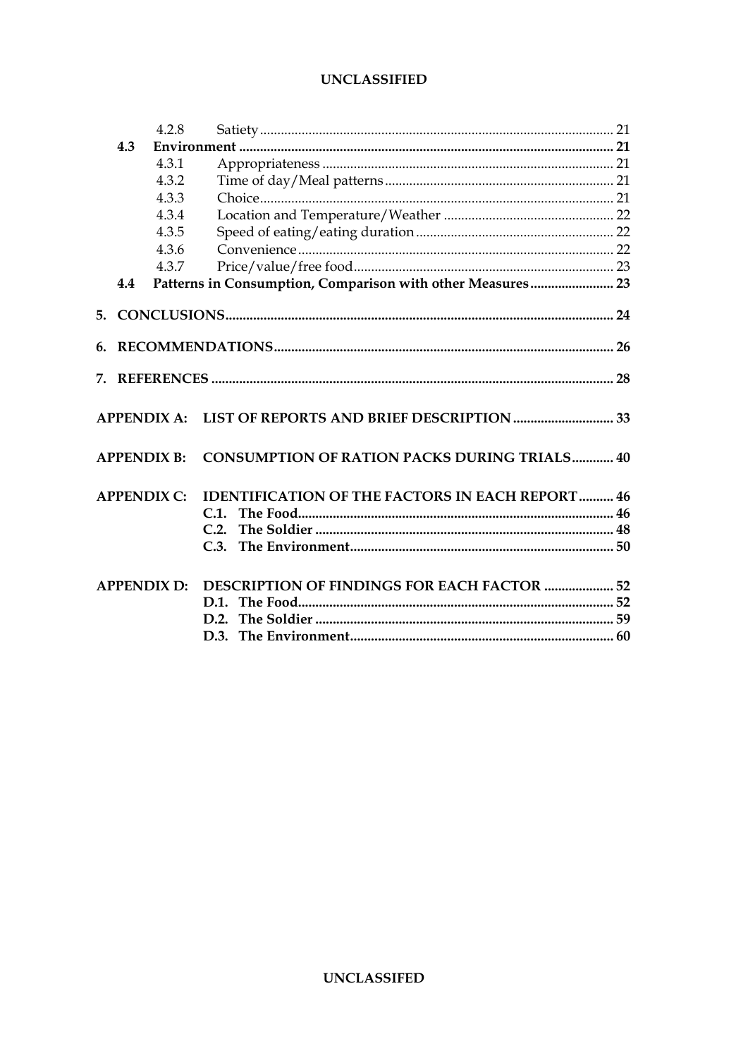4.2.8 Satiety ..... 21

**4.3 Environment ..... 21**

4.3.1 Appropriateness ..... 21

4.3.2 Time of day/Meal patterns ..... 21

4.3.3 Choice ..... 21

4.3.4 Location and Temperature/Weather ..... 22

4.3.5 Speed of eating/eating duration ..... 22

4.3.6 Convenience ..... 22

4.3.7 Price/value/free food ..... 23

**4.4 Patterns in Consumption, Comparison with other Measures ..... 23**

**5. CONCLUSIONS ..... 24**

**6. RECOMMENDATIONS ..... 26**

**7. REFERENCES ..... 28**

**APPENDIX A: LIST OF REPORTS AND BRIEF DESCRIPTION ..... 33**

**APPENDIX B: CONSUMPTION OF RATION PACKS DURING TRIALS ..... 40**

**APPENDIX C: IDENTIFICATION OF THE FACTORS IN EACH REPORT ..... 46**

**C.1. The Food ..... 46**

**C.2. The Soldier ..... 48**

**C.3. The Environment ..... 50**

**APPENDIX D: DESCRIPTION OF FINDINGS FOR EACH FACTOR ..... 52**

**D.1. The Food ..... 52**

**D.2. The Soldier ..... 59**

**D.3. The Environment ..... 60**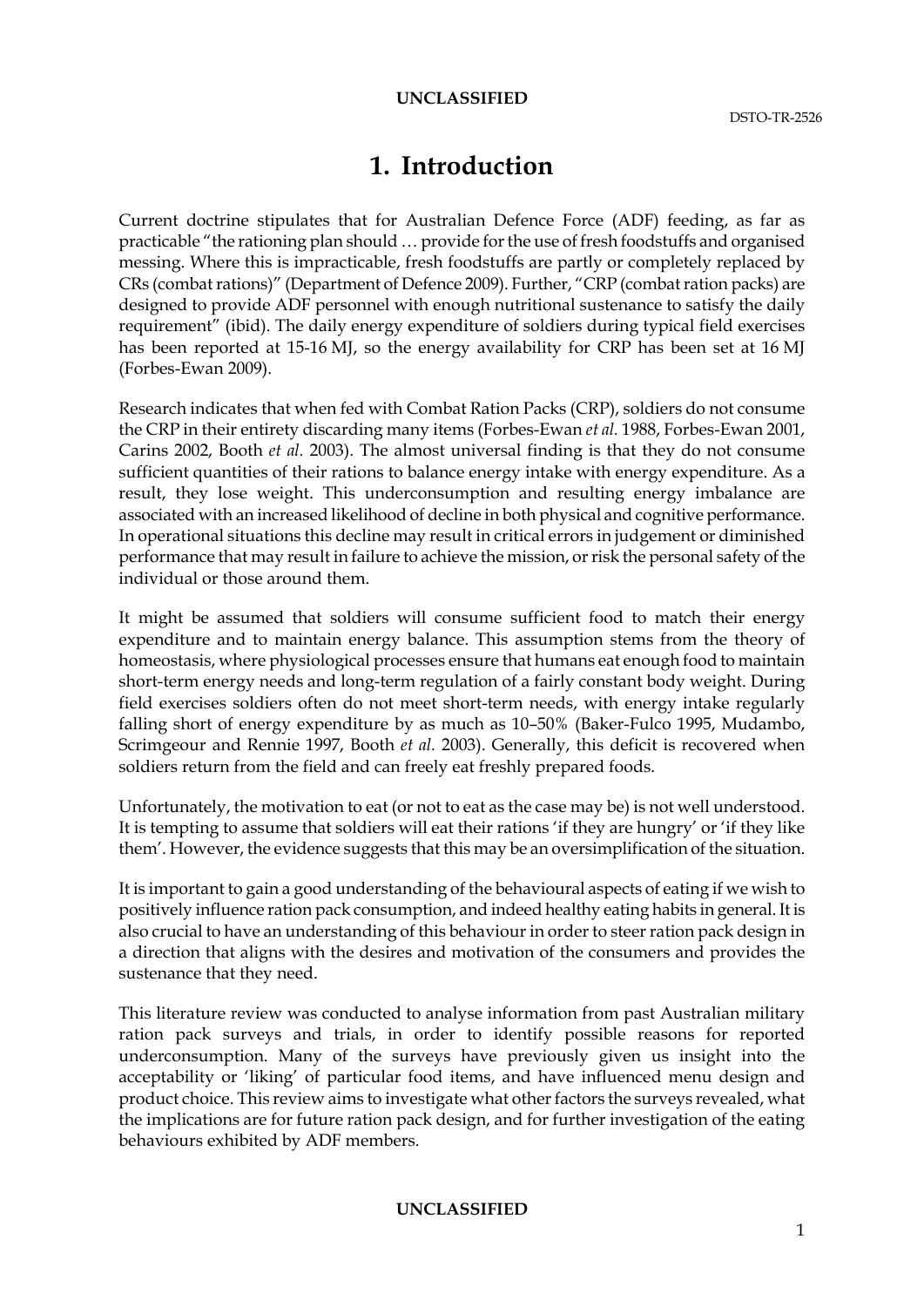# 1. Introduction

Current doctrine stipulates that for Australian Defence Force (ADF) feeding, as far as practicable "the rationing plan should … provide for the use of fresh foodstuffs and organised messing. Where this is impracticable, fresh foodstuffs are partly or completely replaced by CRs (combat rations)" (Department of Defence 2009). Further, "CRP (combat ration packs) are designed to provide ADF personnel with enough nutritional sustenance to satisfy the daily requirement" (ibid). The daily energy expenditure of soldiers during typical field exercises has been reported at 15-16 MJ, so the energy availability for CRP has been set at 16 MJ (Forbes-Ewan 2009).

Research indicates that when fed with Combat Ration Packs (CRP), soldiers do not consume the CRP in their entirety discarding many items (Forbes-Ewan *et al.* 1988, Forbes-Ewan 2001, Carins 2002, Booth *et al.* 2003). The almost universal finding is that they do not consume sufficient quantities of their rations to balance energy intake with energy expenditure. As a result, they lose weight. This underconsumption and resulting energy imbalance are associated with an increased likelihood of decline in both physical and cognitive performance. In operational situations this decline may result in critical errors in judgement or diminished performance that may result in failure to achieve the mission, or risk the personal safety of the individual or those around them.

It might be assumed that soldiers will consume sufficient food to match their energy expenditure and to maintain energy balance. This assumption stems from the theory of homeostasis, where physiological processes ensure that humans eat enough food to maintain short-term energy needs and long-term regulation of a fairly constant body weight. During field exercises soldiers often do not meet short-term needs, with energy intake regularly falling short of energy expenditure by as much as 10–50% (Baker-Fulco 1995, Mudambo, Scrimgeour and Rennie 1997, Booth *et al.* 2003). Generally, this deficit is recovered when soldiers return from the field and can freely eat freshly prepared foods.

Unfortunately, the motivation to eat (or not to eat as the case may be) is not well understood. It is tempting to assume that soldiers will eat their rations 'if they are hungry' or 'if they like them'. However, the evidence suggests that this may be an oversimplification of the situation.

It is important to gain a good understanding of the behavioural aspects of eating if we wish to positively influence ration pack consumption, and indeed healthy eating habits in general. It is also crucial to have an understanding of this behaviour in order to steer ration pack design in a direction that aligns with the desires and motivation of the consumers and provides the sustenance that they need.

This literature review was conducted to analyse information from past Australian military ration pack surveys and trials, in order to identify possible reasons for reported underconsumption. Many of the surveys have previously given us insight into the acceptability or 'liking' of particular food items, and have influenced menu design and product choice. This review aims to investigate what other factors the surveys revealed, what the implications are for future ration pack design, and for further investigation of the eating behaviours exhibited by ADF members.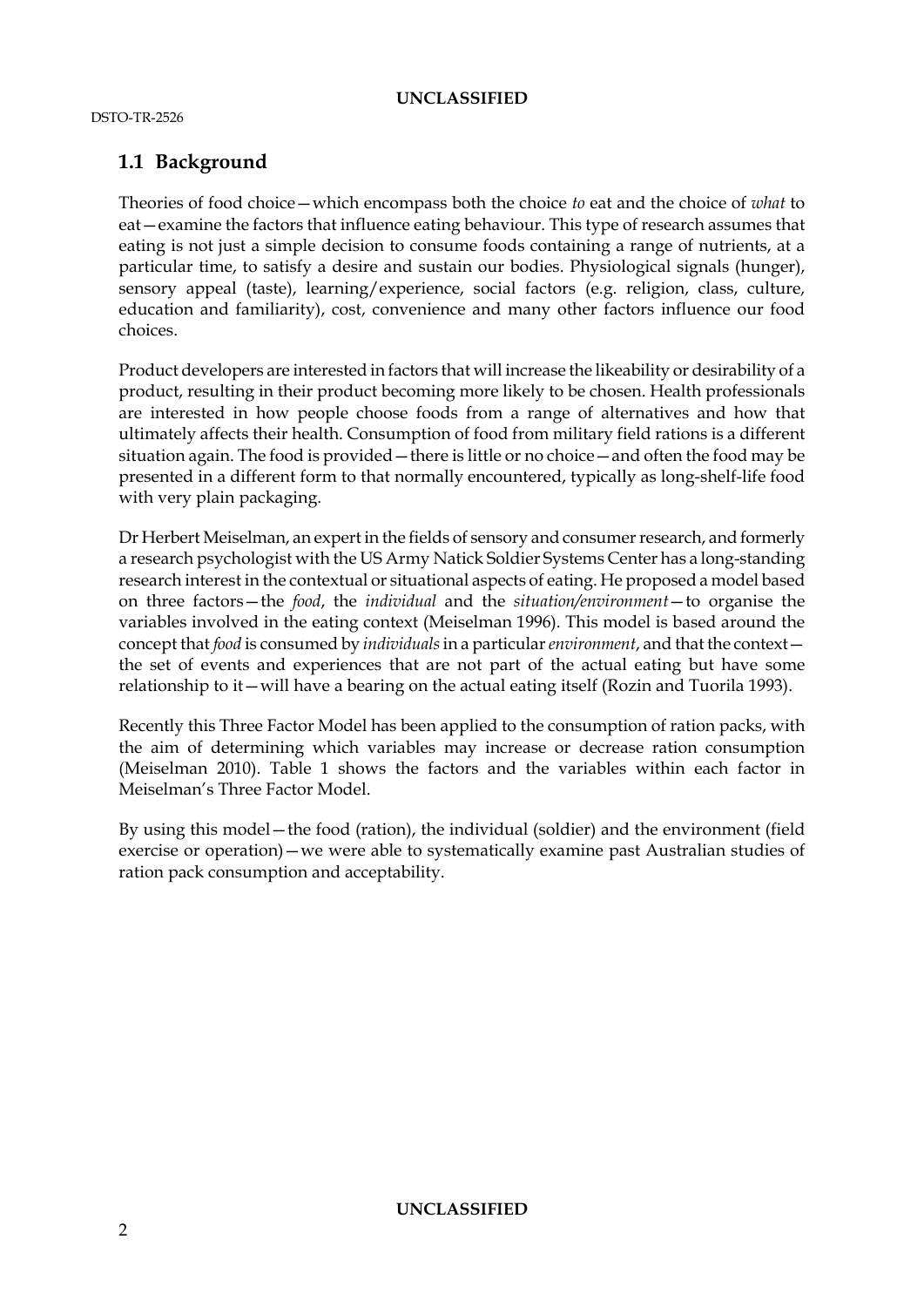## 1.1 Background

Theories of food choice—which encompass both the choice *to* eat and the choice of *what* to eat—examine the factors that influence eating behaviour. This type of research assumes that eating is not just a simple decision to consume foods containing a range of nutrients, at a particular time, to satisfy a desire and sustain our bodies. Physiological signals (hunger), sensory appeal (taste), learning/experience, social factors (e.g. religion, class, culture, education and familiarity), cost, convenience and many other factors influence our food choices.

Product developers are interested in factors that will increase the likeability or desirability of a product, resulting in their product becoming more likely to be chosen. Health professionals are interested in how people choose foods from a range of alternatives and how that ultimately affects their health. Consumption of food from military field rations is a different situation again. The food is provided—there is little or no choice—and often the food may be presented in a different form to that normally encountered, typically as long-shelf-life food with very plain packaging.

Dr Herbert Meiselman, an expert in the fields of sensory and consumer research, and formerly a research psychologist with the US Army Natick Soldier Systems Center has a long-standing research interest in the contextual or situational aspects of eating. He proposed a model based on three factors—the *food*, the *individual* and the *situation/environment*—to organise the variables involved in the eating context (Meiselman 1996). This model is based around the concept that *food* is consumed by *individuals* in a particular *environment*, and that the context—the set of events and experiences that are not part of the actual eating but have some relationship to it—will have a bearing on the actual eating itself (Rozin and Tuorila 1993).

Recently this Three Factor Model has been applied to the consumption of ration packs, with the aim of determining which variables may increase or decrease ration consumption (Meiselman 2010). Table 1 shows the factors and the variables within each factor in Meiselman's Three Factor Model.

By using this model—the food (ration), the individual (soldier) and the environment (field exercise or operation)—we were able to systematically examine past Australian studies of ration pack consumption and acceptability.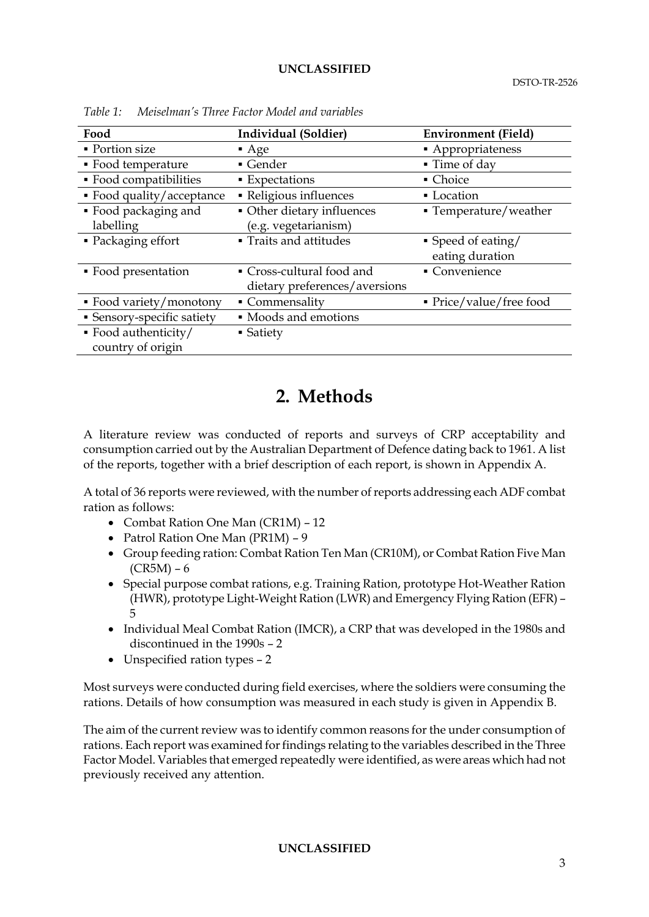*Table 1: Meiselman's Three Factor Model and variables*

| Food | Individual (Soldier) | Environment (Field) |
|---|---|---|
| ▪ Portion size | ▪ Age | ▪ Appropriateness |
| ▪ Food temperature | ▪ Gender | ▪ Time of day |
| ▪ Food compatibilities | ▪ Expectations | ▪ Choice |
| ▪ Food quality/acceptance | ▪ Religious influences | ▪ Location |
| ▪ Food packaging and labelling | ▪ Other dietary influences (e.g. vegetarianism) | ▪ Temperature/weather |
| ▪ Packaging effort | ▪ Traits and attitudes | ▪ Speed of eating/ eating duration |
| ▪ Food presentation | ▪ Cross-cultural food and dietary preferences/aversions | ▪ Convenience |
| ▪ Food variety/monotony | ▪ Commensality | ▪ Price/value/free food |
| ▪ Sensory-specific satiety | ▪ Moods and emotions | |
| ▪ Food authenticity/ country of origin | ▪ Satiety | |

# 2. Methods

A literature review was conducted of reports and surveys of CRP acceptability and consumption carried out by the Australian Department of Defence dating back to 1961. A list of the reports, together with a brief description of each report, is shown in Appendix A.

A total of 36 reports were reviewed, with the number of reports addressing each ADF combat ration as follows:

- Combat Ration One Man (CR1M) – 12
- Patrol Ration One Man (PR1M) – 9
- Group feeding ration: Combat Ration Ten Man (CR10M), or Combat Ration Five Man (CR5M) – 6
- Special purpose combat rations, e.g. Training Ration, prototype Hot-Weather Ration (HWR), prototype Light-Weight Ration (LWR) and Emergency Flying Ration (EFR) – 5
- Individual Meal Combat Ration (IMCR), a CRP that was developed in the 1980s and discontinued in the 1990s – 2
- Unspecified ration types – 2

Most surveys were conducted during field exercises, where the soldiers were consuming the rations. Details of how consumption was measured in each study is given in Appendix B.

The aim of the current review was to identify common reasons for the under consumption of rations. Each report was examined for findings relating to the variables described in the Three Factor Model. Variables that emerged repeatedly were identified, as were areas which had not previously received any attention.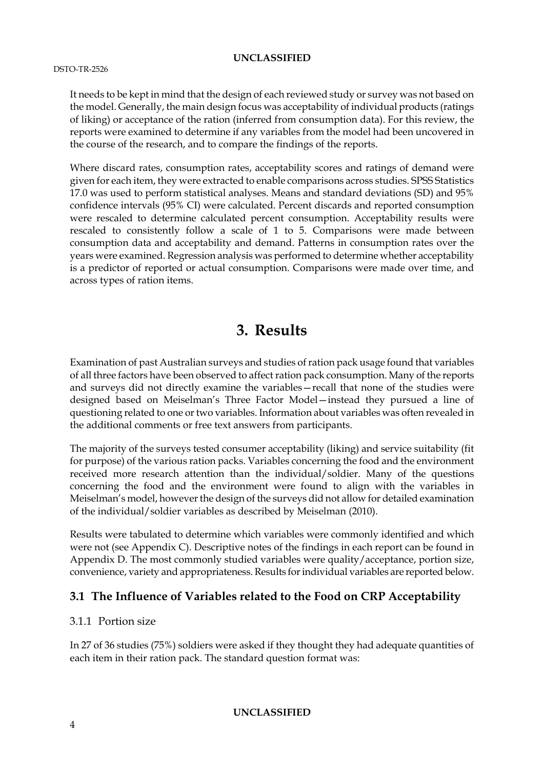It needs to be kept in mind that the design of each reviewed study or survey was not based on the model. Generally, the main design focus was acceptability of individual products (ratings of liking) or acceptance of the ration (inferred from consumption data). For this review, the reports were examined to determine if any variables from the model had been uncovered in the course of the research, and to compare the findings of the reports.

Where discard rates, consumption rates, acceptability scores and ratings of demand were given for each item, they were extracted to enable comparisons across studies. SPSS Statistics 17.0 was used to perform statistical analyses. Means and standard deviations (SD) and 95% confidence intervals (95% CI) were calculated. Percent discards and reported consumption were rescaled to determine calculated percent consumption. Acceptability results were rescaled to consistently follow a scale of 1 to 5. Comparisons were made between consumption data and acceptability and demand. Patterns in consumption rates over the years were examined. Regression analysis was performed to determine whether acceptability is a predictor of reported or actual consumption. Comparisons were made over time, and across types of ration items.

# 3. Results

Examination of past Australian surveys and studies of ration pack usage found that variables of all three factors have been observed to affect ration pack consumption. Many of the reports and surveys did not directly examine the variables—recall that none of the studies were designed based on Meiselman's Three Factor Model—instead they pursued a line of questioning related to one or two variables. Information about variables was often revealed in the additional comments or free text answers from participants.

The majority of the surveys tested consumer acceptability (liking) and service suitability (fit for purpose) of the various ration packs. Variables concerning the food and the environment received more research attention than the individual/soldier. Many of the questions concerning the food and the environment were found to align with the variables in Meiselman's model, however the design of the surveys did not allow for detailed examination of the individual/soldier variables as described by Meiselman (2010).

Results were tabulated to determine which variables were commonly identified and which were not (see Appendix C). Descriptive notes of the findings in each report can be found in Appendix D. The most commonly studied variables were quality/acceptance, portion size, convenience, variety and appropriateness. Results for individual variables are reported below.

## 3.1 The Influence of Variables related to the Food on CRP Acceptability

### 3.1.1 Portion size

In 27 of 36 studies (75%) soldiers were asked if they thought they had adequate quantities of each item in their ration pack. The standard question format was: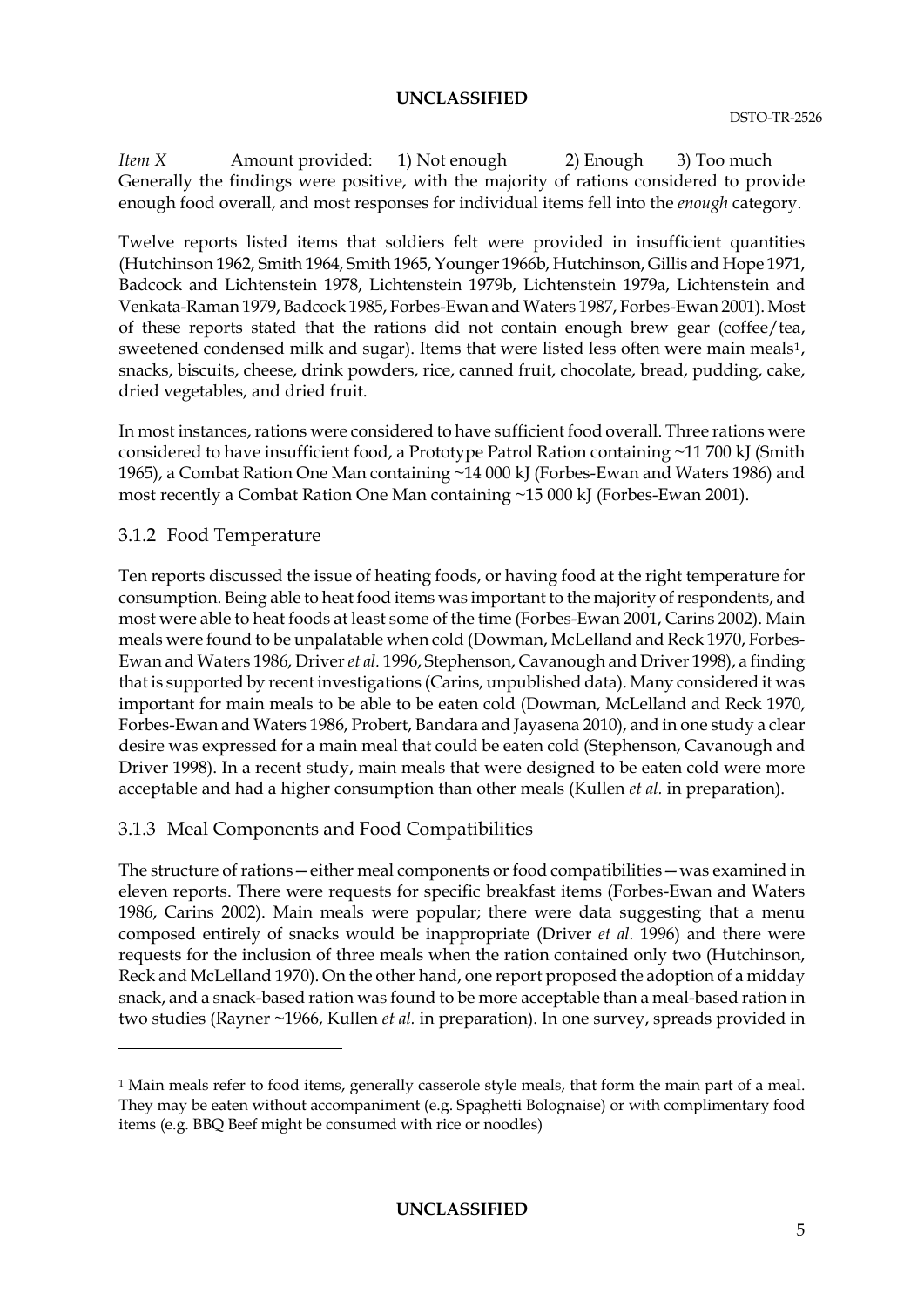*Item X* Amount provided: 1) Not enough 2) Enough 3) Too much
Generally the findings were positive, with the majority of rations considered to provide enough food overall, and most responses for individual items fell into the *enough* category.

Twelve reports listed items that soldiers felt were provided in insufficient quantities (Hutchinson 1962, Smith 1964, Smith 1965, Younger 1966b, Hutchinson, Gillis and Hope 1971, Badcock and Lichtenstein 1978, Lichtenstein 1979b, Lichtenstein 1979a, Lichtenstein and Venkata-Raman 1979, Badcock 1985, Forbes-Ewan and Waters 1987, Forbes-Ewan 2001). Most of these reports stated that the rations did not contain enough brew gear (coffee/tea, sweetened condensed milk and sugar). Items that were listed less often were main meals[1], snacks, biscuits, cheese, drink powders, rice, canned fruit, chocolate, bread, pudding, cake, dried vegetables, and dried fruit.

In most instances, rations were considered to have sufficient food overall. Three rations were considered to have insufficient food, a Prototype Patrol Ration containing ~11 700 kJ (Smith 1965), a Combat Ration One Man containing ~14 000 kJ (Forbes-Ewan and Waters 1986) and most recently a Combat Ration One Man containing ~15 000 kJ (Forbes-Ewan 2001).

### 3.1.2 Food Temperature

Ten reports discussed the issue of heating foods, or having food at the right temperature for consumption. Being able to heat food items was important to the majority of respondents, and most were able to heat foods at least some of the time (Forbes-Ewan 2001, Carins 2002). Main meals were found to be unpalatable when cold (Dowman, McLelland and Reck 1970, Forbes-Ewan and Waters 1986, Driver *et al.* 1996, Stephenson, Cavanough and Driver 1998), a finding that is supported by recent investigations (Carins, unpublished data). Many considered it was important for main meals to be able to be eaten cold (Dowman, McLelland and Reck 1970, Forbes-Ewan and Waters 1986, Probert, Bandara and Jayasena 2010), and in one study a clear desire was expressed for a main meal that could be eaten cold (Stephenson, Cavanough and Driver 1998). In a recent study, main meals that were designed to be eaten cold were more acceptable and had a higher consumption than other meals (Kullen *et al.* in preparation).

### 3.1.3 Meal Components and Food Compatibilities

The structure of rations—either meal components or food compatibilities—was examined in eleven reports. There were requests for specific breakfast items (Forbes-Ewan and Waters 1986, Carins 2002). Main meals were popular; there were data suggesting that a menu composed entirely of snacks would be inappropriate (Driver *et al.* 1996) and there were requests for the inclusion of three meals when the ration contained only two (Hutchinson, Reck and McLelland 1970). On the other hand, one report proposed the adoption of a midday snack, and a snack-based ration was found to be more acceptable than a meal-based ration in two studies (Rayner ~1966, Kullen *et al.* in preparation). In one survey, spreads provided in

---

[1] Main meals refer to food items, generally casserole style meals, that form the main part of a meal. They may be eaten without accompaniment (e.g. Spaghetti Bolognaise) or with complimentary food items (e.g. BBQ Beef might be consumed with rice or noodles)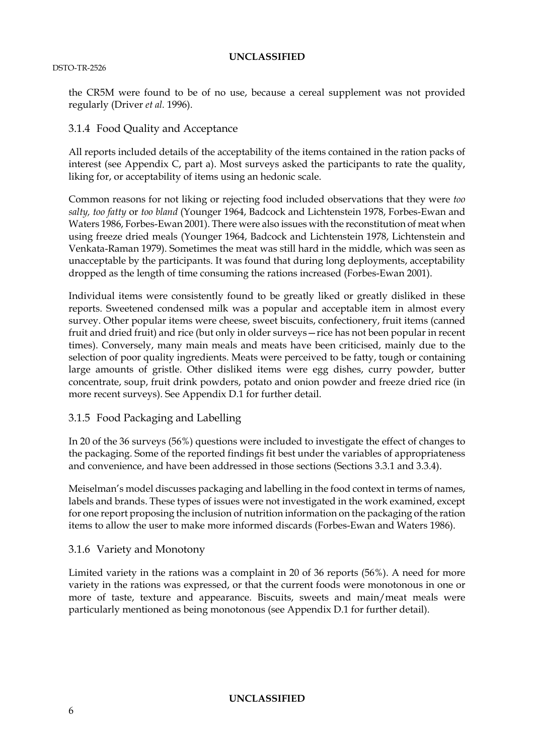the CR5M were found to be of no use, because a cereal supplement was not provided regularly (Driver *et al.* 1996).

### 3.1.4 Food Quality and Acceptance

All reports included details of the acceptability of the items contained in the ration packs of interest (see Appendix C, part a). Most surveys asked the participants to rate the quality, liking for, or acceptability of items using an hedonic scale.

Common reasons for not liking or rejecting food included observations that they were *too salty, too fatty* or *too bland* (Younger 1964, Badcock and Lichtenstein 1978, Forbes-Ewan and Waters 1986, Forbes-Ewan 2001). There were also issues with the reconstitution of meat when using freeze dried meals (Younger 1964, Badcock and Lichtenstein 1978, Lichtenstein and Venkata-Raman 1979). Sometimes the meat was still hard in the middle, which was seen as unacceptable by the participants. It was found that during long deployments, acceptability dropped as the length of time consuming the rations increased (Forbes-Ewan 2001).

Individual items were consistently found to be greatly liked or greatly disliked in these reports. Sweetened condensed milk was a popular and acceptable item in almost every survey. Other popular items were cheese, sweet biscuits, confectionery, fruit items (canned fruit and dried fruit) and rice (but only in older surveys—rice has not been popular in recent times). Conversely, many main meals and meats have been criticised, mainly due to the selection of poor quality ingredients. Meats were perceived to be fatty, tough or containing large amounts of gristle. Other disliked items were egg dishes, curry powder, butter concentrate, soup, fruit drink powders, potato and onion powder and freeze dried rice (in more recent surveys). See Appendix D.1 for further detail.

### 3.1.5 Food Packaging and Labelling

In 20 of the 36 surveys (56%) questions were included to investigate the effect of changes to the packaging. Some of the reported findings fit best under the variables of appropriateness and convenience, and have been addressed in those sections (Sections 3.3.1 and 3.3.4).

Meiselman's model discusses packaging and labelling in the food context in terms of names, labels and brands. These types of issues were not investigated in the work examined, except for one report proposing the inclusion of nutrition information on the packaging of the ration items to allow the user to make more informed discards (Forbes-Ewan and Waters 1986).

### 3.1.6 Variety and Monotony

Limited variety in the rations was a complaint in 20 of 36 reports (56%). A need for more variety in the rations was expressed, or that the current foods were monotonous in one or more of taste, texture and appearance. Biscuits, sweets and main/meat meals were particularly mentioned as being monotonous (see Appendix D.1 for further detail).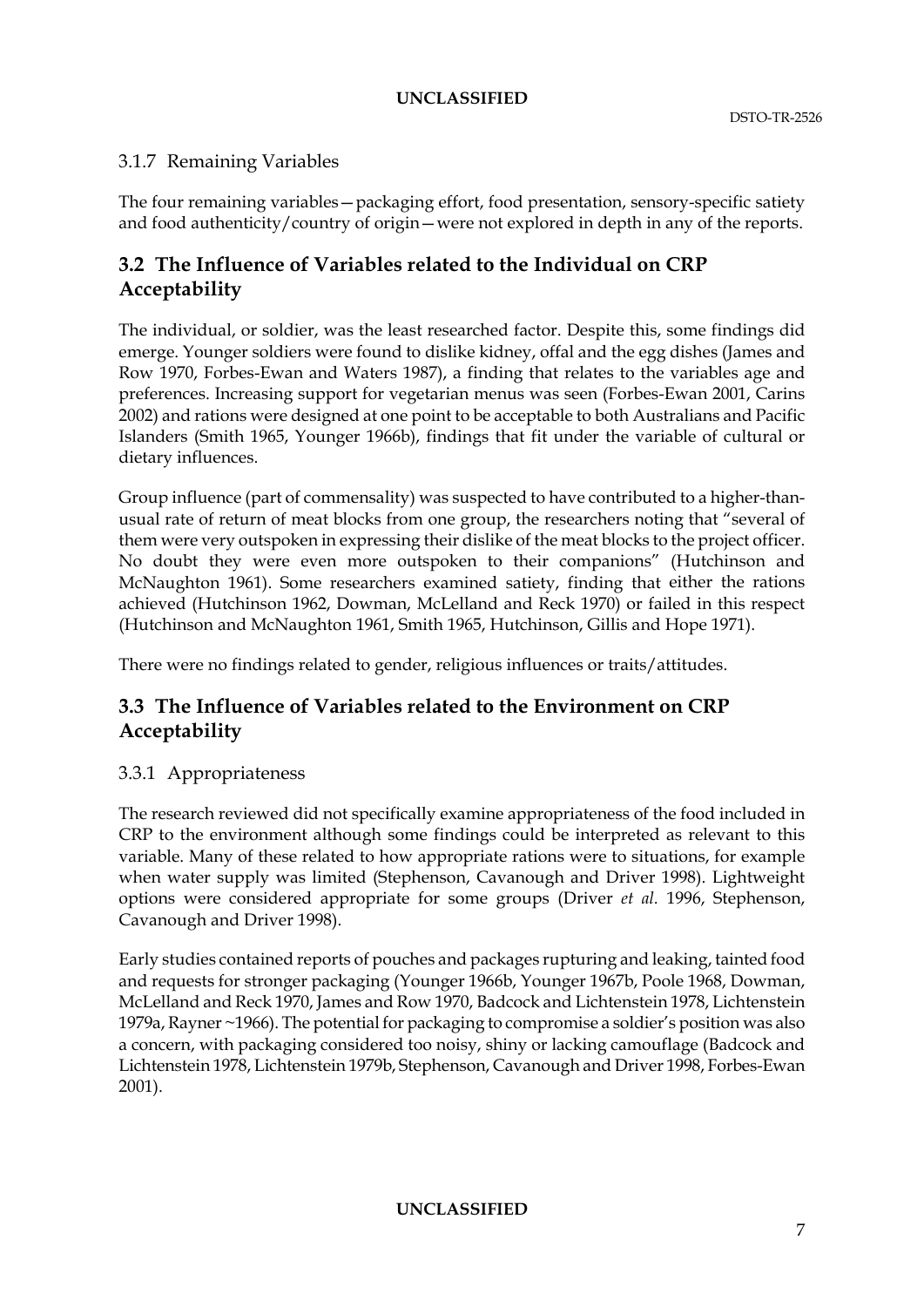### 3.1.7 Remaining Variables

The four remaining variables—packaging effort, food presentation, sensory-specific satiety and food authenticity/country of origin—were not explored in depth in any of the reports.

## 3.2 The Influence of Variables related to the Individual on CRP Acceptability

The individual, or soldier, was the least researched factor. Despite this, some findings did emerge. Younger soldiers were found to dislike kidney, offal and the egg dishes (James and Row 1970, Forbes-Ewan and Waters 1987), a finding that relates to the variables age and preferences. Increasing support for vegetarian menus was seen (Forbes-Ewan 2001, Carins 2002) and rations were designed at one point to be acceptable to both Australians and Pacific Islanders (Smith 1965, Younger 1966b), findings that fit under the variable of cultural or dietary influences.

Group influence (part of commensality) was suspected to have contributed to a higher-than-usual rate of return of meat blocks from one group, the researchers noting that "several of them were very outspoken in expressing their dislike of the meat blocks to the project officer. No doubt they were even more outspoken to their companions" (Hutchinson and McNaughton 1961). Some researchers examined satiety, finding that either the rations achieved (Hutchinson 1962, Dowman, McLelland and Reck 1970) or failed in this respect (Hutchinson and McNaughton 1961, Smith 1965, Hutchinson, Gillis and Hope 1971).

There were no findings related to gender, religious influences or traits/attitudes.

## 3.3 The Influence of Variables related to the Environment on CRP Acceptability

### 3.3.1 Appropriateness

The research reviewed did not specifically examine appropriateness of the food included in CRP to the environment although some findings could be interpreted as relevant to this variable. Many of these related to how appropriate rations were to situations, for example when water supply was limited (Stephenson, Cavanough and Driver 1998). Lightweight options were considered appropriate for some groups (Driver *et al.* 1996, Stephenson, Cavanough and Driver 1998).

Early studies contained reports of pouches and packages rupturing and leaking, tainted food and requests for stronger packaging (Younger 1966b, Younger 1967b, Poole 1968, Dowman, McLelland and Reck 1970, James and Row 1970, Badcock and Lichtenstein 1978, Lichtenstein 1979a, Rayner ~1966). The potential for packaging to compromise a soldier's position was also a concern, with packaging considered too noisy, shiny or lacking camouflage (Badcock and Lichtenstein 1978, Lichtenstein 1979b, Stephenson, Cavanough and Driver 1998, Forbes-Ewan 2001).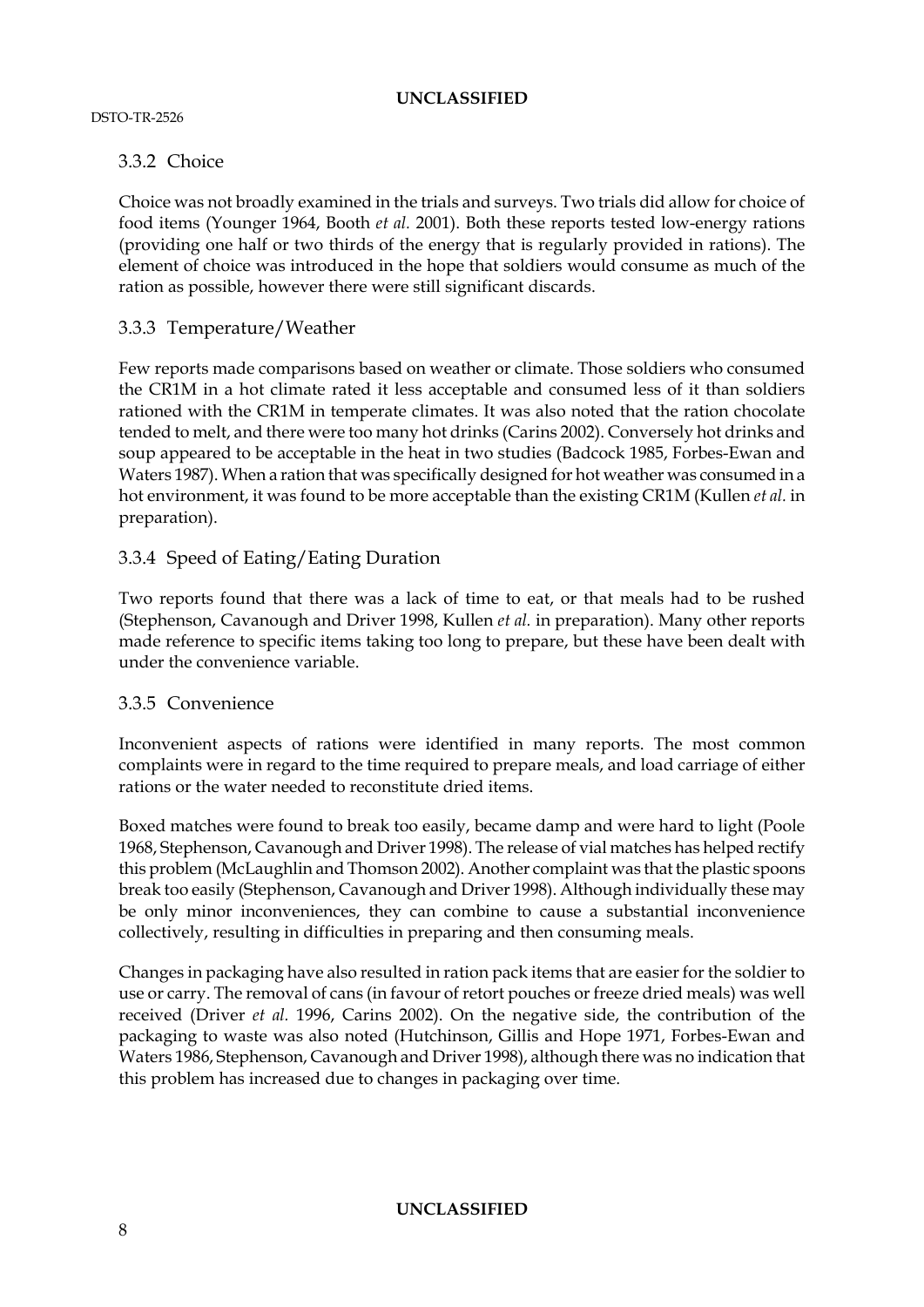### 3.3.2 Choice

Choice was not broadly examined in the trials and surveys. Two trials did allow for choice of food items (Younger 1964, Booth *et al.* 2001). Both these reports tested low-energy rations (providing one half or two thirds of the energy that is regularly provided in rations). The element of choice was introduced in the hope that soldiers would consume as much of the ration as possible, however there were still significant discards.

### 3.3.3 Temperature/Weather

Few reports made comparisons based on weather or climate. Those soldiers who consumed the CR1M in a hot climate rated it less acceptable and consumed less of it than soldiers rationed with the CR1M in temperate climates. It was also noted that the ration chocolate tended to melt, and there were too many hot drinks (Carins 2002). Conversely hot drinks and soup appeared to be acceptable in the heat in two studies (Badcock 1985, Forbes-Ewan and Waters 1987). When a ration that was specifically designed for hot weather was consumed in a hot environment, it was found to be more acceptable than the existing CR1M (Kullen *et al.* in preparation).

### 3.3.4 Speed of Eating/Eating Duration

Two reports found that there was a lack of time to eat, or that meals had to be rushed (Stephenson, Cavanough and Driver 1998, Kullen *et al.* in preparation). Many other reports made reference to specific items taking too long to prepare, but these have been dealt with under the convenience variable.

### 3.3.5 Convenience

Inconvenient aspects of rations were identified in many reports. The most common complaints were in regard to the time required to prepare meals, and load carriage of either rations or the water needed to reconstitute dried items.

Boxed matches were found to break too easily, became damp and were hard to light (Poole 1968, Stephenson, Cavanough and Driver 1998). The release of vial matches has helped rectify this problem (McLaughlin and Thomson 2002). Another complaint was that the plastic spoons break too easily (Stephenson, Cavanough and Driver 1998). Although individually these may be only minor inconveniences, they can combine to cause a substantial inconvenience collectively, resulting in difficulties in preparing and then consuming meals.

Changes in packaging have also resulted in ration pack items that are easier for the soldier to use or carry. The removal of cans (in favour of retort pouches or freeze dried meals) was well received (Driver *et al.* 1996, Carins 2002). On the negative side, the contribution of the packaging to waste was also noted (Hutchinson, Gillis and Hope 1971, Forbes-Ewan and Waters 1986, Stephenson, Cavanough and Driver 1998), although there was no indication that this problem has increased due to changes in packaging over time.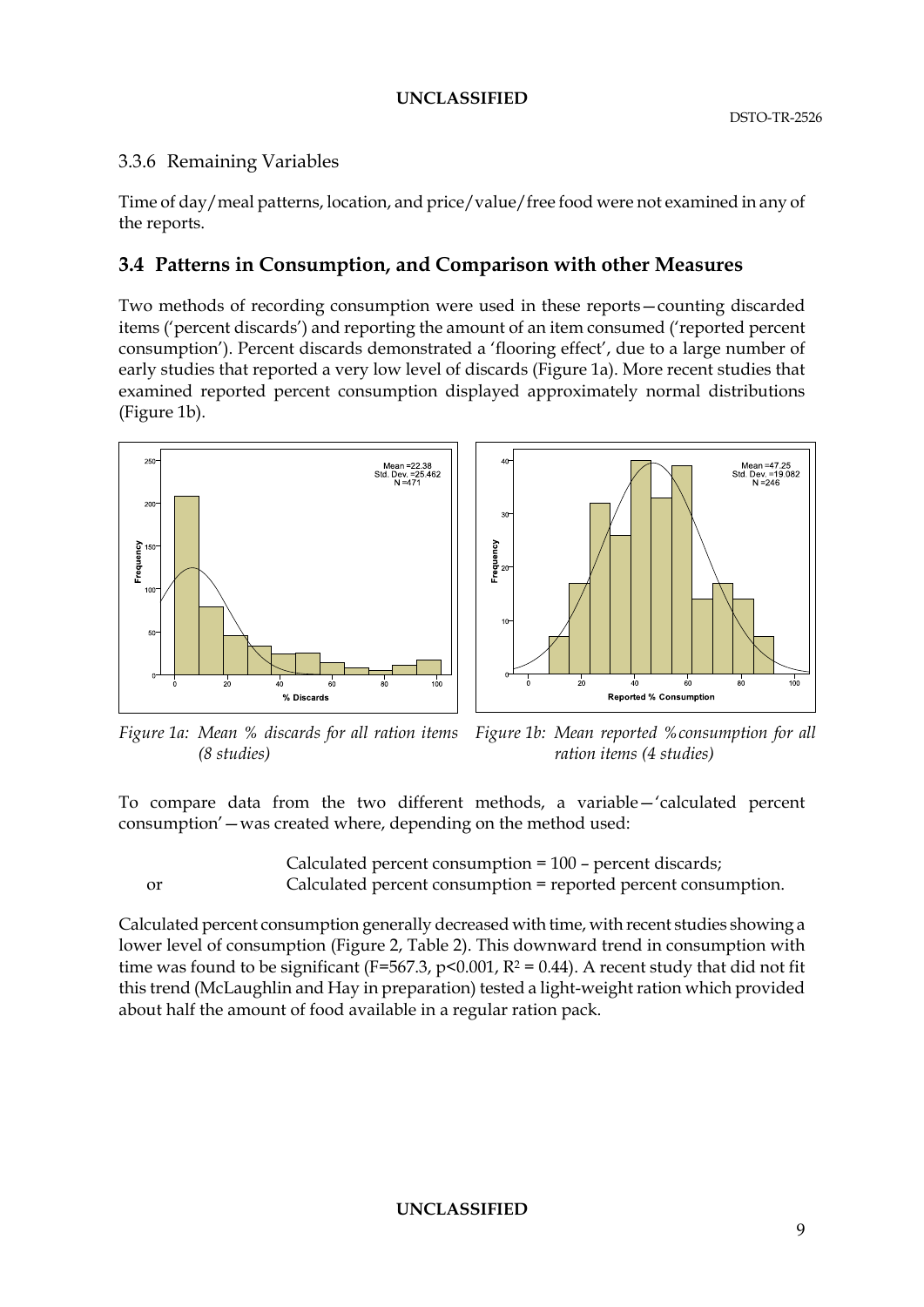### 3.3.6 Remaining Variables

Time of day/meal patterns, location, and price/value/free food were not examined in any of the reports.

## 3.4 Patterns in Consumption, and Comparison with other Measures

Two methods of recording consumption were used in these reports—counting discarded items ('percent discards') and reporting the amount of an item consumed ('reported percent consumption'). Percent discards demonstrated a 'flooring effect', due to a large number of early studies that reported a very low level of discards (Figure 1a). More recent studies that examined reported percent consumption displayed approximately normal distributions (Figure 1b).

*Figure 1a: Mean % discards for all ration items (8 studies)*

*Figure 1b: Mean reported % consumption for all ration items (4 studies)*

To compare data from the two different methods, a variable—'calculated percent consumption'—was created where, depending on the method used:

Calculated percent consumption = 100 – percent discards;

or Calculated percent consumption = reported percent consumption.

Calculated percent consumption generally decreased with time, with recent studies showing a lower level of consumption (Figure 2, Table 2). This downward trend in consumption with time was found to be significant ($F=567.3$, $p<0.001$, $R^2 = 0.44$). A recent study that did not fit this trend (McLaughlin and Hay in preparation) tested a light-weight ration which provided about half the amount of food available in a regular ration pack.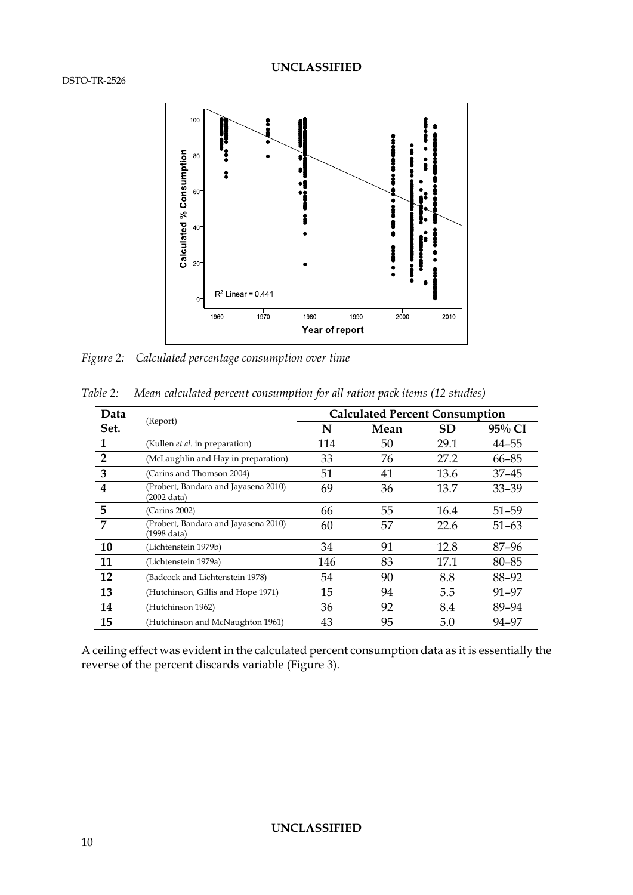Figure 2: Calculated percentage consumption over time

*Table 2: Mean calculated percent consumption for all ration pack items (12 studies)*

| Data Set. | (Report) | Calculated Percent Consumption | | | |
|---|---|---|---|---|---|
| | | N | Mean | SD | 95% CI |
| 1 | (Kullen *et al.* in preparation) | 114 | 50 | 29.1 | 44–55 |
| 2 | (McLaughlin and Hay in preparation) | 33 | 76 | 27.2 | 66–85 |
| 3 | (Carins and Thomson 2004) | 51 | 41 | 13.6 | 37–45 |
| 4 | (Probert, Bandara and Jayasena 2010) (2002 data) | 69 | 36 | 13.7 | 33–39 |
| 5 | (Carins 2002) | 66 | 55 | 16.4 | 51–59 |
| 7 | (Probert, Bandara and Jayasena 2010) (1998 data) | 60 | 57 | 22.6 | 51–63 |
| 10 | (Lichtenstein 1979b) | 34 | 91 | 12.8 | 87–96 |
| 11 | (Lichtenstein 1979a) | 146 | 83 | 17.1 | 80–85 |
| 12 | (Badcock and Lichtenstein 1978) | 54 | 90 | 8.8 | 88–92 |
| 13 | (Hutchinson, Gillis and Hope 1971) | 15 | 94 | 5.5 | 91–97 |
| 14 | (Hutchinson 1962) | 36 | 92 | 8.4 | 89–94 |
| 15 | (Hutchinson and McNaughton 1961) | 43 | 95 | 5.0 | 94–97 |

A ceiling effect was evident in the calculated percent consumption data as it is essentially the reverse of the percent discards variable (Figure 3).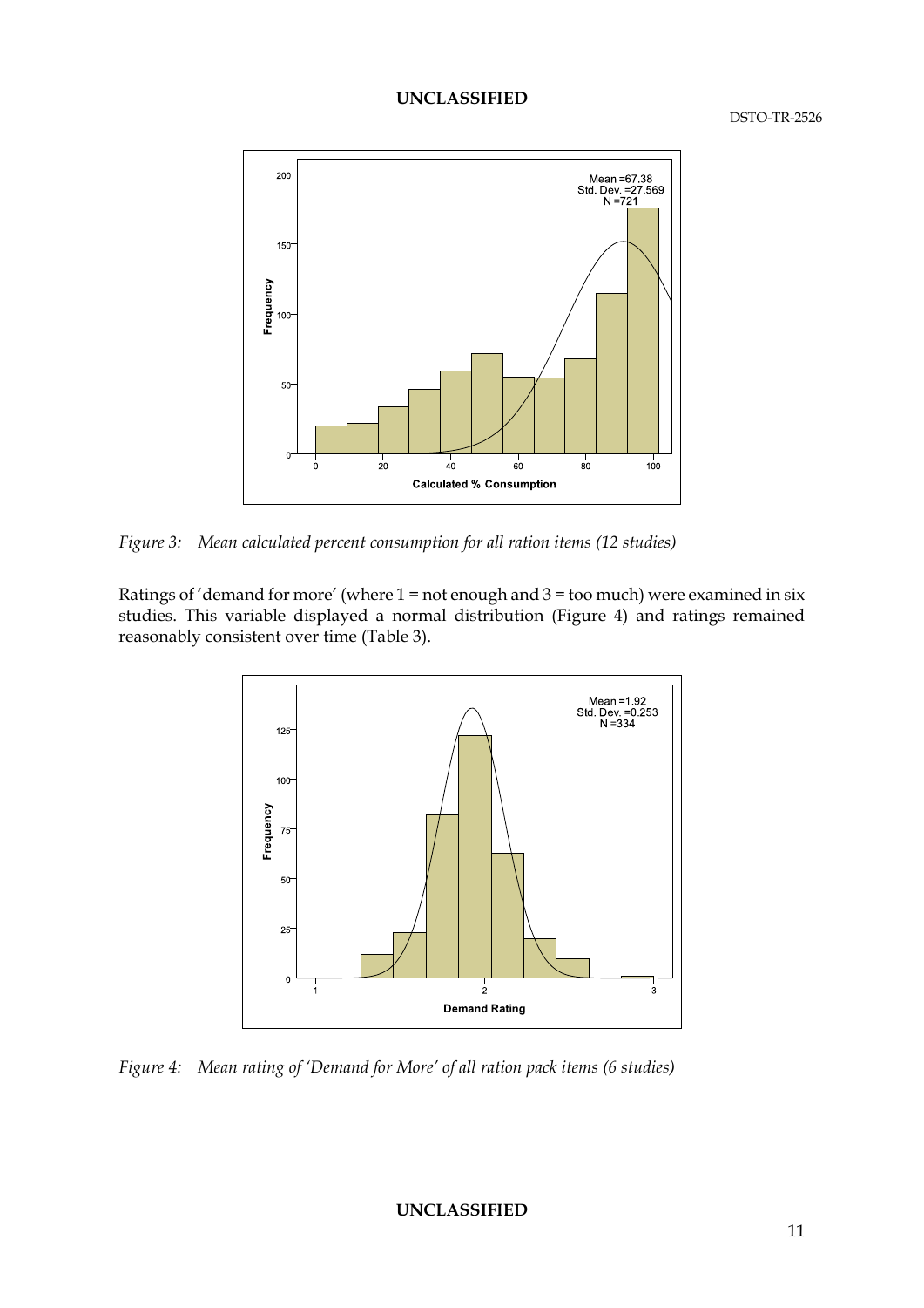*Figure 3: Mean calculated percent consumption for all ration items (12 studies)*

Ratings of 'demand for more' (where 1 = not enough and 3 = too much) were examined in six studies. This variable displayed a normal distribution (Figure 4) and ratings remained reasonably consistent over time (Table 3).

*Figure 4: Mean rating of 'Demand for More' of all ration pack items (6 studies)*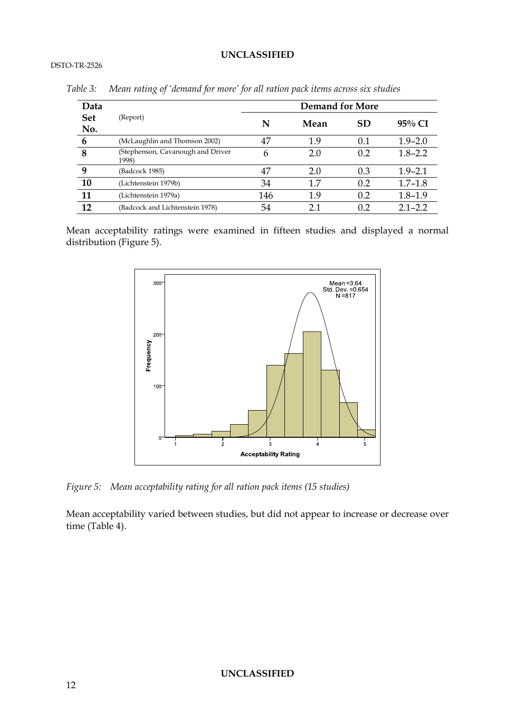*Table 3: Mean rating of 'demand for more' for all ration pack items across six studies*

| Data Set No. | (Report) | Demand for More | | | |
|---|---|---|---|---|---|
| | | N | Mean | SD | 95% CI |
| 6 | (McLaughlin and Thomson 2002) | 47 | 1.9 | 0.1 | 1.9–2.0 |
| 8 | (Stephenson, Cavanough and Driver 1998) | 6 | 2.0 | 0.2 | 1.8–2.2 |
| 9 | (Badcock 1985) | 47 | 2.0 | 0.3 | 1.9–2.1 |
| 10 | (Lichtenstein 1979b) | 34 | 1.7 | 0.2 | 1.7–1.8 |
| 11 | (Lichtenstein 1979a) | 146 | 1.9 | 0.2 | 1.8–1.9 |
| 12 | (Badcock and Lichtenstein 1978) | 54 | 2.1 | 0.2 | 2.1–2.2 |

Mean acceptability ratings were examined in fifteen studies and displayed a normal distribution (Figure 5).

*Figure 5: Mean acceptability rating for all ration pack items (15 studies)*

Mean acceptability varied between studies, but did not appear to increase or decrease over time (Table 4).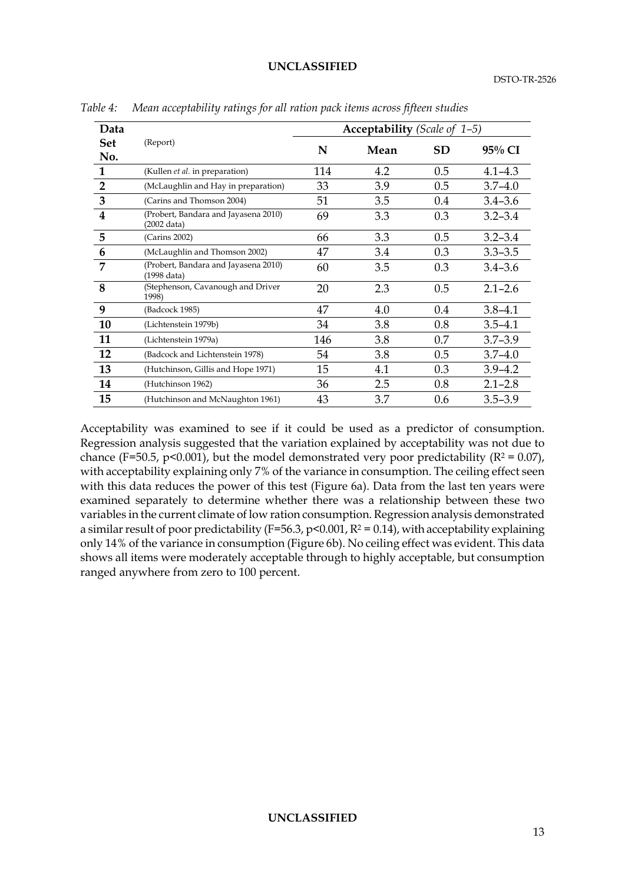*Table 4: Mean acceptability ratings for all ration pack items across fifteen studies*

| Data Set No. | (Report) | Acceptability *(Scale of 1–5)* | | | |
|---|---|---|---|---|---|
| | | N | Mean | SD | 95% CI |
| **1** | (Kullen *et al.* in preparation) | 114 | 4.2 | 0.5 | 4.1–4.3 |
| **2** | (McLaughlin and Hay in preparation) | 33 | 3.9 | 0.5 | 3.7–4.0 |
| **3** | (Carins and Thomson 2004) | 51 | 3.5 | 0.4 | 3.4–3.6 |
| **4** | (Probert, Bandara and Jayasena 2010) (2002 data) | 69 | 3.3 | 0.3 | 3.2–3.4 |
| **5** | (Carins 2002) | 66 | 3.3 | 0.5 | 3.2–3.4 |
| **6** | (McLaughlin and Thomson 2002) | 47 | 3.4 | 0.3 | 3.3–3.5 |
| **7** | (Probert, Bandara and Jayasena 2010) (1998 data) | 60 | 3.5 | 0.3 | 3.4–3.6 |
| **8** | (Stephenson, Cavanough and Driver 1998) | 20 | 2.3 | 0.5 | 2.1–2.6 |
| **9** | (Badcock 1985) | 47 | 4.0 | 0.4 | 3.8–4.1 |
| **10** | (Lichtenstein 1979b) | 34 | 3.8 | 0.8 | 3.5–4.1 |
| **11** | (Lichtenstein 1979a) | 146 | 3.8 | 0.7 | 3.7–3.9 |
| **12** | (Badcock and Lichtenstein 1978) | 54 | 3.8 | 0.5 | 3.7–4.0 |
| **13** | (Hutchinson, Gillis and Hope 1971) | 15 | 4.1 | 0.3 | 3.9–4.2 |
| **14** | (Hutchinson 1962) | 36 | 2.5 | 0.8 | 2.1–2.8 |
| **15** | (Hutchinson and McNaughton 1961) | 43 | 3.7 | 0.6 | 3.5–3.9 |

Acceptability was examined to see if it could be used as a predictor of consumption. Regression analysis suggested that the variation explained by acceptability was not due to chance ($F=50.5$, $p<0.001$), but the model demonstrated very poor predictability ($R^2 = 0.07$), with acceptability explaining only 7% of the variance in consumption. The ceiling effect seen with this data reduces the power of this test (Figure 6a). Data from the last ten years were examined separately to determine whether there was a relationship between these two variables in the current climate of low ration consumption. Regression analysis demonstrated a similar result of poor predictability ($F=56.3$, $p<0.001$, $R^2 = 0.14$), with acceptability explaining only 14% of the variance in consumption (Figure 6b). No ceiling effect was evident. This data shows all items were moderately acceptable through to highly acceptable, but consumption ranged anywhere from zero to 100 percent.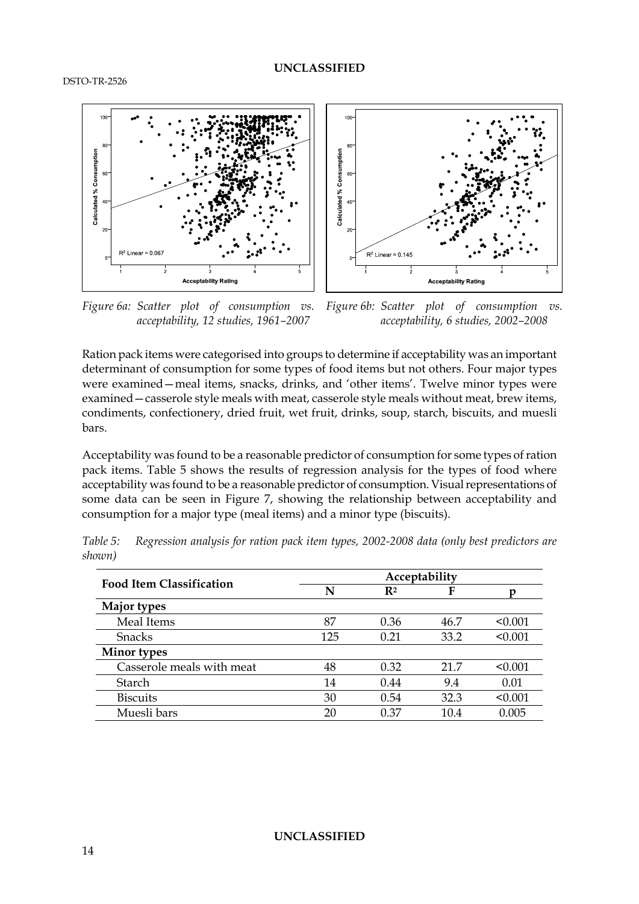*Figure 6a: Scatter plot of consumption vs. acceptability, 12 studies, 1961–2007*

*Figure 6b: Scatter plot of consumption vs. acceptability, 6 studies, 2002–2008*

Ration pack items were categorised into groups to determine if acceptability was an important determinant of consumption for some types of food items but not others. Four major types were examined—meal items, snacks, drinks, and 'other items'. Twelve minor types were examined—casserole style meals with meat, casserole style meals without meat, brew items, condiments, confectionery, dried fruit, wet fruit, drinks, soup, starch, biscuits, and muesli bars.

Acceptability was found to be a reasonable predictor of consumption for some types of ration pack items. Table 5 shows the results of regression analysis for the types of food where acceptability was found to be a reasonable predictor of consumption. Visual representations of some data can be seen in Figure 7, showing the relationship between acceptability and consumption for a major type (meal items) and a minor type (biscuits).

*Table 5: Regression analysis for ration pack item types, 2002-2008 data (only best predictors are shown)*

| Food Item Classification | Acceptability | | | |
|---|---|---|---|---|
| | N | $R^2$ | F | p |
| **Major types** | | | | |
| Meal Items | 87 | 0.36 | 46.7 | <0.001 |
| Snacks | 125 | 0.21 | 33.2 | <0.001 |
| **Minor types** | | | | |
| Casserole meals with meat | 48 | 0.32 | 21.7 | <0.001 |
| Starch | 14 | 0.44 | 9.4 | 0.01 |
| Biscuits | 30 | 0.54 | 32.3 | <0.001 |
| Muesli bars | 20 | 0.37 | 10.4 | 0.005 |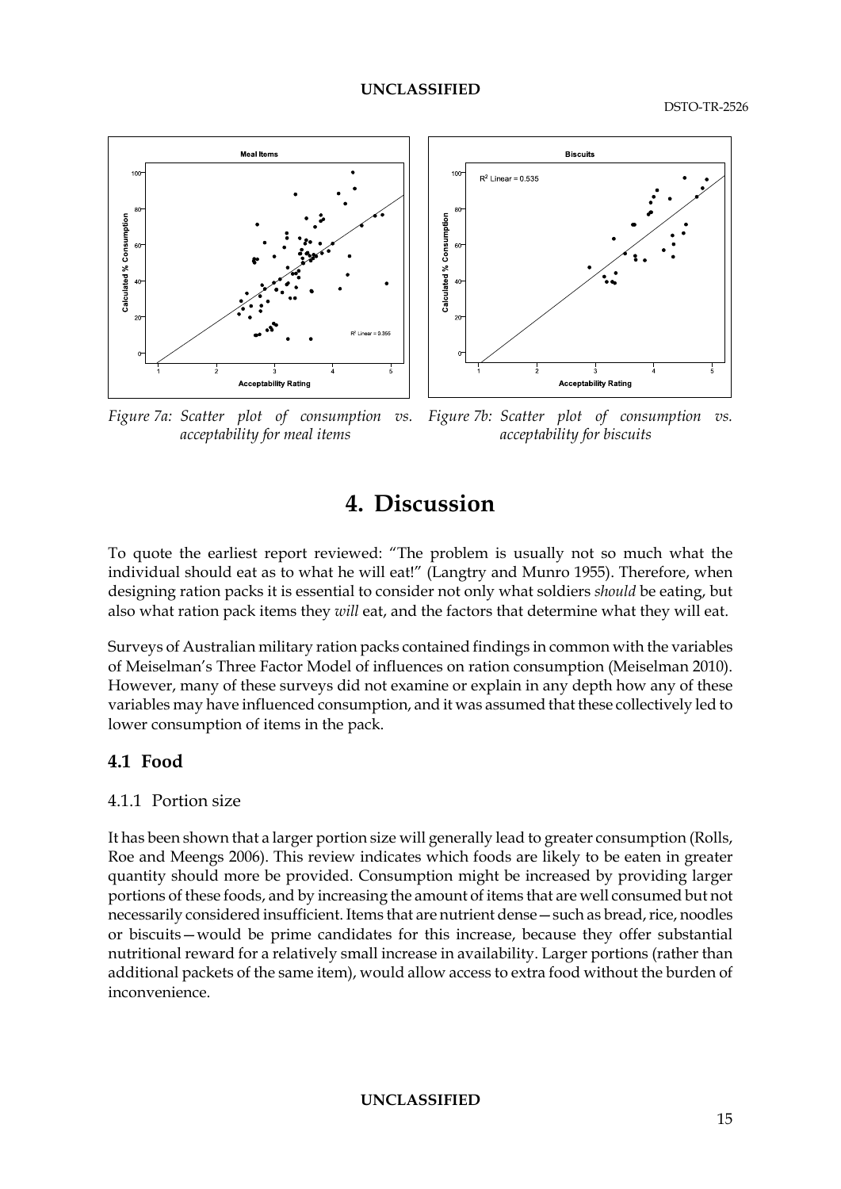*Figure 7a: Scatter plot of consumption vs. acceptability for meal items*

*Figure 7b: Scatter plot of consumption vs. acceptability for biscuits*

# 4. Discussion

To quote the earliest report reviewed: "The problem is usually not so much what the individual should eat as to what he will eat!" (Langtry and Munro 1955). Therefore, when designing ration packs it is essential to consider not only what soldiers *should* be eating, but also what ration pack items they *will* eat, and the factors that determine what they will eat.

Surveys of Australian military ration packs contained findings in common with the variables of Meiselman's Three Factor Model of influences on ration consumption (Meiselman 2010). However, many of these surveys did not examine or explain in any depth how any of these variables may have influenced consumption, and it was assumed that these collectively led to lower consumption of items in the pack.

## 4.1 Food

### 4.1.1 Portion size

It has been shown that a larger portion size will generally lead to greater consumption (Rolls, Roe and Meengs 2006). This review indicates which foods are likely to be eaten in greater quantity should more be provided. Consumption might be increased by providing larger portions of these foods, and by increasing the amount of items that are well consumed but not necessarily considered insufficient. Items that are nutrient dense—such as bread, rice, noodles or biscuits—would be prime candidates for this increase, because they offer substantial nutritional reward for a relatively small increase in availability. Larger portions (rather than additional packets of the same item), would allow access to extra food without the burden of inconvenience.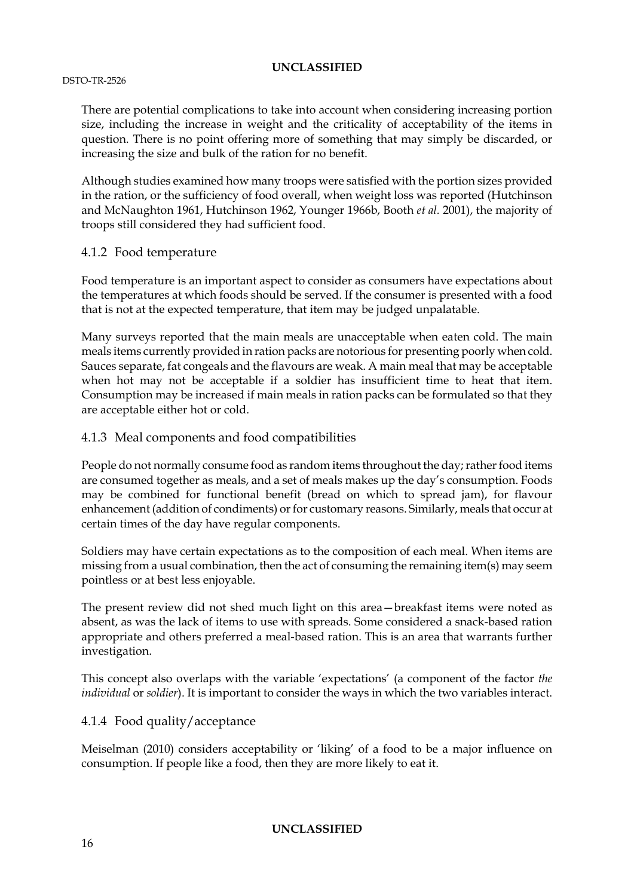There are potential complications to take into account when considering increasing portion size, including the increase in weight and the criticality of acceptability of the items in question. There is no point offering more of something that may simply be discarded, or increasing the size and bulk of the ration for no benefit.

Although studies examined how many troops were satisfied with the portion sizes provided in the ration, or the sufficiency of food overall, when weight loss was reported (Hutchinson and McNaughton 1961, Hutchinson 1962, Younger 1966b, Booth *et al.* 2001), the majority of troops still considered they had sufficient food.

### 4.1.2 Food temperature

Food temperature is an important aspect to consider as consumers have expectations about the temperatures at which foods should be served. If the consumer is presented with a food that is not at the expected temperature, that item may be judged unpalatable.

Many surveys reported that the main meals are unacceptable when eaten cold. The main meals items currently provided in ration packs are notorious for presenting poorly when cold. Sauces separate, fat congeals and the flavours are weak. A main meal that may be acceptable when hot may not be acceptable if a soldier has insufficient time to heat that item. Consumption may be increased if main meals in ration packs can be formulated so that they are acceptable either hot or cold.

### 4.1.3 Meal components and food compatibilities

People do not normally consume food as random items throughout the day; rather food items are consumed together as meals, and a set of meals makes up the day's consumption. Foods may be combined for functional benefit (bread on which to spread jam), for flavour enhancement (addition of condiments) or for customary reasons. Similarly, meals that occur at certain times of the day have regular components.

Soldiers may have certain expectations as to the composition of each meal. When items are missing from a usual combination, then the act of consuming the remaining item(s) may seem pointless or at best less enjoyable.

The present review did not shed much light on this area—breakfast items were noted as absent, as was the lack of items to use with spreads. Some considered a snack-based ration appropriate and others preferred a meal-based ration. This is an area that warrants further investigation.

This concept also overlaps with the variable 'expectations' (a component of the factor *the individual* or *soldier*). It is important to consider the ways in which the two variables interact.

### 4.1.4 Food quality/acceptance

Meiselman (2010) considers acceptability or 'liking' of a food to be a major influence on consumption. If people like a food, then they are more likely to eat it.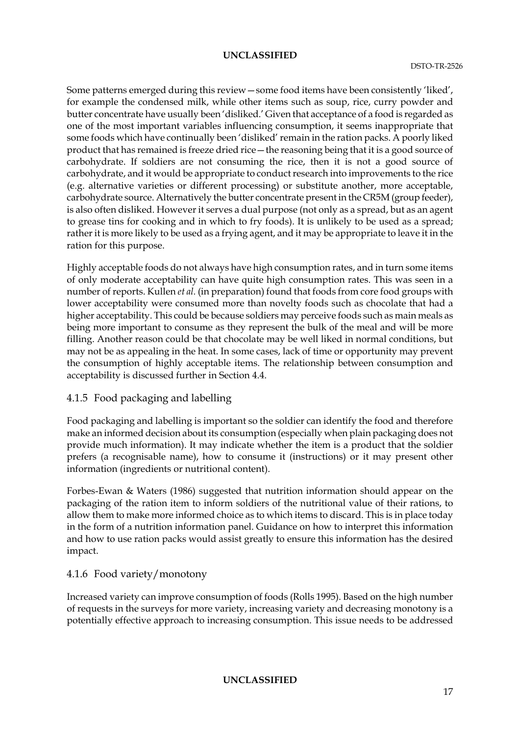Some patterns emerged during this review—some food items have been consistently 'liked', for example the condensed milk, while other items such as soup, rice, curry powder and butter concentrate have usually been 'disliked.' Given that acceptance of a food is regarded as one of the most important variables influencing consumption, it seems inappropriate that some foods which have continually been 'disliked' remain in the ration packs. A poorly liked product that has remained is freeze dried rice—the reasoning being that it is a good source of carbohydrate. If soldiers are not consuming the rice, then it is not a good source of carbohydrate, and it would be appropriate to conduct research into improvements to the rice (e.g. alternative varieties or different processing) or substitute another, more acceptable, carbohydrate source. Alternatively the butter concentrate present in the CR5M (group feeder), is also often disliked. However it serves a dual purpose (not only as a spread, but as an agent to grease tins for cooking and in which to fry foods). It is unlikely to be used as a spread; rather it is more likely to be used as a frying agent, and it may be appropriate to leave it in the ration for this purpose.

Highly acceptable foods do not always have high consumption rates, and in turn some items of only moderate acceptability can have quite high consumption rates. This was seen in a number of reports. Kullen *et al.* (in preparation) found that foods from core food groups with lower acceptability were consumed more than novelty foods such as chocolate that had a higher acceptability. This could be because soldiers may perceive foods such as main meals as being more important to consume as they represent the bulk of the meal and will be more filling. Another reason could be that chocolate may be well liked in normal conditions, but may not be as appealing in the heat. In some cases, lack of time or opportunity may prevent the consumption of highly acceptable items. The relationship between consumption and acceptability is discussed further in Section 4.4.

### 4.1.5 Food packaging and labelling

Food packaging and labelling is important so the soldier can identify the food and therefore make an informed decision about its consumption (especially when plain packaging does not provide much information). It may indicate whether the item is a product that the soldier prefers (a recognisable name), how to consume it (instructions) or it may present other information (ingredients or nutritional content).

Forbes-Ewan & Waters (1986) suggested that nutrition information should appear on the packaging of the ration item to inform soldiers of the nutritional value of their rations, to allow them to make more informed choice as to which items to discard. This is in place today in the form of a nutrition information panel. Guidance on how to interpret this information and how to use ration packs would assist greatly to ensure this information has the desired impact.

### 4.1.6 Food variety/monotony

Increased variety can improve consumption of foods (Rolls 1995). Based on the high number of requests in the surveys for more variety, increasing variety and decreasing monotony is a potentially effective approach to increasing consumption. This issue needs to be addressed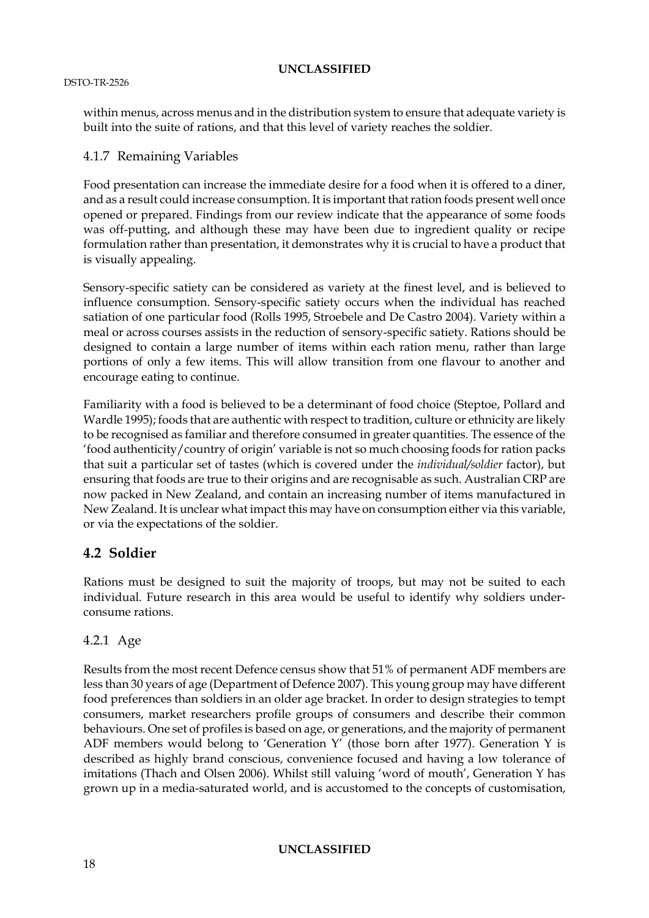within menus, across menus and in the distribution system to ensure that adequate variety is built into the suite of rations, and that this level of variety reaches the soldier.

### 4.1.7 Remaining Variables

Food presentation can increase the immediate desire for a food when it is offered to a diner, and as a result could increase consumption. It is important that ration foods present well once opened or prepared. Findings from our review indicate that the appearance of some foods was off-putting, and although these may have been due to ingredient quality or recipe formulation rather than presentation, it demonstrates why it is crucial to have a product that is visually appealing.

Sensory-specific satiety can be considered as variety at the finest level, and is believed to influence consumption. Sensory-specific satiety occurs when the individual has reached satiation of one particular food (Rolls 1995, Stroebele and De Castro 2004). Variety within a meal or across courses assists in the reduction of sensory-specific satiety. Rations should be designed to contain a large number of items within each ration menu, rather than large portions of only a few items. This will allow transition from one flavour to another and encourage eating to continue.

Familiarity with a food is believed to be a determinant of food choice (Steptoe, Pollard and Wardle 1995); foods that are authentic with respect to tradition, culture or ethnicity are likely to be recognised as familiar and therefore consumed in greater quantities. The essence of the 'food authenticity/country of origin' variable is not so much choosing foods for ration packs that suit a particular set of tastes (which is covered under the *individual/soldier* factor), but ensuring that foods are true to their origins and are recognisable as such. Australian CRP are now packed in New Zealand, and contain an increasing number of items manufactured in New Zealand. It is unclear what impact this may have on consumption either via this variable, or via the expectations of the soldier.

## 4.2 Soldier

Rations must be designed to suit the majority of troops, but may not be suited to each individual. Future research in this area would be useful to identify why soldiers under-consume rations.

### 4.2.1 Age

Results from the most recent Defence census show that 51% of permanent ADF members are less than 30 years of age (Department of Defence 2007). This young group may have different food preferences than soldiers in an older age bracket. In order to design strategies to tempt consumers, market researchers profile groups of consumers and describe their common behaviours. One set of profiles is based on age, or generations, and the majority of permanent ADF members would belong to 'Generation Y' (those born after 1977). Generation Y is described as highly brand conscious, convenience focused and having a low tolerance of imitations (Thach and Olsen 2006). Whilst still valuing 'word of mouth', Generation Y has grown up in a media-saturated world, and is accustomed to the concepts of customisation,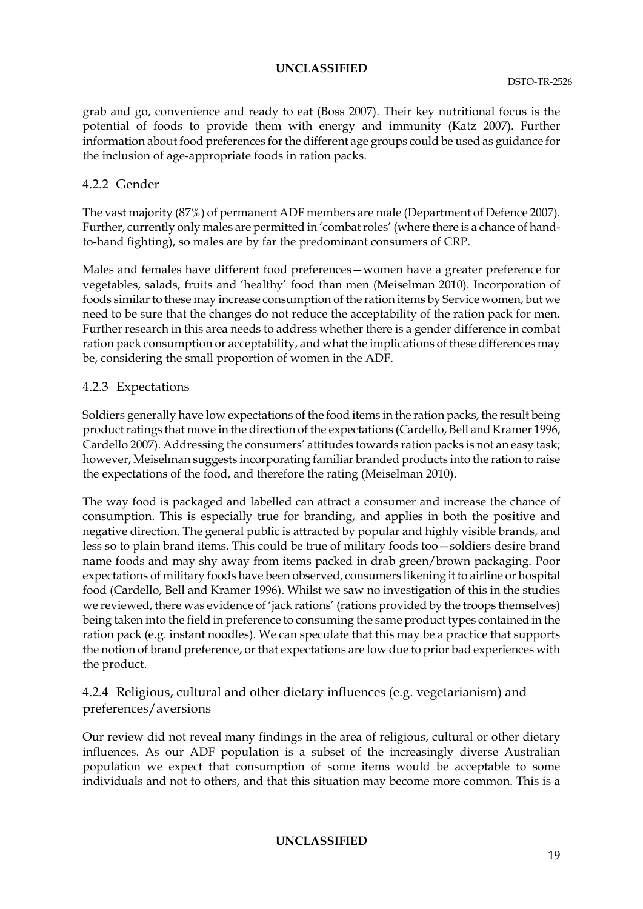grab and go, convenience and ready to eat (Boss 2007). Their key nutritional focus is the potential of foods to provide them with energy and immunity (Katz 2007). Further information about food preferences for the different age groups could be used as guidance for the inclusion of age-appropriate foods in ration packs.

### 4.2.2 Gender

The vast majority (87%) of permanent ADF members are male (Department of Defence 2007). Further, currently only males are permitted in 'combat roles' (where there is a chance of hand-to-hand fighting), so males are by far the predominant consumers of CRP.

Males and females have different food preferences—women have a greater preference for vegetables, salads, fruits and 'healthy' food than men (Meiselman 2010). Incorporation of foods similar to these may increase consumption of the ration items by Service women, but we need to be sure that the changes do not reduce the acceptability of the ration pack for men. Further research in this area needs to address whether there is a gender difference in combat ration pack consumption or acceptability, and what the implications of these differences may be, considering the small proportion of women in the ADF.

### 4.2.3 Expectations

Soldiers generally have low expectations of the food items in the ration packs, the result being product ratings that move in the direction of the expectations (Cardello, Bell and Kramer 1996, Cardello 2007). Addressing the consumers' attitudes towards ration packs is not an easy task; however, Meiselman suggests incorporating familiar branded products into the ration to raise the expectations of the food, and therefore the rating (Meiselman 2010).

The way food is packaged and labelled can attract a consumer and increase the chance of consumption. This is especially true for branding, and applies in both the positive and negative direction. The general public is attracted by popular and highly visible brands, and less so to plain brand items. This could be true of military foods too—soldiers desire brand name foods and may shy away from items packed in drab green/brown packaging. Poor expectations of military foods have been observed, consumers likening it to airline or hospital food (Cardello, Bell and Kramer 1996). Whilst we saw no investigation of this in the studies we reviewed, there was evidence of 'jack rations' (rations provided by the troops themselves) being taken into the field in preference to consuming the same product types contained in the ration pack (e.g. instant noodles). We can speculate that this may be a practice that supports the notion of brand preference, or that expectations are low due to prior bad experiences with the product.

### 4.2.4 Religious, cultural and other dietary influences (e.g. vegetarianism) and preferences/aversions

Our review did not reveal many findings in the area of religious, cultural or other dietary influences. As our ADF population is a subset of the increasingly diverse Australian population we expect that consumption of some items would be acceptable to some individuals and not to others, and that this situation may become more common. This is a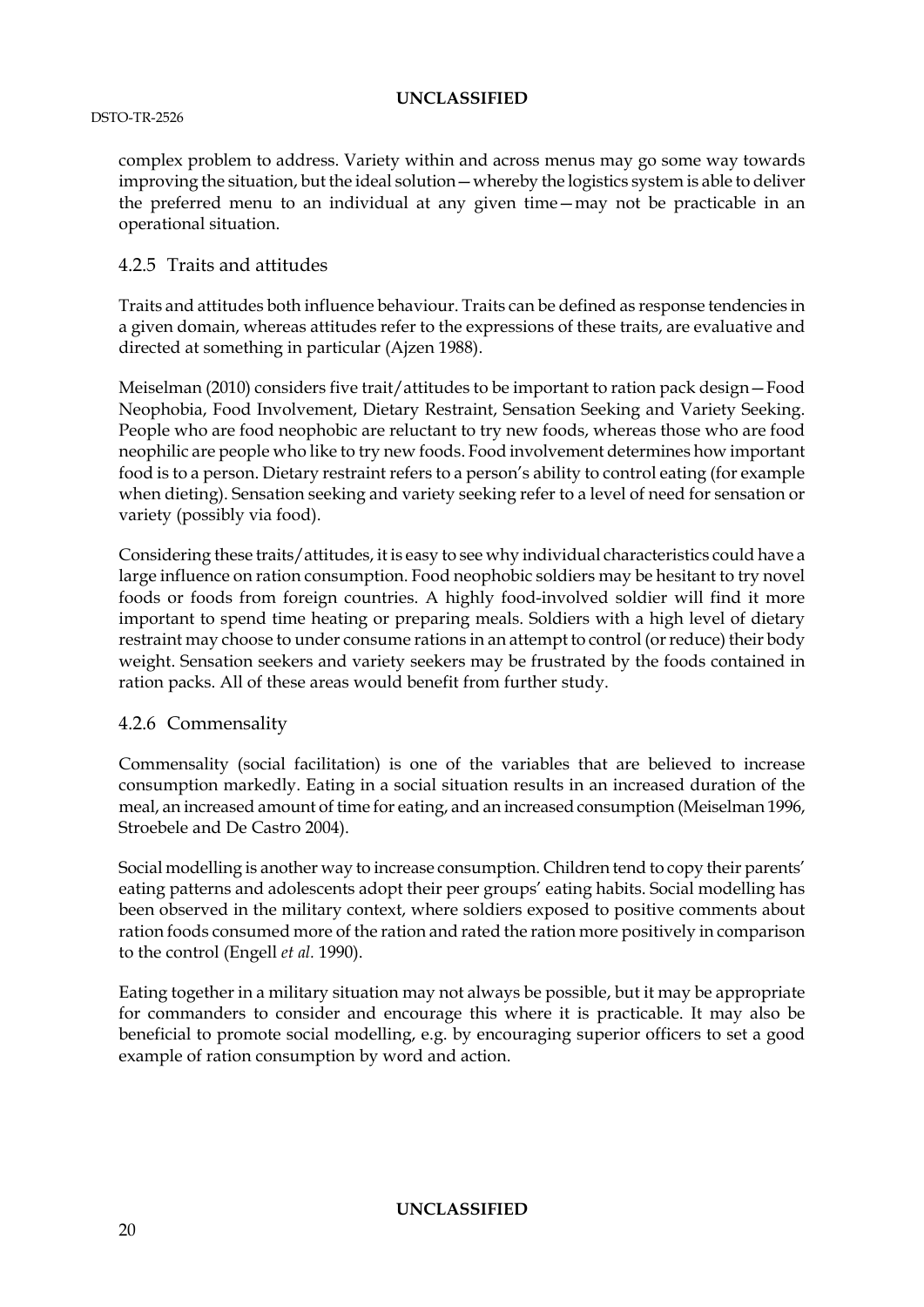complex problem to address. Variety within and across menus may go some way towards improving the situation, but the ideal solution—whereby the logistics system is able to deliver the preferred menu to an individual at any given time—may not be practicable in an operational situation.

### 4.2.5 Traits and attitudes

Traits and attitudes both influence behaviour. Traits can be defined as response tendencies in a given domain, whereas attitudes refer to the expressions of these traits, are evaluative and directed at something in particular (Ajzen 1988).

Meiselman (2010) considers five trait/attitudes to be important to ration pack design—Food Neophobia, Food Involvement, Dietary Restraint, Sensation Seeking and Variety Seeking. People who are food neophobic are reluctant to try new foods, whereas those who are food neophilic are people who like to try new foods. Food involvement determines how important food is to a person. Dietary restraint refers to a person's ability to control eating (for example when dieting). Sensation seeking and variety seeking refer to a level of need for sensation or variety (possibly via food).

Considering these traits/attitudes, it is easy to see why individual characteristics could have a large influence on ration consumption. Food neophobic soldiers may be hesitant to try novel foods or foods from foreign countries. A highly food-involved soldier will find it more important to spend time heating or preparing meals. Soldiers with a high level of dietary restraint may choose to under consume rations in an attempt to control (or reduce) their body weight. Sensation seekers and variety seekers may be frustrated by the foods contained in ration packs. All of these areas would benefit from further study.

### 4.2.6 Commensality

Commensality (social facilitation) is one of the variables that are believed to increase consumption markedly. Eating in a social situation results in an increased duration of the meal, an increased amount of time for eating, and an increased consumption (Meiselman 1996, Stroebele and De Castro 2004).

Social modelling is another way to increase consumption. Children tend to copy their parents' eating patterns and adolescents adopt their peer groups' eating habits. Social modelling has been observed in the military context, where soldiers exposed to positive comments about ration foods consumed more of the ration and rated the ration more positively in comparison to the control (Engell *et al.* 1990).

Eating together in a military situation may not always be possible, but it may be appropriate for commanders to consider and encourage this where it is practicable. It may also be beneficial to promote social modelling, e.g. by encouraging superior officers to set a good example of ration consumption by word and action.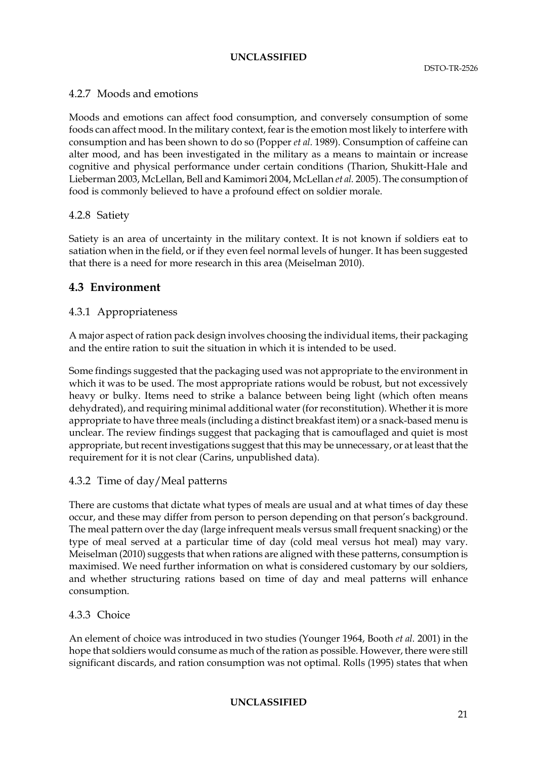#### 4.2.7 Moods and emotions

Moods and emotions can affect food consumption, and conversely consumption of some foods can affect mood. In the military context, fear is the emotion most likely to interfere with consumption and has been shown to do so (Popper *et al.* 1989). Consumption of caffeine can alter mood, and has been investigated in the military as a means to maintain or increase cognitive and physical performance under certain conditions (Tharion, Shukitt-Hale and Lieberman 2003, McLellan, Bell and Kamimori 2004, McLellan *et al.* 2005). The consumption of food is commonly believed to have a profound effect on soldier morale.

#### 4.2.8 Satiety

Satiety is an area of uncertainty in the military context. It is not known if soldiers eat to satiation when in the field, or if they even feel normal levels of hunger. It has been suggested that there is a need for more research in this area (Meiselman 2010).

### 4.3 Environment

#### 4.3.1 Appropriateness

A major aspect of ration pack design involves choosing the individual items, their packaging and the entire ration to suit the situation in which it is intended to be used.

Some findings suggested that the packaging used was not appropriate to the environment in which it was to be used. The most appropriate rations would be robust, but not excessively heavy or bulky. Items need to strike a balance between being light (which often means dehydrated), and requiring minimal additional water (for reconstitution). Whether it is more appropriate to have three meals (including a distinct breakfast item) or a snack-based menu is unclear. The review findings suggest that packaging that is camouflaged and quiet is most appropriate, but recent investigations suggest that this may be unnecessary, or at least that the requirement for it is not clear (Carins, unpublished data).

#### 4.3.2 Time of day/Meal patterns

There are customs that dictate what types of meals are usual and at what times of day these occur, and these may differ from person to person depending on that person's background. The meal pattern over the day (large infrequent meals versus small frequent snacking) or the type of meal served at a particular time of day (cold meal versus hot meal) may vary. Meiselman (2010) suggests that when rations are aligned with these patterns, consumption is maximised. We need further information on what is considered customary by our soldiers, and whether structuring rations based on time of day and meal patterns will enhance consumption.

#### 4.3.3 Choice

An element of choice was introduced in two studies (Younger 1964, Booth *et al.* 2001) in the hope that soldiers would consume as much of the ration as possible. However, there were still significant discards, and ration consumption was not optimal. Rolls (1995) states that when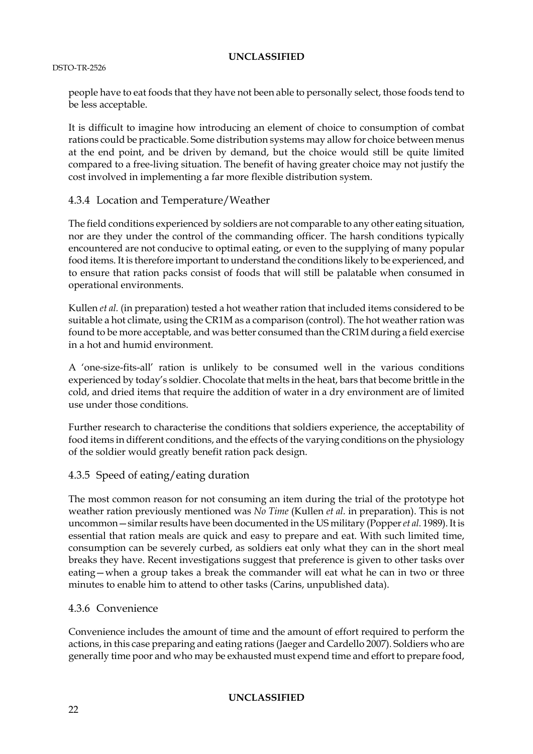people have to eat foods that they have not been able to personally select, those foods tend to be less acceptable.

It is difficult to imagine how introducing an element of choice to consumption of combat rations could be practicable. Some distribution systems may allow for choice between menus at the end point, and be driven by demand, but the choice would still be quite limited compared to a free-living situation. The benefit of having greater choice may not justify the cost involved in implementing a far more flexible distribution system.

### 4.3.4 Location and Temperature/Weather

The field conditions experienced by soldiers are not comparable to any other eating situation, nor are they under the control of the commanding officer. The harsh conditions typically encountered are not conducive to optimal eating, or even to the supplying of many popular food items. It is therefore important to understand the conditions likely to be experienced, and to ensure that ration packs consist of foods that will still be palatable when consumed in operational environments.

Kullen *et al.* (in preparation) tested a hot weather ration that included items considered to be suitable a hot climate, using the CR1M as a comparison (control). The hot weather ration was found to be more acceptable, and was better consumed than the CR1M during a field exercise in a hot and humid environment.

A 'one-size-fits-all' ration is unlikely to be consumed well in the various conditions experienced by today's soldier. Chocolate that melts in the heat, bars that become brittle in the cold, and dried items that require the addition of water in a dry environment are of limited use under those conditions.

Further research to characterise the conditions that soldiers experience, the acceptability of food items in different conditions, and the effects of the varying conditions on the physiology of the soldier would greatly benefit ration pack design.

### 4.3.5 Speed of eating/eating duration

The most common reason for not consuming an item during the trial of the prototype hot weather ration previously mentioned was *No Time* (Kullen *et al.* in preparation). This is not uncommon—similar results have been documented in the US military (Popper *et al.* 1989). It is essential that ration meals are quick and easy to prepare and eat. With such limited time, consumption can be severely curbed, as soldiers eat only what they can in the short meal breaks they have. Recent investigations suggest that preference is given to other tasks over eating—when a group takes a break the commander will eat what he can in two or three minutes to enable him to attend to other tasks (Carins, unpublished data).

### 4.3.6 Convenience

Convenience includes the amount of time and the amount of effort required to perform the actions, in this case preparing and eating rations (Jaeger and Cardello 2007). Soldiers who are generally time poor and who may be exhausted must expend time and effort to prepare food,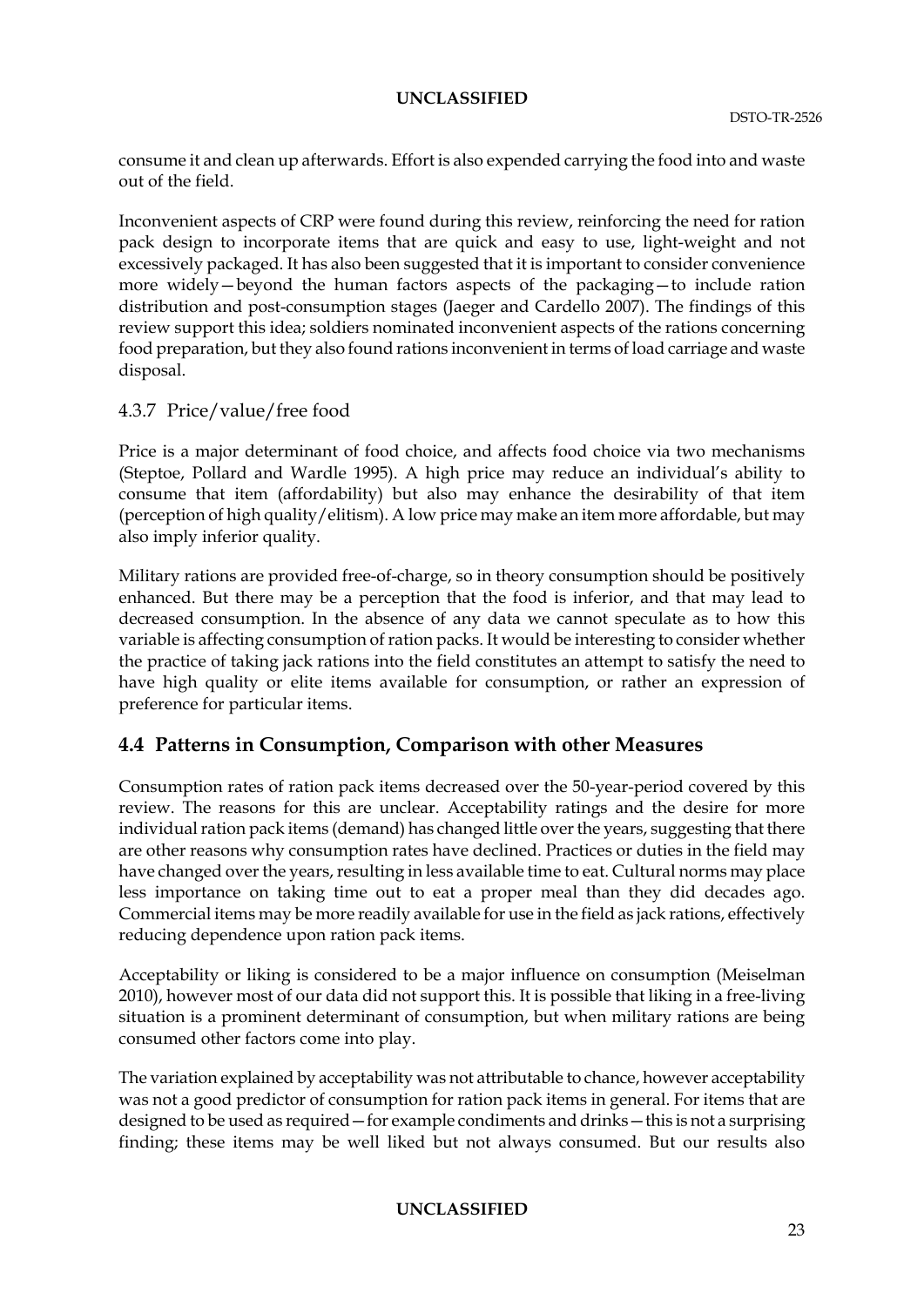consume it and clean up afterwards. Effort is also expended carrying the food into and waste out of the field.

Inconvenient aspects of CRP were found during this review, reinforcing the need for ration pack design to incorporate items that are quick and easy to use, light-weight and not excessively packaged. It has also been suggested that it is important to consider convenience more widely—beyond the human factors aspects of the packaging—to include ration distribution and post-consumption stages (Jaeger and Cardello 2007). The findings of this review support this idea; soldiers nominated inconvenient aspects of the rations concerning food preparation, but they also found rations inconvenient in terms of load carriage and waste disposal.

### 4.3.7 Price/value/free food

Price is a major determinant of food choice, and affects food choice via two mechanisms (Steptoe, Pollard and Wardle 1995). A high price may reduce an individual's ability to consume that item (affordability) but also may enhance the desirability of that item (perception of high quality/elitism). A low price may make an item more affordable, but may also imply inferior quality.

Military rations are provided free-of-charge, so in theory consumption should be positively enhanced. But there may be a perception that the food is inferior, and that may lead to decreased consumption. In the absence of any data we cannot speculate as to how this variable is affecting consumption of ration packs. It would be interesting to consider whether the practice of taking jack rations into the field constitutes an attempt to satisfy the need to have high quality or elite items available for consumption, or rather an expression of preference for particular items.

## 4.4 Patterns in Consumption, Comparison with other Measures

Consumption rates of ration pack items decreased over the 50-year-period covered by this review. The reasons for this are unclear. Acceptability ratings and the desire for more individual ration pack items (demand) has changed little over the years, suggesting that there are other reasons why consumption rates have declined. Practices or duties in the field may have changed over the years, resulting in less available time to eat. Cultural norms may place less importance on taking time out to eat a proper meal than they did decades ago. Commercial items may be more readily available for use in the field as jack rations, effectively reducing dependence upon ration pack items.

Acceptability or liking is considered to be a major influence on consumption (Meiselman 2010), however most of our data did not support this. It is possible that liking in a free-living situation is a prominent determinant of consumption, but when military rations are being consumed other factors come into play.

The variation explained by acceptability was not attributable to chance, however acceptability was not a good predictor of consumption for ration pack items in general. For items that are designed to be used as required—for example condiments and drinks—this is not a surprising finding; these items may be well liked but not always consumed. But our results also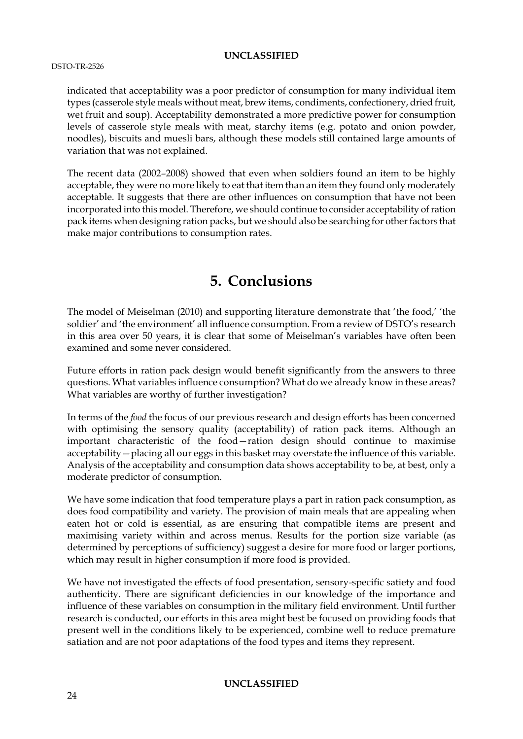indicated that acceptability was a poor predictor of consumption for many individual item types (casserole style meals without meat, brew items, condiments, confectionery, dried fruit, wet fruit and soup). Acceptability demonstrated a more predictive power for consumption levels of casserole style meals with meat, starchy items (e.g. potato and onion powder, noodles), biscuits and muesli bars, although these models still contained large amounts of variation that was not explained.

The recent data (2002–2008) showed that even when soldiers found an item to be highly acceptable, they were no more likely to eat that item than an item they found only moderately acceptable. It suggests that there are other influences on consumption that have not been incorporated into this model. Therefore, we should continue to consider acceptability of ration pack items when designing ration packs, but we should also be searching for other factors that make major contributions to consumption rates.

# 5. Conclusions

The model of Meiselman (2010) and supporting literature demonstrate that 'the food,' 'the soldier' and 'the environment' all influence consumption. From a review of DSTO's research in this area over 50 years, it is clear that some of Meiselman's variables have often been examined and some never considered.

Future efforts in ration pack design would benefit significantly from the answers to three questions. What variables influence consumption? What do we already know in these areas? What variables are worthy of further investigation?

In terms of the *food* the focus of our previous research and design efforts has been concerned with optimising the sensory quality (acceptability) of ration pack items. Although an important characteristic of the food—ration design should continue to maximise acceptability—placing all our eggs in this basket may overstate the influence of this variable. Analysis of the acceptability and consumption data shows acceptability to be, at best, only a moderate predictor of consumption.

We have some indication that food temperature plays a part in ration pack consumption, as does food compatibility and variety. The provision of main meals that are appealing when eaten hot or cold is essential, as are ensuring that compatible items are present and maximising variety within and across menus. Results for the portion size variable (as determined by perceptions of sufficiency) suggest a desire for more food or larger portions, which may result in higher consumption if more food is provided.

We have not investigated the effects of food presentation, sensory-specific satiety and food authenticity. There are significant deficiencies in our knowledge of the importance and influence of these variables on consumption in the military field environment. Until further research is conducted, our efforts in this area might best be focused on providing foods that present well in the conditions likely to be experienced, combine well to reduce premature satiation and are not poor adaptations of the food types and items they represent.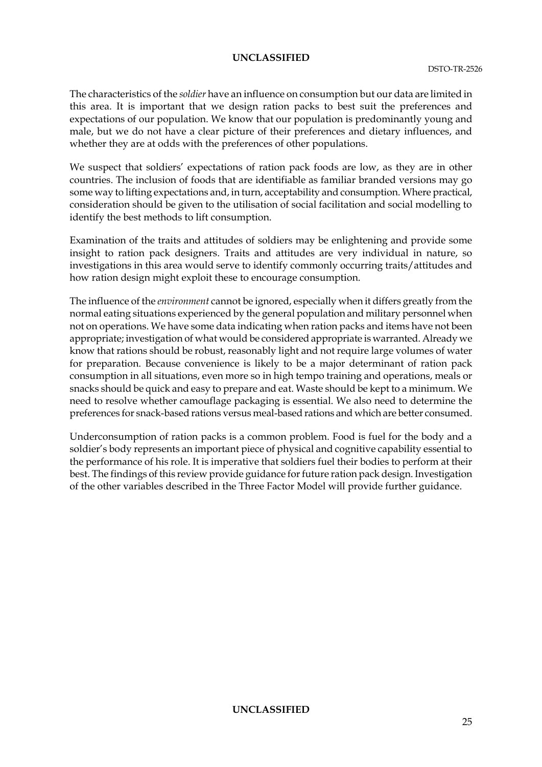The characteristics of the *soldier* have an influence on consumption but our data are limited in this area. It is important that we design ration packs to best suit the preferences and expectations of our population. We know that our population is predominantly young and male, but we do not have a clear picture of their preferences and dietary influences, and whether they are at odds with the preferences of other populations.

We suspect that soldiers' expectations of ration pack foods are low, as they are in other countries. The inclusion of foods that are identifiable as familiar branded versions may go some way to lifting expectations and, in turn, acceptability and consumption. Where practical, consideration should be given to the utilisation of social facilitation and social modelling to identify the best methods to lift consumption.

Examination of the traits and attitudes of soldiers may be enlightening and provide some insight to ration pack designers. Traits and attitudes are very individual in nature, so investigations in this area would serve to identify commonly occurring traits/attitudes and how ration design might exploit these to encourage consumption.

The influence of the *environment* cannot be ignored, especially when it differs greatly from the normal eating situations experienced by the general population and military personnel when not on operations. We have some data indicating when ration packs and items have not been appropriate; investigation of what would be considered appropriate is warranted. Already we know that rations should be robust, reasonably light and not require large volumes of water for preparation. Because convenience is likely to be a major determinant of ration pack consumption in all situations, even more so in high tempo training and operations, meals or snacks should be quick and easy to prepare and eat. Waste should be kept to a minimum. We need to resolve whether camouflage packaging is essential. We also need to determine the preferences for snack-based rations versus meal-based rations and which are better consumed.

Underconsumption of ration packs is a common problem. Food is fuel for the body and a soldier's body represents an important piece of physical and cognitive capability essential to the performance of his role. It is imperative that soldiers fuel their bodies to perform at their best. The findings of this review provide guidance for future ration pack design. Investigation of the other variables described in the Three Factor Model will provide further guidance.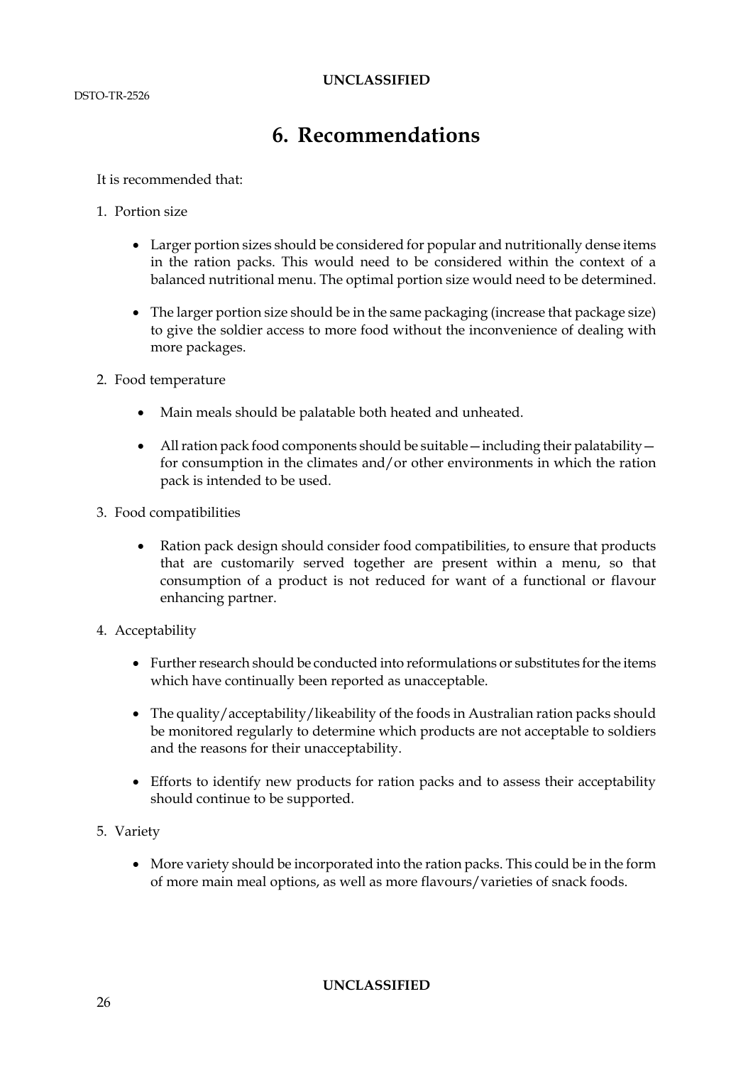# 6. Recommendations

It is recommended that:

1. Portion size

    - Larger portion sizes should be considered for popular and nutritionally dense items in the ration packs. This would need to be considered within the context of a balanced nutritional menu. The optimal portion size would need to be determined.

    - The larger portion size should be in the same packaging (increase that package size) to give the soldier access to more food without the inconvenience of dealing with more packages.

2. Food temperature

    - Main meals should be palatable both heated and unheated.

    - All ration pack food components should be suitable—including their palatability—for consumption in the climates and/or other environments in which the ration pack is intended to be used.

3. Food compatibilities

    - Ration pack design should consider food compatibilities, to ensure that products that are customarily served together are present within a menu, so that consumption of a product is not reduced for want of a functional or flavour enhancing partner.

4. Acceptability

    - Further research should be conducted into reformulations or substitutes for the items which have continually been reported as unacceptable.

    - The quality/acceptability/likeability of the foods in Australian ration packs should be monitored regularly to determine which products are not acceptable to soldiers and the reasons for their unacceptability.

    - Efforts to identify new products for ration packs and to assess their acceptability should continue to be supported.

5. Variety

    - More variety should be incorporated into the ration packs. This could be in the form of more main meal options, as well as more flavours/varieties of snack foods.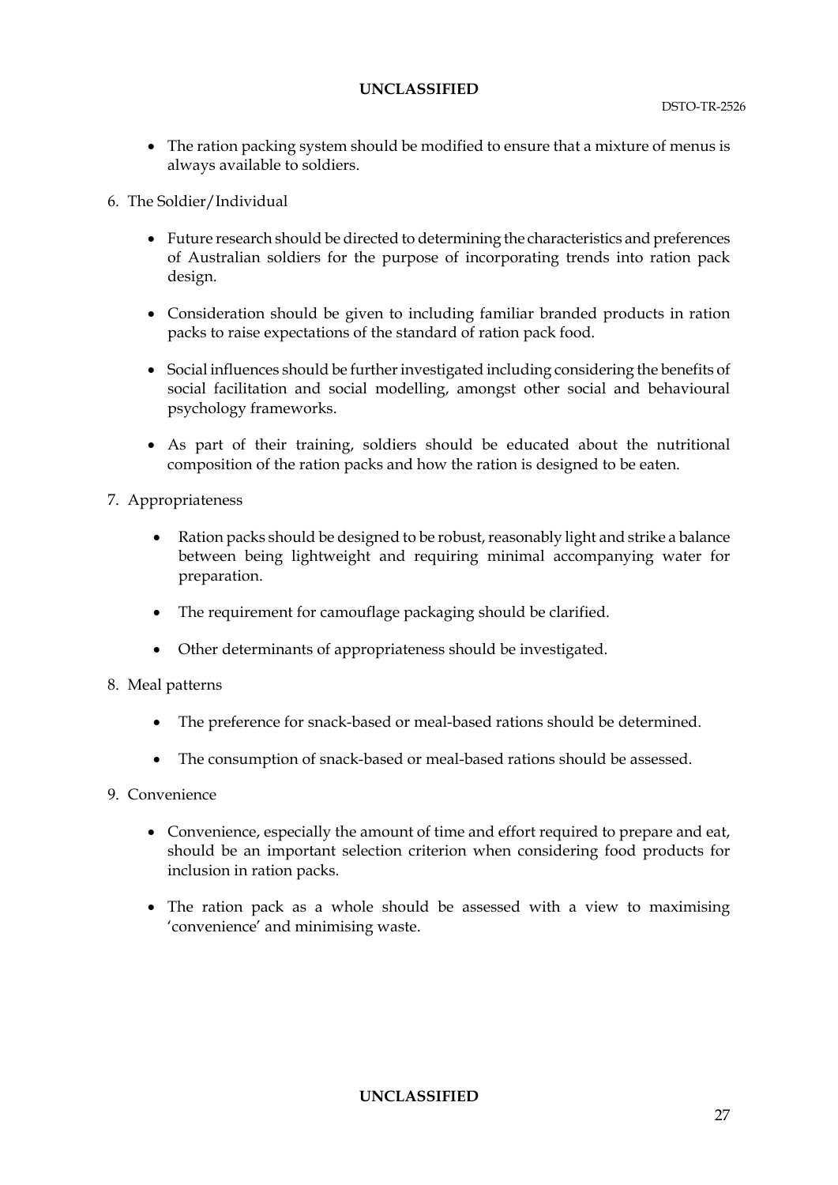- The ration packing system should be modified to ensure that a mixture of menus is always available to soldiers.

6. The Soldier/Individual

    - Future research should be directed to determining the characteristics and preferences of Australian soldiers for the purpose of incorporating trends into ration pack design.

    - Consideration should be given to including familiar branded products in ration packs to raise expectations of the standard of ration pack food.

    - Social influences should be further investigated including considering the benefits of social facilitation and social modelling, amongst other social and behavioural psychology frameworks.

    - As part of their training, soldiers should be educated about the nutritional composition of the ration packs and how the ration is designed to be eaten.

7. Appropriateness

    - Ration packs should be designed to be robust, reasonably light and strike a balance between being lightweight and requiring minimal accompanying water for preparation.

    - The requirement for camouflage packaging should be clarified.

    - Other determinants of appropriateness should be investigated.

8. Meal patterns

    - The preference for snack-based or meal-based rations should be determined.

    - The consumption of snack-based or meal-based rations should be assessed.

9. Convenience

    - Convenience, especially the amount of time and effort required to prepare and eat, should be an important selection criterion when considering food products for inclusion in ration packs.

    - The ration pack as a whole should be assessed with a view to maximising 'convenience' and minimising waste.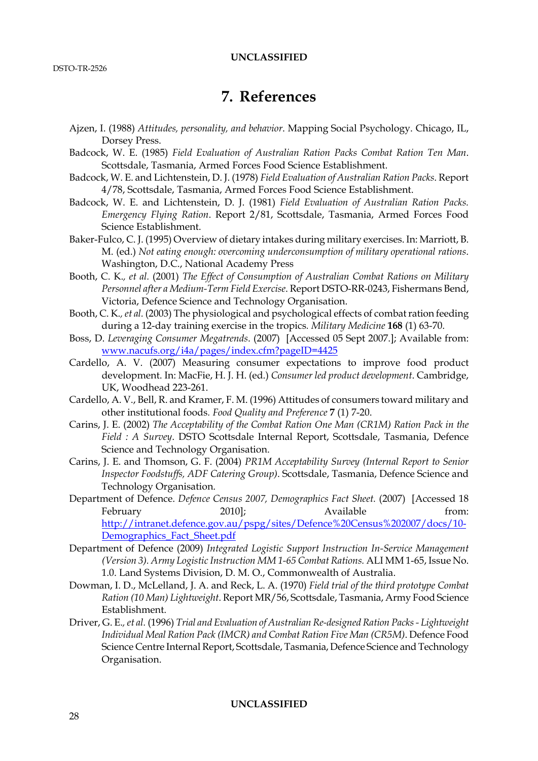# 7. References

Ajzen, I. (1988) *Attitudes, personality, and behavior*. Mapping Social Psychology. Chicago, IL, Dorsey Press.

Badcock, W. E. (1985) *Field Evaluation of Australian Ration Packs Combat Ration Ten Man*. Scottsdale, Tasmania, Armed Forces Food Science Establishment.

Badcock, W. E. and Lichtenstein, D. J. (1978) *Field Evaluation of Australian Ration Packs*. Report 4/78, Scottsdale, Tasmania, Armed Forces Food Science Establishment.

Badcock, W. E. and Lichtenstein, D. J. (1981) *Field Evaluation of Australian Ration Packs. Emergency Flying Ration*. Report 2/81, Scottsdale, Tasmania, Armed Forces Food Science Establishment.

Baker-Fulco, C. J. (1995) Overview of dietary intakes during military exercises. In: Marriott, B. M. (ed.) *Not eating enough: overcoming underconsumption of military operational rations*. Washington, D.C., National Academy Press

Booth, C. K., *et al.* (2001) *The Effect of Consumption of Australian Combat Rations on Military Personnel after a Medium-Term Field Exercise*. Report DSTO-RR-0243, Fishermans Bend, Victoria, Defence Science and Technology Organisation.

Booth, C. K., *et al.* (2003) The physiological and psychological effects of combat ration feeding during a 12-day training exercise in the tropics. *Military Medicine* **168** (1) 63-70.

Boss, D. *Leveraging Consumer Megatrends*. (2007) [Accessed 05 Sept 2007.]; Available from: www.nacufs.org/i4a/pages/index.cfm?pageID=4425

Cardello, A. V. (2007) Measuring consumer expectations to improve food product development. In: MacFie, H. J. H. (ed.) *Consumer led product development*. Cambridge, UK, Woodhead 223-261.

Cardello, A. V., Bell, R. and Kramer, F. M. (1996) Attitudes of consumers toward military and other institutional foods. *Food Quality and Preference* **7** (1) 7-20.

Carins, J. E. (2002) *The Acceptability of the Combat Ration One Man (CR1M) Ration Pack in the Field : A Survey*. DSTO Scottsdale Internal Report, Scottsdale, Tasmania, Defence Science and Technology Organisation.

Carins, J. E. and Thomson, G. F. (2004) *PR1M Acceptability Survey (Internal Report to Senior Inspector Foodstuffs, ADF Catering Group)*. Scottsdale, Tasmania, Defence Science and Technology Organisation.

Department of Defence. *Defence Census 2007, Demographics Fact Sheet.* (2007) [Accessed 18 February 2010]; Available from: http://intranet.defence.gov.au/pspg/sites/Defence%20Census%202007/docs/10-Demographics_Fact_Sheet.pdf

Department of Defence (2009) *Integrated Logistic Support Instruction In-Service Management (Version 3). Army Logistic Instruction MM 1-65 Combat Rations.* ALI MM 1-65, Issue No. 1.0. Land Systems Division, D. M. O., Commonwealth of Australia.

Dowman, I. D., McLelland, J. A. and Reck, L. A. (1970) *Field trial of the third prototype Combat Ration (10 Man) Lightweight*. Report MR/56, Scottsdale, Tasmania, Army Food Science Establishment.

Driver, G. E., *et al.* (1996) *Trial and Evaluation of Australian Re-designed Ration Packs - Lightweight Individual Meal Ration Pack (IMCR) and Combat Ration Five Man (CR5M)*. Defence Food Science Centre Internal Report, Scottsdale, Tasmania, Defence Science and Technology Organisation.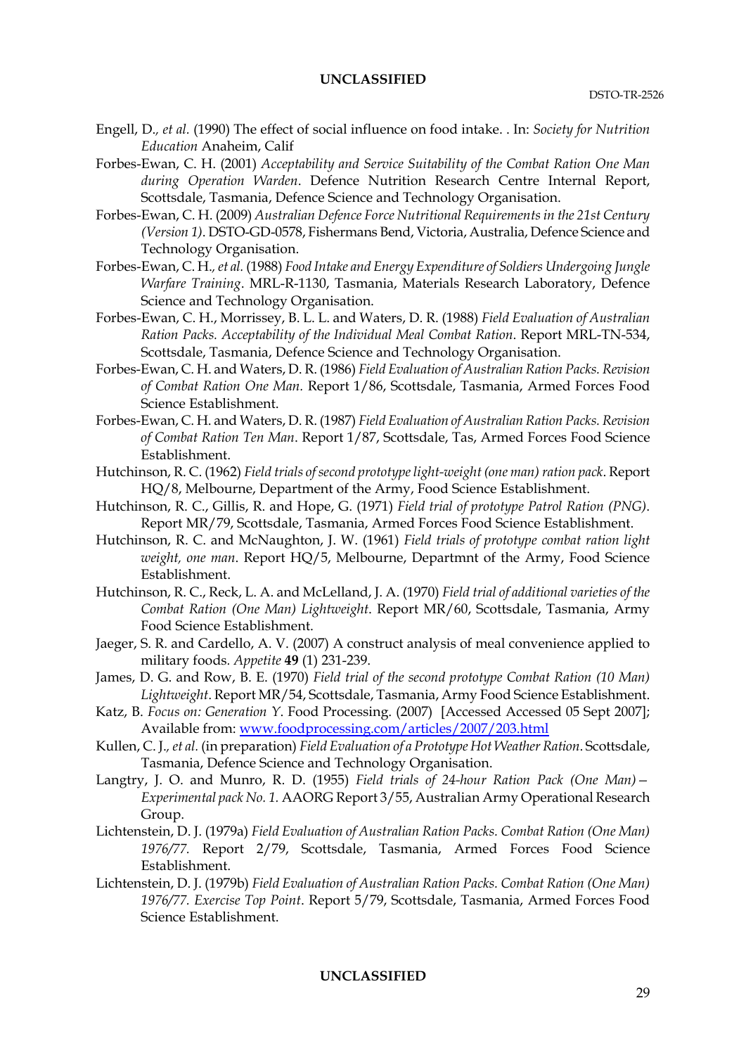Engell, D., *et al.* (1990) The effect of social influence on food intake. . In: *Society for Nutrition Education* Anaheim, Calif

Forbes-Ewan, C. H. (2001) *Acceptability and Service Suitability of the Combat Ration One Man during Operation Warden*. Defence Nutrition Research Centre Internal Report, Scottsdale, Tasmania, Defence Science and Technology Organisation.

Forbes-Ewan, C. H. (2009) *Australian Defence Force Nutritional Requirements in the 21st Century (Version 1)*. DSTO-GD-0578, Fishermans Bend, Victoria, Australia, Defence Science and Technology Organisation.

Forbes-Ewan, C. H., *et al.* (1988) *Food Intake and Energy Expenditure of Soldiers Undergoing Jungle Warfare Training*. MRL-R-1130, Tasmania, Materials Research Laboratory, Defence Science and Technology Organisation.

Forbes-Ewan, C. H., Morrissey, B. L. L. and Waters, D. R. (1988) *Field Evaluation of Australian Ration Packs. Acceptability of the Individual Meal Combat Ration*. Report MRL-TN-534, Scottsdale, Tasmania, Defence Science and Technology Organisation.

Forbes-Ewan, C. H. and Waters, D. R. (1986) *Field Evaluation of Australian Ration Packs. Revision of Combat Ration One Man.* Report 1/86, Scottsdale, Tasmania, Armed Forces Food Science Establishment.

Forbes-Ewan, C. H. and Waters, D. R. (1987) *Field Evaluation of Australian Ration Packs. Revision of Combat Ration Ten Man*. Report 1/87, Scottsdale, Tas, Armed Forces Food Science Establishment.

Hutchinson, R. C. (1962) *Field trials of second prototype light-weight (one man) ration pack*. Report HQ/8, Melbourne, Department of the Army, Food Science Establishment.

Hutchinson, R. C., Gillis, R. and Hope, G. (1971) *Field trial of prototype Patrol Ration (PNG)*. Report MR/79, Scottsdale, Tasmania, Armed Forces Food Science Establishment.

Hutchinson, R. C. and McNaughton, J. W. (1961) *Field trials of prototype combat ration light weight, one man*. Report HQ/5, Melbourne, Departmnt of the Army, Food Science Establishment.

Hutchinson, R. C., Reck, L. A. and McLelland, J. A. (1970) *Field trial of additional varieties of the Combat Ration (One Man) Lightweight*. Report MR/60, Scottsdale, Tasmania, Army Food Science Establishment.

Jaeger, S. R. and Cardello, A. V. (2007) A construct analysis of meal convenience applied to military foods. *Appetite* **49** (1) 231-239.

James, D. G. and Row, B. E. (1970) *Field trial of the second prototype Combat Ration (10 Man) Lightweight*. Report MR/54, Scottsdale, Tasmania, Army Food Science Establishment.

Katz, B. *Focus on: Generation Y*. Food Processing. (2007) [Accessed Accessed 05 Sept 2007]; Available from: www.foodprocessing.com/articles/2007/203.html

Kullen, C. J., *et al.* (in preparation) *Field Evaluation of a Prototype Hot Weather Ration*. Scottsdale, Tasmania, Defence Science and Technology Organisation.

Langtry, J. O. and Munro, R. D. (1955) *Field trials of 24-hour Ration Pack (One Man)—Experimental pack No. 1.* AAORG Report 3/55, Australian Army Operational Research Group.

Lichtenstein, D. J. (1979a) *Field Evaluation of Australian Ration Packs. Combat Ration (One Man) 1976/77.* Report 2/79, Scottsdale, Tasmania, Armed Forces Food Science Establishment.

Lichtenstein, D. J. (1979b) *Field Evaluation of Australian Ration Packs. Combat Ration (One Man) 1976/77. Exercise Top Point*. Report 5/79, Scottsdale, Tasmania, Armed Forces Food Science Establishment.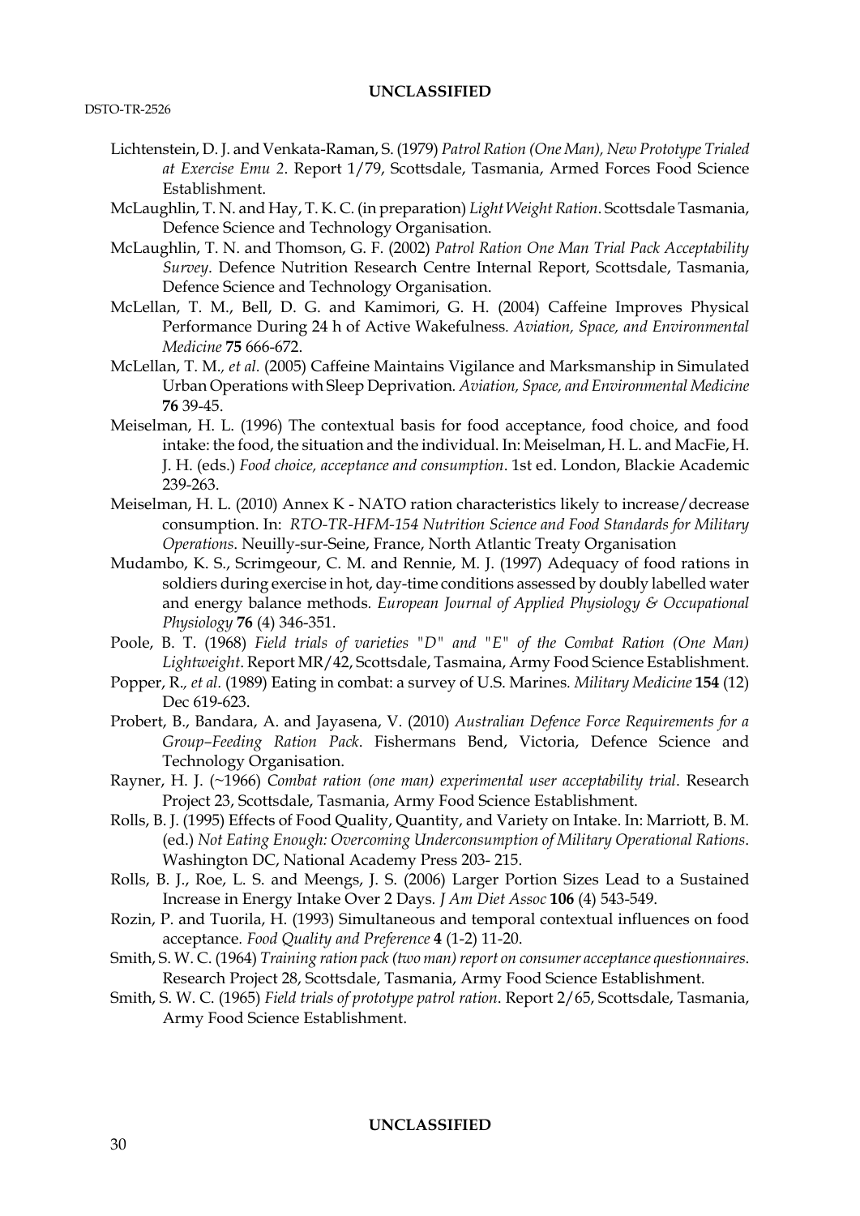Lichtenstein, D. J. and Venkata-Raman, S. (1979) *Patrol Ration (One Man), New Prototype Trialed at Exercise Emu 2*. Report 1/79, Scottsdale, Tasmania, Armed Forces Food Science Establishment.

McLaughlin, T. N. and Hay, T. K. C. (in preparation) *Light Weight Ration*. Scottsdale Tasmania, Defence Science and Technology Organisation.

McLaughlin, T. N. and Thomson, G. F. (2002) *Patrol Ration One Man Trial Pack Acceptability Survey*. Defence Nutrition Research Centre Internal Report, Scottsdale, Tasmania, Defence Science and Technology Organisation.

McLellan, T. M., Bell, D. G. and Kamimori, G. H. (2004) Caffeine Improves Physical Performance During 24 h of Active Wakefulness. *Aviation, Space, and Environmental Medicine* **75** 666-672.

McLellan, T. M., *et al.* (2005) Caffeine Maintains Vigilance and Marksmanship in Simulated Urban Operations with Sleep Deprivation. *Aviation, Space, and Environmental Medicine* **76** 39-45.

Meiselman, H. L. (1996) The contextual basis for food acceptance, food choice, and food intake: the food, the situation and the individual. In: Meiselman, H. L. and MacFie, H. J. H. (eds.) *Food choice, acceptance and consumption*. 1st ed. London, Blackie Academic 239-263.

Meiselman, H. L. (2010) Annex K - NATO ration characteristics likely to increase/decrease consumption. In: *RTO-TR-HFM-154 Nutrition Science and Food Standards for Military Operations*. Neuilly-sur-Seine, France, North Atlantic Treaty Organisation

Mudambo, K. S., Scrimgeour, C. M. and Rennie, M. J. (1997) Adequacy of food rations in soldiers during exercise in hot, day-time conditions assessed by doubly labelled water and energy balance methods. *European Journal of Applied Physiology & Occupational Physiology* **76** (4) 346-351.

Poole, B. T. (1968) *Field trials of varieties "D" and "E" of the Combat Ration (One Man) Lightweight*. Report MR/42, Scottsdale, Tasmaina, Army Food Science Establishment.

Popper, R., *et al.* (1989) Eating in combat: a survey of U.S. Marines. *Military Medicine* **154** (12) Dec 619-623.

Probert, B., Bandara, A. and Jayasena, V. (2010) *Australian Defence Force Requirements for a Group–Feeding Ration Pack*. Fishermans Bend, Victoria, Defence Science and Technology Organisation.

Rayner, H. J. (~1966) *Combat ration (one man) experimental user acceptability trial*. Research Project 23, Scottsdale, Tasmania, Army Food Science Establishment.

Rolls, B. J. (1995) Effects of Food Quality, Quantity, and Variety on Intake. In: Marriott, B. M. (ed.) *Not Eating Enough: Overcoming Underconsumption of Military Operational Rations*. Washington DC, National Academy Press 203- 215.

Rolls, B. J., Roe, L. S. and Meengs, J. S. (2006) Larger Portion Sizes Lead to a Sustained Increase in Energy Intake Over 2 Days. *J Am Diet Assoc* **106** (4) 543-549.

Rozin, P. and Tuorila, H. (1993) Simultaneous and temporal contextual influences on food acceptance. *Food Quality and Preference* **4** (1-2) 11-20.

Smith, S. W. C. (1964) *Training ration pack (two man) report on consumer acceptance questionnaires*. Research Project 28, Scottsdale, Tasmania, Army Food Science Establishment.

Smith, S. W. C. (1965) *Field trials of prototype patrol ration*. Report 2/65, Scottsdale, Tasmania, Army Food Science Establishment.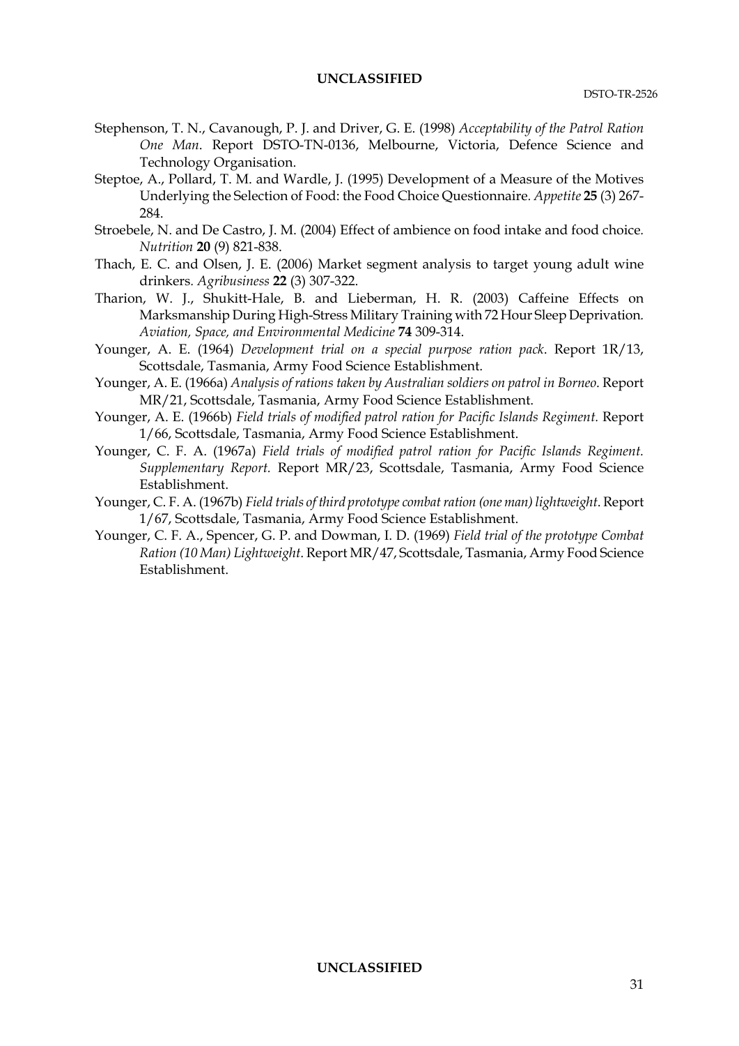Stephenson, T. N., Cavanough, P. J. and Driver, G. E. (1998) *Acceptability of the Patrol Ration One Man*. Report DSTO-TN-0136, Melbourne, Victoria, Defence Science and Technology Organisation.

Steptoe, A., Pollard, T. M. and Wardle, J. (1995) Development of a Measure of the Motives Underlying the Selection of Food: the Food Choice Questionnaire. *Appetite* **25** (3) 267-284.

Stroebele, N. and De Castro, J. M. (2004) Effect of ambience on food intake and food choice. *Nutrition* **20** (9) 821-838.

Thach, E. C. and Olsen, J. E. (2006) Market segment analysis to target young adult wine drinkers. *Agribusiness* **22** (3) 307-322.

Tharion, W. J., Shukitt-Hale, B. and Lieberman, H. R. (2003) Caffeine Effects on Marksmanship During High-Stress Military Training with 72 Hour Sleep Deprivation. *Aviation, Space, and Environmental Medicine* **74** 309-314.

Younger, A. E. (1964) *Development trial on a special purpose ration pack*. Report 1R/13, Scottsdale, Tasmania, Army Food Science Establishment.

Younger, A. E. (1966a) *Analysis of rations taken by Australian soldiers on patrol in Borneo*. Report MR/21, Scottsdale, Tasmania, Army Food Science Establishment.

Younger, A. E. (1966b) *Field trials of modified patrol ration for Pacific Islands Regiment.* Report 1/66, Scottsdale, Tasmania, Army Food Science Establishment.

Younger, C. F. A. (1967a) *Field trials of modified patrol ration for Pacific Islands Regiment. Supplementary Report.* Report MR/23, Scottsdale, Tasmania, Army Food Science Establishment.

Younger, C. F. A. (1967b) *Field trials of third prototype combat ration (one man) lightweight*. Report 1/67, Scottsdale, Tasmania, Army Food Science Establishment.

Younger, C. F. A., Spencer, G. P. and Dowman, I. D. (1969) *Field trial of the prototype Combat Ration (10 Man) Lightweight*. Report MR/47, Scottsdale, Tasmania, Army Food Science Establishment.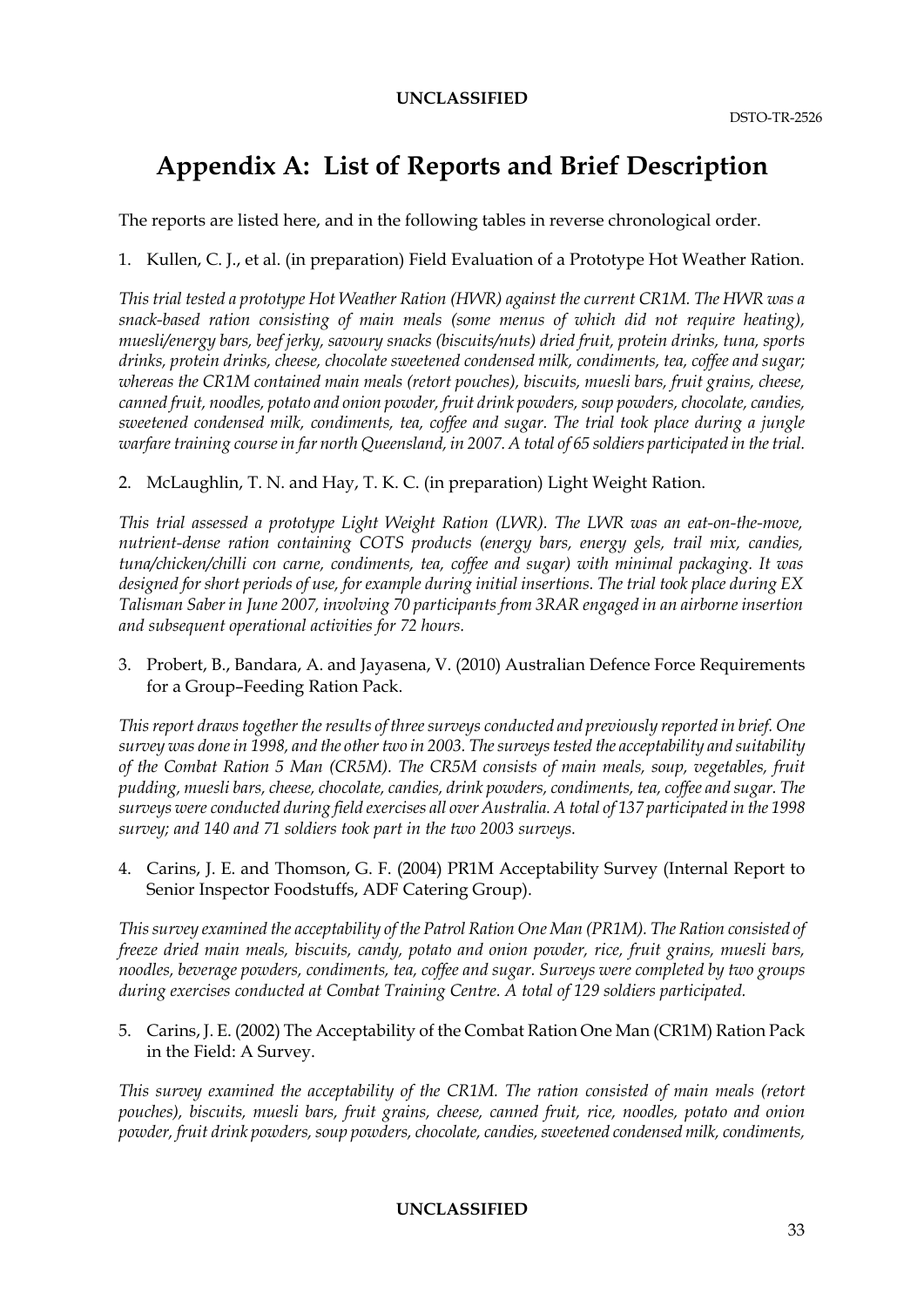# Appendix A: List of Reports and Brief Description

The reports are listed here, and in the following tables in reverse chronological order.

1. Kullen, C. J., et al. (in preparation) Field Evaluation of a Prototype Hot Weather Ration.

*This trial tested a prototype Hot Weather Ration (HWR) against the current CR1M. The HWR was a snack-based ration consisting of main meals (some menus of which did not require heating), muesli/energy bars, beef jerky, savoury snacks (biscuits/nuts) dried fruit, protein drinks, tuna, sports drinks, protein drinks, cheese, chocolate sweetened condensed milk, condiments, tea, coffee and sugar; whereas the CR1M contained main meals (retort pouches), biscuits, muesli bars, fruit grains, cheese, canned fruit, noodles, potato and onion powder, fruit drink powders, soup powders, chocolate, candies, sweetened condensed milk, condiments, tea, coffee and sugar. The trial took place during a jungle warfare training course in far north Queensland, in 2007. A total of 65 soldiers participated in the trial.*

2. McLaughlin, T. N. and Hay, T. K. C. (in preparation) Light Weight Ration.

*This trial assessed a prototype Light Weight Ration (LWR). The LWR was an eat-on-the-move, nutrient-dense ration containing COTS products (energy bars, energy gels, trail mix, candies, tuna/chicken/chilli con carne, condiments, tea, coffee and sugar) with minimal packaging. It was designed for short periods of use, for example during initial insertions. The trial took place during EX Talisman Saber in June 2007, involving 70 participants from 3RAR engaged in an airborne insertion and subsequent operational activities for 72 hours.*

3. Probert, B., Bandara, A. and Jayasena, V. (2010) Australian Defence Force Requirements for a Group–Feeding Ration Pack.

*This report draws together the results of three surveys conducted and previously reported in brief. One survey was done in 1998, and the other two in 2003. The surveys tested the acceptability and suitability of the Combat Ration 5 Man (CR5M). The CR5M consists of main meals, soup, vegetables, fruit pudding, muesli bars, cheese, chocolate, candies, drink powders, condiments, tea, coffee and sugar. The surveys were conducted during field exercises all over Australia. A total of 137 participated in the 1998 survey; and 140 and 71 soldiers took part in the two 2003 surveys.*

4. Carins, J. E. and Thomson, G. F. (2004) PR1M Acceptability Survey (Internal Report to Senior Inspector Foodstuffs, ADF Catering Group).

*This survey examined the acceptability of the Patrol Ration One Man (PR1M). The Ration consisted of freeze dried main meals, biscuits, candy, potato and onion powder, rice, fruit grains, muesli bars, noodles, beverage powders, condiments, tea, coffee and sugar. Surveys were completed by two groups during exercises conducted at Combat Training Centre. A total of 129 soldiers participated.*

5. Carins, J. E. (2002) The Acceptability of the Combat Ration One Man (CR1M) Ration Pack in the Field: A Survey.

*This survey examined the acceptability of the CR1M. The ration consisted of main meals (retort pouches), biscuits, muesli bars, fruit grains, cheese, canned fruit, rice, noodles, potato and onion powder, fruit drink powders, soup powders, chocolate, candies, sweetened condensed milk, condiments,*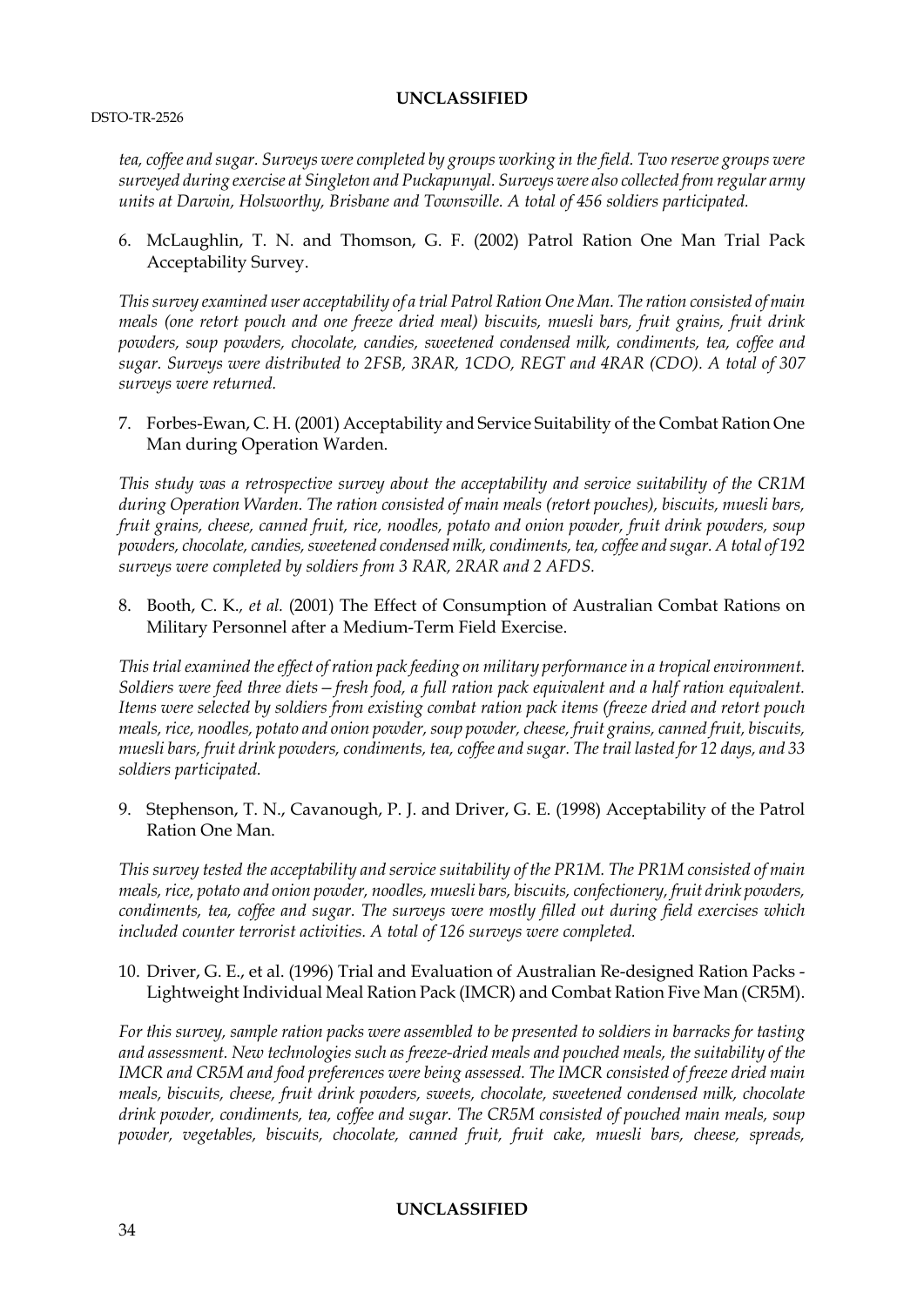*tea, coffee and sugar. Surveys were completed by groups working in the field. Two reserve groups were surveyed during exercise at Singleton and Puckapunyal. Surveys were also collected from regular army units at Darwin, Holsworthy, Brisbane and Townsville. A total of 456 soldiers participated.*

6. McLaughlin, T. N. and Thomson, G. F. (2002) Patrol Ration One Man Trial Pack Acceptability Survey.

*This survey examined user acceptability of a trial Patrol Ration One Man. The ration consisted of main meals (one retort pouch and one freeze dried meal) biscuits, muesli bars, fruit grains, fruit drink powders, soup powders, chocolate, candies, sweetened condensed milk, condiments, tea, coffee and sugar. Surveys were distributed to 2FSB, 3RAR, 1CDO, REGT and 4RAR (CDO). A total of 307 surveys were returned.*

7. Forbes-Ewan, C. H. (2001) Acceptability and Service Suitability of the Combat Ration One Man during Operation Warden.

*This study was a retrospective survey about the acceptability and service suitability of the CR1M during Operation Warden. The ration consisted of main meals (retort pouches), biscuits, muesli bars, fruit grains, cheese, canned fruit, rice, noodles, potato and onion powder, fruit drink powders, soup powders, chocolate, candies, sweetened condensed milk, condiments, tea, coffee and sugar. A total of 192 surveys were completed by soldiers from 3 RAR, 2RAR and 2 AFDS.*

8. Booth, C. K., *et al.* (2001) The Effect of Consumption of Australian Combat Rations on Military Personnel after a Medium-Term Field Exercise.

*This trial examined the effect of ration pack feeding on military performance in a tropical environment. Soldiers were feed three diets—fresh food, a full ration pack equivalent and a half ration equivalent. Items were selected by soldiers from existing combat ration pack items (freeze dried and retort pouch meals, rice, noodles, potato and onion powder, soup powder, cheese, fruit grains, canned fruit, biscuits, muesli bars, fruit drink powders, condiments, tea, coffee and sugar. The trail lasted for 12 days, and 33 soldiers participated.*

9. Stephenson, T. N., Cavanough, P. J. and Driver, G. E. (1998) Acceptability of the Patrol Ration One Man.

*This survey tested the acceptability and service suitability of the PR1M. The PR1M consisted of main meals, rice, potato and onion powder, noodles, muesli bars, biscuits, confectionery, fruit drink powders, condiments, tea, coffee and sugar. The surveys were mostly filled out during field exercises which included counter terrorist activities. A total of 126 surveys were completed.*

10. Driver, G. E., et al. (1996) Trial and Evaluation of Australian Re-designed Ration Packs - Lightweight Individual Meal Ration Pack (IMCR) and Combat Ration Five Man (CR5M).

*For this survey, sample ration packs were assembled to be presented to soldiers in barracks for tasting and assessment. New technologies such as freeze-dried meals and pouched meals, the suitability of the IMCR and CR5M and food preferences were being assessed. The IMCR consisted of freeze dried main meals, biscuits, cheese, fruit drink powders, sweets, chocolate, sweetened condensed milk, chocolate drink powder, condiments, tea, coffee and sugar. The CR5M consisted of pouched main meals, soup powder, vegetables, biscuits, chocolate, canned fruit, fruit cake, muesli bars, cheese, spreads,*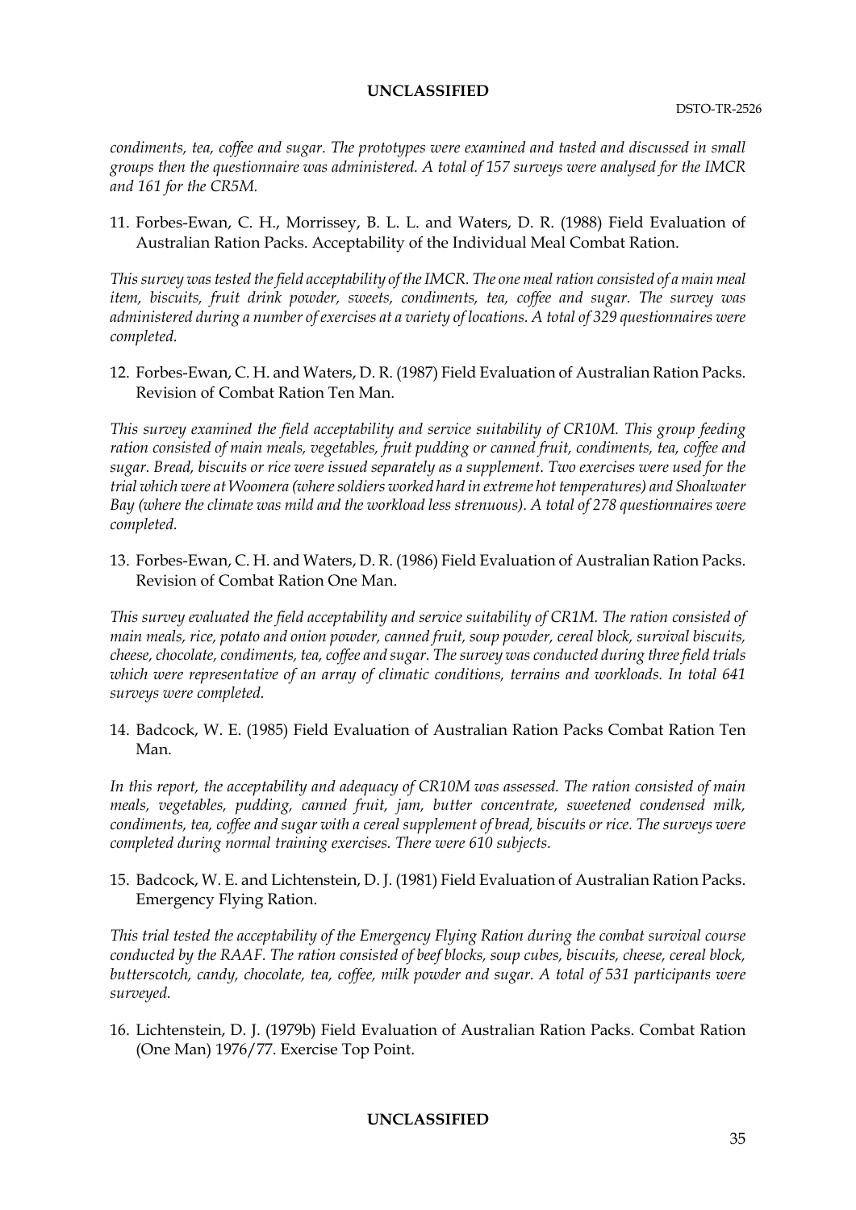*condiments, tea, coffee and sugar. The prototypes were examined and tasted and discussed in small groups then the questionnaire was administered. A total of 157 surveys were analysed for the IMCR and 161 for the CR5M.*

11. Forbes-Ewan, C. H., Morrissey, B. L. L. and Waters, D. R. (1988) Field Evaluation of Australian Ration Packs. Acceptability of the Individual Meal Combat Ration.

*This survey was tested the field acceptability of the IMCR. The one meal ration consisted of a main meal item, biscuits, fruit drink powder, sweets, condiments, tea, coffee and sugar. The survey was administered during a number of exercises at a variety of locations. A total of 329 questionnaires were completed.*

12. Forbes-Ewan, C. H. and Waters, D. R. (1987) Field Evaluation of Australian Ration Packs. Revision of Combat Ration Ten Man.

*This survey examined the field acceptability and service suitability of CR10M. This group feeding ration consisted of main meals, vegetables, fruit pudding or canned fruit, condiments, tea, coffee and sugar. Bread, biscuits or rice were issued separately as a supplement. Two exercises were used for the trial which were at Woomera (where soldiers worked hard in extreme hot temperatures) and Shoalwater Bay (where the climate was mild and the workload less strenuous). A total of 278 questionnaires were completed.*

13. Forbes-Ewan, C. H. and Waters, D. R. (1986) Field Evaluation of Australian Ration Packs. Revision of Combat Ration One Man.

*This survey evaluated the field acceptability and service suitability of CR1M. The ration consisted of main meals, rice, potato and onion powder, canned fruit, soup powder, cereal block, survival biscuits, cheese, chocolate, condiments, tea, coffee and sugar. The survey was conducted during three field trials which were representative of an array of climatic conditions, terrains and workloads. In total 641 surveys were completed.*

14. Badcock, W. E. (1985) Field Evaluation of Australian Ration Packs Combat Ration Ten Man.

*In this report, the acceptability and adequacy of CR10M was assessed. The ration consisted of main meals, vegetables, pudding, canned fruit, jam, butter concentrate, sweetened condensed milk, condiments, tea, coffee and sugar with a cereal supplement of bread, biscuits or rice. The surveys were completed during normal training exercises. There were 610 subjects.*

15. Badcock, W. E. and Lichtenstein, D. J. (1981) Field Evaluation of Australian Ration Packs. Emergency Flying Ration.

*This trial tested the acceptability of the Emergency Flying Ration during the combat survival course conducted by the RAAF. The ration consisted of beef blocks, soup cubes, biscuits, cheese, cereal block, butterscotch, candy, chocolate, tea, coffee, milk powder and sugar. A total of 531 participants were surveyed.*

16. Lichtenstein, D. J. (1979b) Field Evaluation of Australian Ration Packs. Combat Ration (One Man) 1976/77. Exercise Top Point.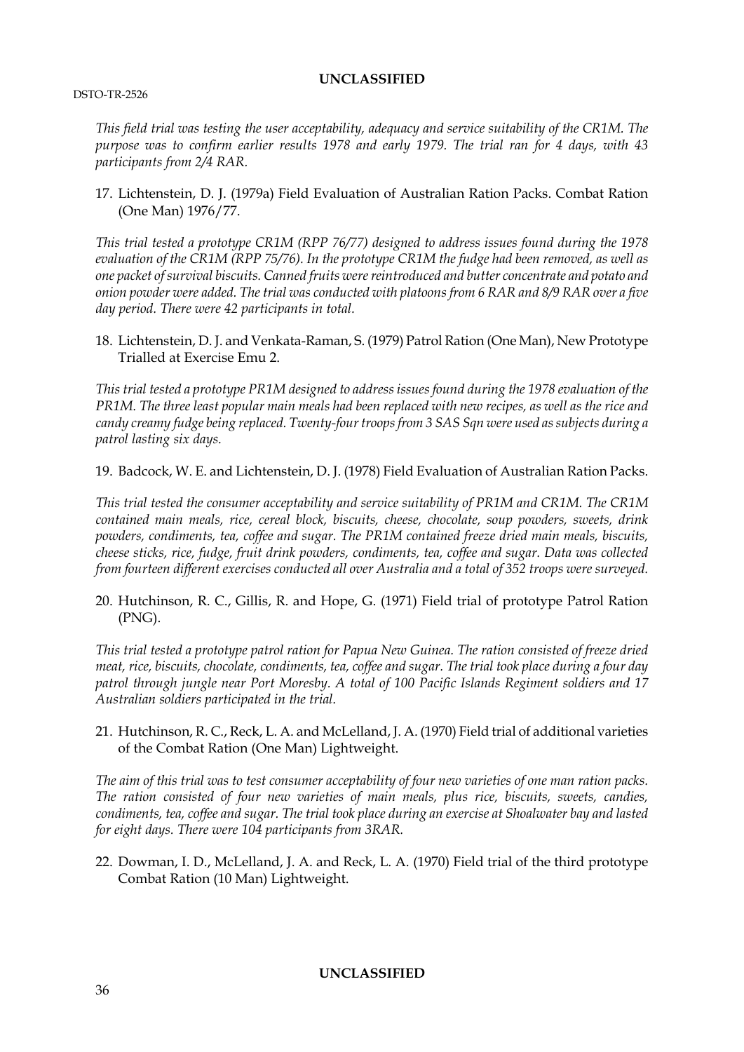*This field trial was testing the user acceptability, adequacy and service suitability of the CR1M. The purpose was to confirm earlier results 1978 and early 1979. The trial ran for 4 days, with 43 participants from 2/4 RAR.*

17. Lichtenstein, D. J. (1979a) Field Evaluation of Australian Ration Packs. Combat Ration (One Man) 1976/77.

*This trial tested a prototype CR1M (RPP 76/77) designed to address issues found during the 1978 evaluation of the CR1M (RPP 75/76). In the prototype CR1M the fudge had been removed, as well as one packet of survival biscuits. Canned fruits were reintroduced and butter concentrate and potato and onion powder were added. The trial was conducted with platoons from 6 RAR and 8/9 RAR over a five day period. There were 42 participants in total.*

18. Lichtenstein, D. J. and Venkata-Raman, S. (1979) Patrol Ration (One Man), New Prototype Trialled at Exercise Emu 2.

*This trial tested a prototype PR1M designed to address issues found during the 1978 evaluation of the PR1M. The three least popular main meals had been replaced with new recipes, as well as the rice and candy creamy fudge being replaced. Twenty-four troops from 3 SAS Sqn were used as subjects during a patrol lasting six days.*

19. Badcock, W. E. and Lichtenstein, D. J. (1978) Field Evaluation of Australian Ration Packs.

*This trial tested the consumer acceptability and service suitability of PR1M and CR1M. The CR1M contained main meals, rice, cereal block, biscuits, cheese, chocolate, soup powders, sweets, drink powders, condiments, tea, coffee and sugar. The PR1M contained freeze dried main meals, biscuits, cheese sticks, rice, fudge, fruit drink powders, condiments, tea, coffee and sugar. Data was collected from fourteen different exercises conducted all over Australia and a total of 352 troops were surveyed.*

20. Hutchinson, R. C., Gillis, R. and Hope, G. (1971) Field trial of prototype Patrol Ration (PNG).

*This trial tested a prototype patrol ration for Papua New Guinea. The ration consisted of freeze dried meat, rice, biscuits, chocolate, condiments, tea, coffee and sugar. The trial took place during a four day patrol through jungle near Port Moresby. A total of 100 Pacific Islands Regiment soldiers and 17 Australian soldiers participated in the trial.*

21. Hutchinson, R. C., Reck, L. A. and McLelland, J. A. (1970) Field trial of additional varieties of the Combat Ration (One Man) Lightweight.

*The aim of this trial was to test consumer acceptability of four new varieties of one man ration packs. The ration consisted of four new varieties of main meals, plus rice, biscuits, sweets, candies, condiments, tea, coffee and sugar. The trial took place during an exercise at Shoalwater bay and lasted for eight days. There were 104 participants from 3RAR.*

22. Dowman, I. D., McLelland, J. A. and Reck, L. A. (1970) Field trial of the third prototype Combat Ration (10 Man) Lightweight.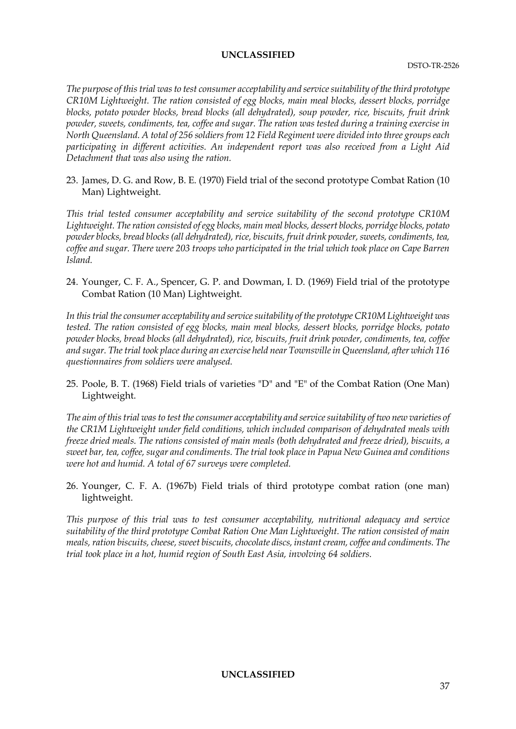*The purpose of this trial was to test consumer acceptability and service suitability of the third prototype CR10M Lightweight. The ration consisted of egg blocks, main meal blocks, dessert blocks, porridge blocks, potato powder blocks, bread blocks (all dehydrated), soup powder, rice, biscuits, fruit drink powder, sweets, condiments, tea, coffee and sugar. The ration was tested during a training exercise in North Queensland. A total of 256 soldiers from 12 Field Regiment were divided into three groups each participating in different activities. An independent report was also received from a Light Aid Detachment that was also using the ration.*

23. James, D. G. and Row, B. E. (1970) Field trial of the second prototype Combat Ration (10 Man) Lightweight.

*This trial tested consumer acceptability and service suitability of the second prototype CR10M Lightweight. The ration consisted of egg blocks, main meal blocks, dessert blocks, porridge blocks, potato powder blocks, bread blocks (all dehydrated), rice, biscuits, fruit drink powder, sweets, condiments, tea, coffee and sugar. There were 203 troops who participated in the trial which took place on Cape Barren Island.*

24. Younger, C. F. A., Spencer, G. P. and Dowman, I. D. (1969) Field trial of the prototype Combat Ration (10 Man) Lightweight.

*In this trial the consumer acceptability and service suitability of the prototype CR10M Lightweight was tested. The ration consisted of egg blocks, main meal blocks, dessert blocks, porridge blocks, potato powder blocks, bread blocks (all dehydrated), rice, biscuits, fruit drink powder, condiments, tea, coffee and sugar. The trial took place during an exercise held near Townsville in Queensland, after which 116 questionnaires from soldiers were analysed.*

25. Poole, B. T. (1968) Field trials of varieties "D" and "E" of the Combat Ration (One Man) Lightweight.

*The aim of this trial was to test the consumer acceptability and service suitability of two new varieties of the CR1M Lightweight under field conditions, which included comparison of dehydrated meals with freeze dried meals. The rations consisted of main meals (both dehydrated and freeze dried), biscuits, a sweet bar, tea, coffee, sugar and condiments. The trial took place in Papua New Guinea and conditions were hot and humid. A total of 67 surveys were completed.*

26. Younger, C. F. A. (1967b) Field trials of third prototype combat ration (one man) lightweight.

*This purpose of this trial was to test consumer acceptability, nutritional adequacy and service suitability of the third prototype Combat Ration One Man Lightweight. The ration consisted of main meals, ration biscuits, cheese, sweet biscuits, chocolate discs, instant cream, coffee and condiments. The trial took place in a hot, humid region of South East Asia, involving 64 soldiers.*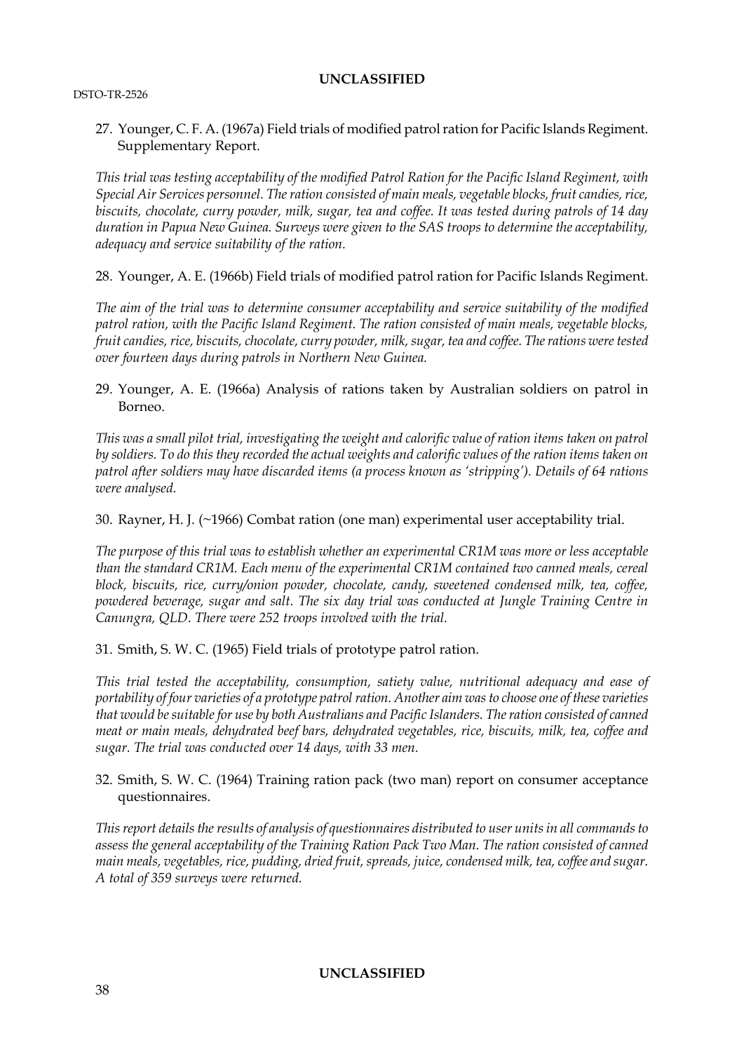27. Younger, C. F. A. (1967a) Field trials of modified patrol ration for Pacific Islands Regiment. Supplementary Report.

*This trial was testing acceptability of the modified Patrol Ration for the Pacific Island Regiment, with Special Air Services personnel. The ration consisted of main meals, vegetable blocks, fruit candies, rice, biscuits, chocolate, curry powder, milk, sugar, tea and coffee. It was tested during patrols of 14 day duration in Papua New Guinea. Surveys were given to the SAS troops to determine the acceptability, adequacy and service suitability of the ration.*

28. Younger, A. E. (1966b) Field trials of modified patrol ration for Pacific Islands Regiment.

*The aim of the trial was to determine consumer acceptability and service suitability of the modified patrol ration, with the Pacific Island Regiment. The ration consisted of main meals, vegetable blocks, fruit candies, rice, biscuits, chocolate, curry powder, milk, sugar, tea and coffee. The rations were tested over fourteen days during patrols in Northern New Guinea.*

29. Younger, A. E. (1966a) Analysis of rations taken by Australian soldiers on patrol in Borneo.

*This was a small pilot trial, investigating the weight and calorific value of ration items taken on patrol by soldiers. To do this they recorded the actual weights and calorific values of the ration items taken on patrol after soldiers may have discarded items (a process known as 'stripping'). Details of 64 rations were analysed.*

30. Rayner, H. J. (~1966) Combat ration (one man) experimental user acceptability trial.

*The purpose of this trial was to establish whether an experimental CR1M was more or less acceptable than the standard CR1M. Each menu of the experimental CR1M contained two canned meals, cereal block, biscuits, rice, curry/onion powder, chocolate, candy, sweetened condensed milk, tea, coffee, powdered beverage, sugar and salt. The six day trial was conducted at Jungle Training Centre in Canungra, QLD. There were 252 troops involved with the trial.*

31. Smith, S. W. C. (1965) Field trials of prototype patrol ration.

*This trial tested the acceptability, consumption, satiety value, nutritional adequacy and ease of portability of four varieties of a prototype patrol ration. Another aim was to choose one of these varieties that would be suitable for use by both Australians and Pacific Islanders. The ration consisted of canned meat or main meals, dehydrated beef bars, dehydrated vegetables, rice, biscuits, milk, tea, coffee and sugar. The trial was conducted over 14 days, with 33 men.*

32. Smith, S. W. C. (1964) Training ration pack (two man) report on consumer acceptance questionnaires.

*This report details the results of analysis of questionnaires distributed to user units in all commands to assess the general acceptability of the Training Ration Pack Two Man. The ration consisted of canned main meals, vegetables, rice, pudding, dried fruit, spreads, juice, condensed milk, tea, coffee and sugar. A total of 359 surveys were returned.*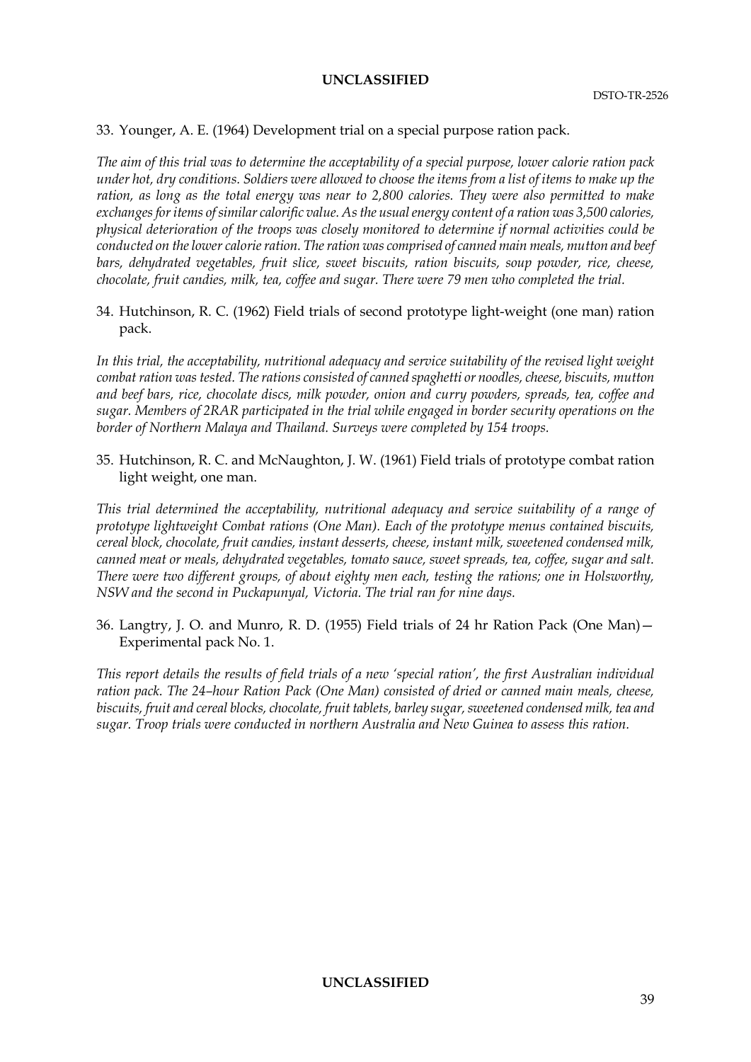33. Younger, A. E. (1964) Development trial on a special purpose ration pack.

*The aim of this trial was to determine the acceptability of a special purpose, lower calorie ration pack under hot, dry conditions. Soldiers were allowed to choose the items from a list of items to make up the ration, as long as the total energy was near to 2,800 calories. They were also permitted to make exchanges for items of similar calorific value. As the usual energy content of a ration was 3,500 calories, physical deterioration of the troops was closely monitored to determine if normal activities could be conducted on the lower calorie ration. The ration was comprised of canned main meals, mutton and beef bars, dehydrated vegetables, fruit slice, sweet biscuits, ration biscuits, soup powder, rice, cheese, chocolate, fruit candies, milk, tea, coffee and sugar. There were 79 men who completed the trial.*

34. Hutchinson, R. C. (1962) Field trials of second prototype light-weight (one man) ration pack.

*In this trial, the acceptability, nutritional adequacy and service suitability of the revised light weight combat ration was tested. The rations consisted of canned spaghetti or noodles, cheese, biscuits, mutton and beef bars, rice, chocolate discs, milk powder, onion and curry powders, spreads, tea, coffee and sugar. Members of 2RAR participated in the trial while engaged in border security operations on the border of Northern Malaya and Thailand. Surveys were completed by 154 troops.*

35. Hutchinson, R. C. and McNaughton, J. W. (1961) Field trials of prototype combat ration light weight, one man.

*This trial determined the acceptability, nutritional adequacy and service suitability of a range of prototype lightweight Combat rations (One Man). Each of the prototype menus contained biscuits, cereal block, chocolate, fruit candies, instant desserts, cheese, instant milk, sweetened condensed milk, canned meat or meals, dehydrated vegetables, tomato sauce, sweet spreads, tea, coffee, sugar and salt. There were two different groups, of about eighty men each, testing the rations; one in Holsworthy, NSW and the second in Puckapunyal, Victoria. The trial ran for nine days.*

36. Langtry, J. O. and Munro, R. D. (1955) Field trials of 24 hr Ration Pack (One Man)—Experimental pack No. 1.

*This report details the results of field trials of a new 'special ration', the first Australian individual ration pack. The 24–hour Ration Pack (One Man) consisted of dried or canned main meals, cheese, biscuits, fruit and cereal blocks, chocolate, fruit tablets, barley sugar, sweetened condensed milk, tea and sugar. Troop trials were conducted in northern Australia and New Guinea to assess this ration.*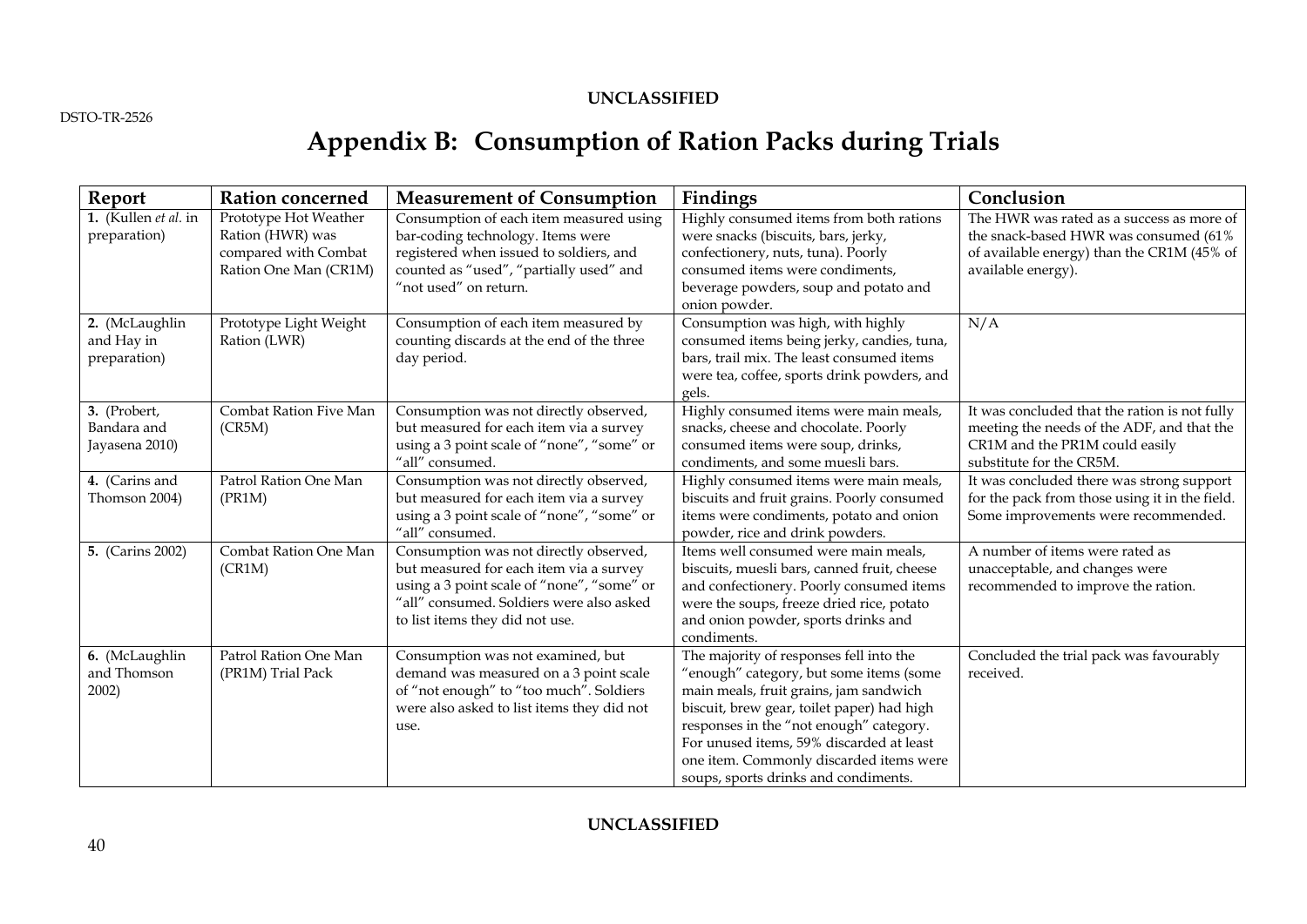# Appendix B: Consumption of Ration Packs during Trials

| Report | Ration concerned | Measurement of Consumption | Findings | Conclusion |
|---|---|---|---|---|
| **1.** (Kullen *et al.* in preparation) | Prototype Hot Weather Ration (HWR) was compared with Combat Ration One Man (CR1M) | Consumption of each item measured using bar-coding technology. Items were registered when issued to soldiers, and counted as "used", "partially used" and "not used" on return. | Highly consumed items from both rations were snacks (biscuits, bars, jerky, confectionery, nuts, tuna). Poorly consumed items were condiments, beverage powders, soup and potato and onion powder. | The HWR was rated as a success as more of the snack-based HWR was consumed (61% of available energy) than the CR1M (45% of available energy). |
| **2.** (McLaughlin and Hay in preparation) | Prototype Light Weight Ration (LWR) | Consumption of each item measured by counting discards at the end of the three day period. | Consumption was high, with highly consumed items being jerky, candies, tuna, bars, trail mix. The least consumed items were tea, coffee, sports drink powders, and gels. | N/A |
| **3.** (Probert, Bandara and Jayasena 2010) | Combat Ration Five Man (CR5M) | Consumption was not directly observed, but measured for each item via a survey using a 3 point scale of "none", "some" or "all" consumed. | Highly consumed items were main meals, snacks, cheese and chocolate. Poorly consumed items were soup, drinks, condiments, and some muesli bars. | It was concluded that the ration is not fully meeting the needs of the ADF, and that the CR1M and the PR1M could easily substitute for the CR5M. |
| **4.** (Carins and Thomson 2004) | Patrol Ration One Man (PR1M) | Consumption was not directly observed, but measured for each item via a survey using a 3 point scale of "none", "some" or "all" consumed. | Highly consumed items were main meals, biscuits and fruit grains. Poorly consumed items were condiments, potato and onion powder, rice and drink powders. | It was concluded there was strong support for the pack from those using it in the field. Some improvements were recommended. |
| **5.** (Carins 2002) | Combat Ration One Man (CR1M) | Consumption was not directly observed, but measured for each item via a survey using a 3 point scale of "none", "some" or "all" consumed. Soldiers were also asked to list items they did not use. | Items well consumed were main meals, biscuits, muesli bars, canned fruit, cheese and confectionery. Poorly consumed items were the soups, freeze dried rice, potato and onion powder, sports drinks and condiments. | A number of items were rated as unacceptable, and changes were recommended to improve the ration. |
| **6.** (McLaughlin and Thomson 2002) | Patrol Ration One Man (PR1M) Trial Pack | Consumption was not examined, but demand was measured on a 3 point scale of "not enough" to "too much". Soldiers were also asked to list items they did not use. | The majority of responses fell into the "enough" category, but some items (some main meals, fruit grains, jam sandwich biscuit, brew gear, toilet paper) had high responses in the "not enough" category. For unused items, 59% discarded at least one item. Commonly discarded items were soups, sports drinks and condiments. | Concluded the trial pack was favourably received. |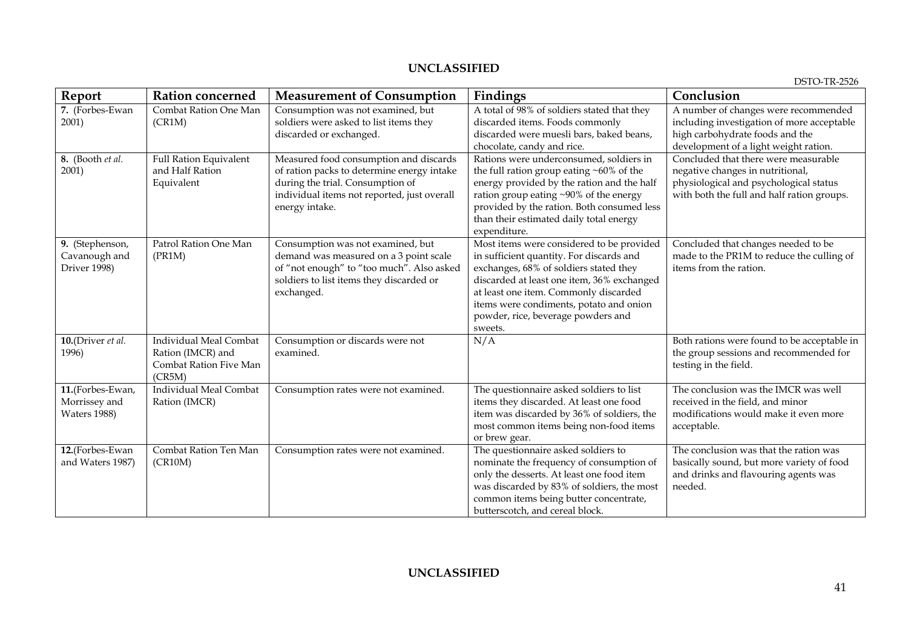| Report | Ration concerned | Measurement of Consumption | Findings | Conclusion |
|---|---|---|---|---|
| **7.** (Forbes-Ewan 2001) | Combat Ration One Man (CR1M) | Consumption was not examined, but soldiers were asked to list items they discarded or exchanged. | A total of 98% of soldiers stated that they discarded items. Foods commonly discarded were muesli bars, baked beans, chocolate, candy and rice. | A number of changes were recommended including investigation of more acceptable high carbohydrate foods and the development of a light weight ration. |
| **8.** (Booth *et al.* 2001) | Full Ration Equivalent and Half Ration Equivalent | Measured food consumption and discards of ration packs to determine energy intake during the trial. Consumption of individual items not reported, just overall energy intake. | Rations were underconsumed, soldiers in the full ration group eating ~60% of the energy provided by the ration and the half ration group eating ~90% of the energy provided by the ration. Both consumed less than their estimated daily total energy expenditure. | Concluded that there were measurable negative changes in nutritional, physiological and psychological status with both the full and half ration groups. |
| **9.** (Stephenson, Cavanough and Driver 1998) | Patrol Ration One Man (PR1M) | Consumption was not examined, but demand was measured on a 3 point scale of "not enough" to "too much". Also asked soldiers to list items they discarded or exchanged. | Most items were considered to be provided in sufficient quantity. For discards and exchanges, 68% of soldiers stated they discarded at least one item, 36% exchanged at least one item. Commonly discarded items were condiments, potato and onion powder, rice, beverage powders and sweets. | Concluded that changes needed to be made to the PR1M to reduce the culling of items from the ration. |
| **10.**(Driver *et al.* 1996) | Individual Meal Combat Ration (IMCR) and Combat Ration Five Man (CR5M) | Consumption or discards were not examined. | N/A | Both rations were found to be acceptable in the group sessions and recommended for testing in the field. |
| **11.**(Forbes-Ewan, Morrissey and Waters 1988) | Individual Meal Combat Ration (IMCR) | Consumption rates were not examined. | The questionnaire asked soldiers to list items they discarded. At least one food item was discarded by 36% of soldiers, the most common items being non-food items or brew gear. | The conclusion was the IMCR was well received in the field, and minor modifications would make it even more acceptable. |
| **12.**(Forbes-Ewan and Waters 1987) | Combat Ration Ten Man (CR10M) | Consumption rates were not examined. | The questionnaire asked soldiers to nominate the frequency of consumption of only the desserts. At least one food item was discarded by 83% of soldiers, the most common items being butter concentrate, butterscotch, and cereal block. | The conclusion was that the ration was basically sound, but more variety of food and drinks and flavouring agents was needed. |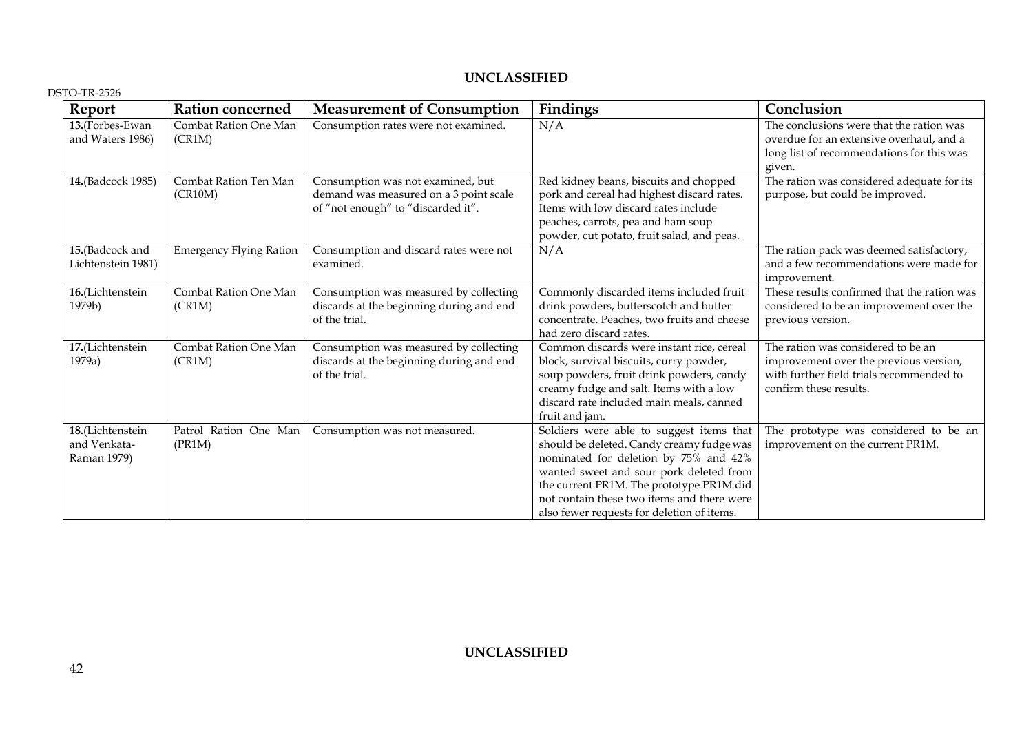| Report | Ration concerned | Measurement of Consumption | Findings | Conclusion |
|---|---|---|---|---|
| **13.**(Forbes-Ewan and Waters 1986) | Combat Ration One Man (CR1M) | Consumption rates were not examined. | N/A | The conclusions were that the ration was overdue for an extensive overhaul, and a long list of recommendations for this was given. |
| **14.**(Badcock 1985) | Combat Ration Ten Man (CR10M) | Consumption was not examined, but demand was measured on a 3 point scale of "not enough" to "discarded it". | Red kidney beans, biscuits and chopped pork and cereal had highest discard rates. Items with low discard rates include peaches, carrots, pea and ham soup powder, cut potato, fruit salad, and peas. | The ration was considered adequate for its purpose, but could be improved. |
| **15.**(Badcock and Lichtenstein 1981) | Emergency Flying Ration | Consumption and discard rates were not examined. | N/A | The ration pack was deemed satisfactory, and a few recommendations were made for improvement. |
| **16.**(Lichtenstein 1979b) | Combat Ration One Man (CR1M) | Consumption was measured by collecting discards at the beginning during and end of the trial. | Commonly discarded items included fruit drink powders, butterscotch and butter concentrate. Peaches, two fruits and cheese had zero discard rates. | These results confirmed that the ration was considered to be an improvement over the previous version. |
| **17.**(Lichtenstein 1979a) | Combat Ration One Man (CR1M) | Consumption was measured by collecting discards at the beginning during and end of the trial. | Common discards were instant rice, cereal block, survival biscuits, curry powder, soup powders, fruit drink powders, candy creamy fudge and salt. Items with a low discard rate included main meals, canned fruit and jam. | The ration was considered to be an improvement over the previous version, with further field trials recommended to confirm these results. |
| **18.**(Lichtenstein and Venkata-Raman 1979) | Patrol Ration One Man (PR1M) | Consumption was not measured. | Soldiers were able to suggest items that should be deleted. Candy creamy fudge was nominated for deletion by 75% and 42% wanted sweet and sour pork deleted from the current PR1M. The prototype PR1M did not contain these two items and there were also fewer requests for deletion of items. | The prototype was considered to be an improvement on the current PR1M. |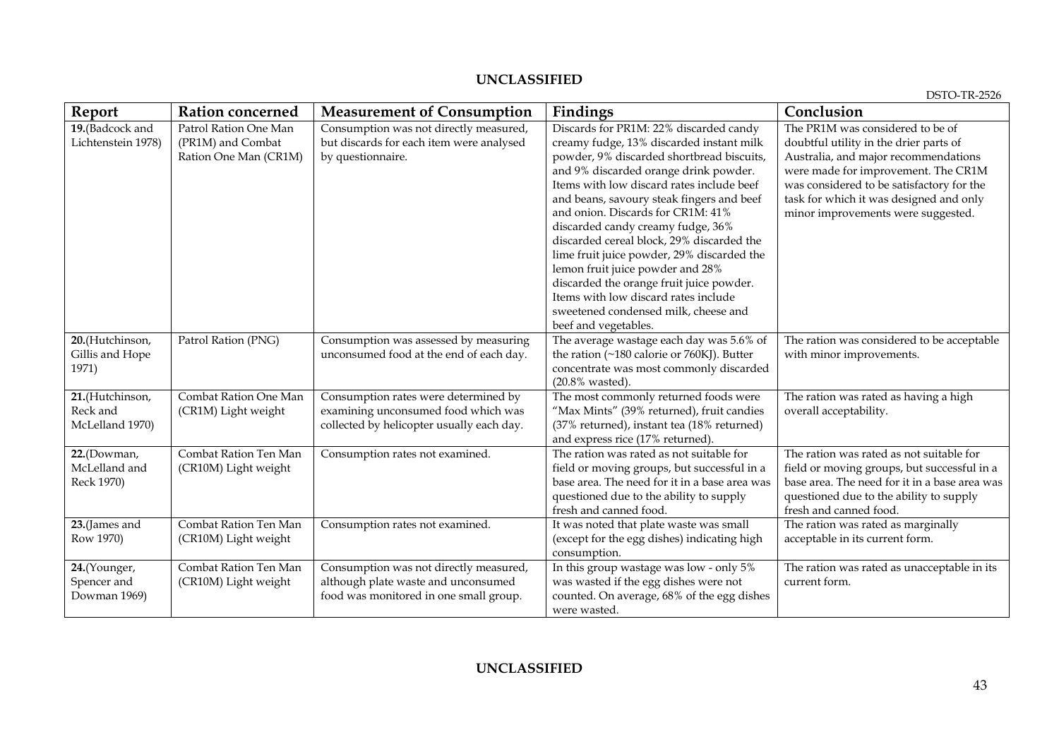| Report | Ration concerned | Measurement of Consumption | Findings | Conclusion |
|---|---|---|---|---|
| **19.**(Badcock and Lichtenstein 1978) | Patrol Ration One Man (PR1M) and Combat Ration One Man (CR1M) | Consumption was not directly measured, but discards for each item were analysed by questionnaire. | Discards for PR1M: 22% discarded candy creamy fudge, 13% discarded instant milk powder, 9% discarded shortbread biscuits, and 9% discarded orange drink powder. Items with low discard rates include beef and beans, savoury steak fingers and beef and onion. Discards for CR1M: 41% discarded candy creamy fudge, 36% discarded cereal block, 29% discarded the lime fruit juice powder, 29% discarded the lemon fruit juice powder and 28% discarded the orange fruit juice powder. Items with low discard rates include sweetened condensed milk, cheese and beef and vegetables. | The PR1M was considered to be of doubtful utility in the drier parts of Australia, and major recommendations were made for improvement. The CR1M was considered to be satisfactory for the task for which it was designed and only minor improvements were suggested. |
| **20.**(Hutchinson, Gillis and Hope 1971) | Patrol Ration (PNG) | Consumption was assessed by measuring unconsumed food at the end of each day. | The average wastage each day was 5.6% of the ration (~180 calorie or 760KJ). Butter concentrate was most commonly discarded (20.8% wasted). | The ration was considered to be acceptable with minor improvements. |
| **21.**(Hutchinson, Reck and McLelland 1970) | Combat Ration One Man (CR1M) Light weight | Consumption rates were determined by examining unconsumed food which was collected by helicopter usually each day. | The most commonly returned foods were "Max Mints" (39% returned), fruit candies (37% returned), instant tea (18% returned) and express rice (17% returned). | The ration was rated as having a high overall acceptability. |
| **22.**(Dowman, McLelland and Reck 1970) | Combat Ration Ten Man (CR10M) Light weight | Consumption rates not examined. | The ration was rated as not suitable for field or moving groups, but successful in a base area. The need for it in a base area was questioned due to the ability to supply fresh and canned food. | The ration was rated as not suitable for field or moving groups, but successful in a base area. The need for it in a base area was questioned due to the ability to supply fresh and canned food. |
| **23.**(James and Row 1970) | Combat Ration Ten Man (CR10M) Light weight | Consumption rates not examined. | It was noted that plate waste was small (except for the egg dishes) indicating high consumption. | The ration was rated as marginally acceptable in its current form. |
| **24.**(Younger, Spencer and Dowman 1969) | Combat Ration Ten Man (CR10M) Light weight | Consumption was not directly measured, although plate waste and unconsumed food was monitored in one small group. | In this group wastage was low - only 5% was wasted if the egg dishes were not counted. On average, 68% of the egg dishes were wasted. | The ration was rated as unacceptable in its current form. |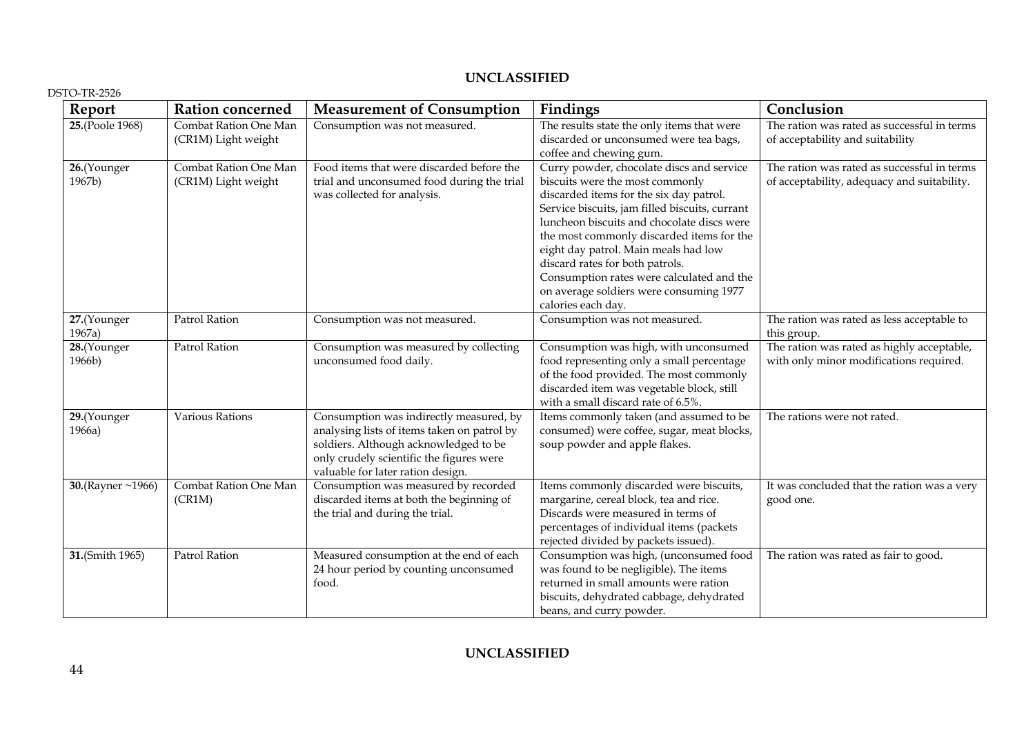| Report | Ration concerned | Measurement of Consumption | Findings | Conclusion |
|---|---|---|---|---|
| **25.**(Poole 1968) | Combat Ration One Man (CR1M) Light weight | Consumption was not measured. | The results state the only items that were discarded or unconsumed were tea bags, coffee and chewing gum. | The ration was rated as successful in terms of acceptability and suitability |
| **26.**(Younger 1967b) | Combat Ration One Man (CR1M) Light weight | Food items that were discarded before the trial and unconsumed food during the trial was collected for analysis. | Curry powder, chocolate discs and service biscuits were the most commonly discarded items for the six day patrol. Service biscuits, jam filled biscuits, currant luncheon biscuits and chocolate discs were the most commonly discarded items for the eight day patrol. Main meals had low discard rates for both patrols. Consumption rates were calculated and the on average soldiers were consuming 1977 calories each day. | The ration was rated as successful in terms of acceptability, adequacy and suitability. |
| **27.**(Younger 1967a) | Patrol Ration | Consumption was not measured. | Consumption was not measured. | The ration was rated as less acceptable to this group. |
| **28.**(Younger 1966b) | Patrol Ration | Consumption was measured by collecting unconsumed food daily. | Consumption was high, with unconsumed food representing only a small percentage of the food provided. The most commonly discarded item was vegetable block, still with a small discard rate of 6.5%. | The ration was rated as highly acceptable, with only minor modifications required. |
| **29.**(Younger 1966a) | Various Rations | Consumption was indirectly measured, by analysing lists of items taken on patrol by soldiers. Although acknowledged to be only crudely scientific the figures were valuable for later ration design. | Items commonly taken (and assumed to be consumed) were coffee, sugar, meat blocks, soup powder and apple flakes. | The rations were not rated. |
| **30.**(Rayner ~1966) | Combat Ration One Man (CR1M) | Consumption was measured by recorded discarded items at both the beginning of the trial and during the trial. | Items commonly discarded were biscuits, margarine, cereal block, tea and rice. Discards were measured in terms of percentages of individual items (packets rejected divided by packets issued). | It was concluded that the ration was a very good one. |
| **31.**(Smith 1965) | Patrol Ration | Measured consumption at the end of each 24 hour period by counting unconsumed food. | Consumption was high, (unconsumed food was found to be negligible). The items returned in small amounts were ration biscuits, dehydrated cabbage, dehydrated beans, and curry powder. | The ration was rated as fair to good. |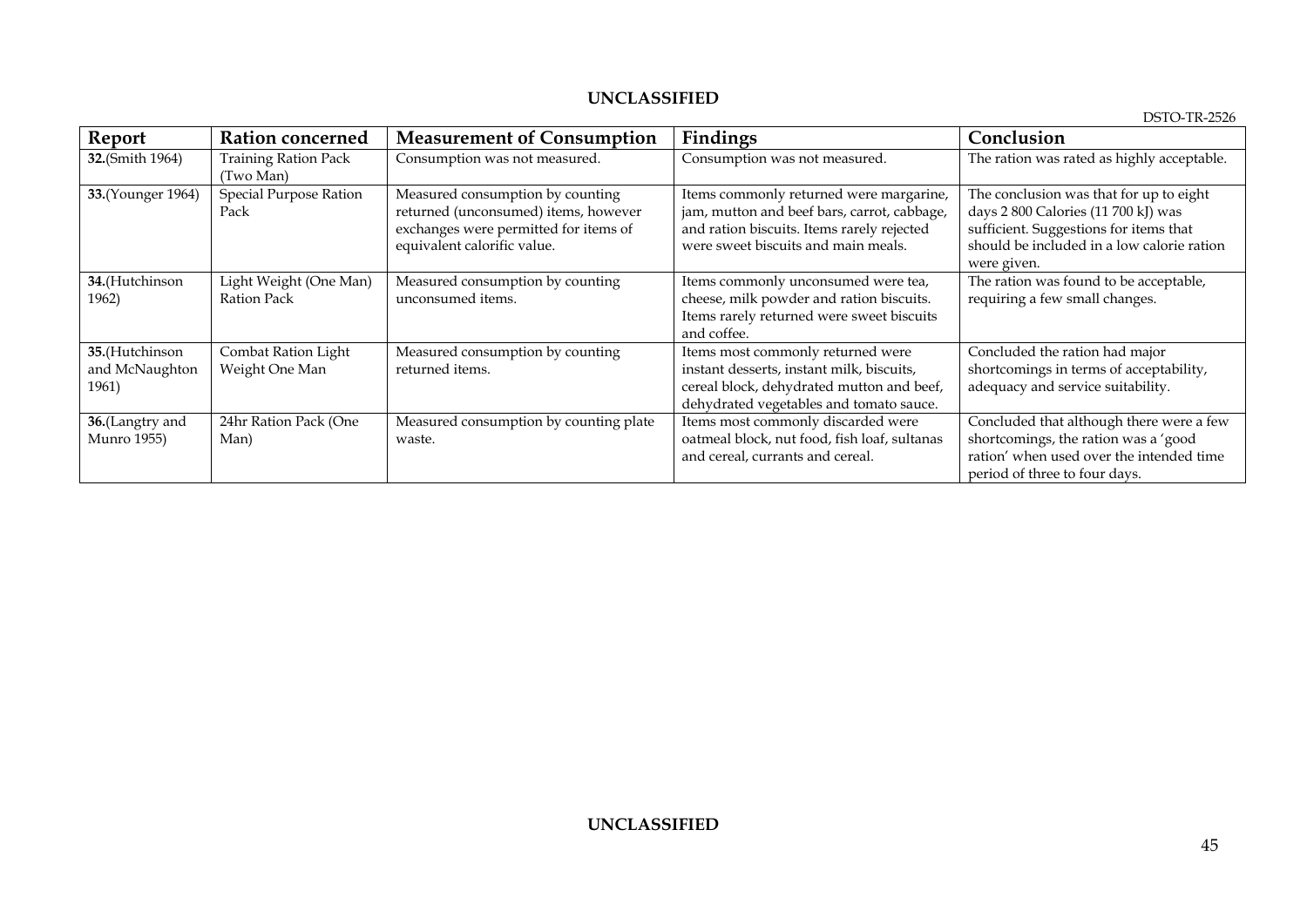| Report | Ration concerned | Measurement of Consumption | Findings | Conclusion |
|---|---|---|---|---|
| **32.**(Smith 1964) | Training Ration Pack (Two Man) | Consumption was not measured. | Consumption was not measured. | The ration was rated as highly acceptable. |
| **33.**(Younger 1964) | Special Purpose Ration Pack | Measured consumption by counting returned (unconsumed) items, however exchanges were permitted for items of equivalent calorific value. | Items commonly returned were margarine, jam, mutton and beef bars, carrot, cabbage, and ration biscuits. Items rarely rejected were sweet biscuits and main meals. | The conclusion was that for up to eight days 2 800 Calories (11 700 kJ) was sufficient. Suggestions for items that should be included in a low calorie ration were given. |
| **34.**(Hutchinson 1962) | Light Weight (One Man) Ration Pack | Measured consumption by counting unconsumed items. | Items commonly unconsumed were tea, cheese, milk powder and ration biscuits. Items rarely returned were sweet biscuits and coffee. | The ration was found to be acceptable, requiring a few small changes. |
| **35.**(Hutchinson and McNaughton 1961) | Combat Ration Light Weight One Man | Measured consumption by counting returned items. | Items most commonly returned were instant desserts, instant milk, biscuits, cereal block, dehydrated mutton and beef, dehydrated vegetables and tomato sauce. | Concluded the ration had major shortcomings in terms of acceptability, adequacy and service suitability. |
| **36.**(Langtry and Munro 1955) | 24hr Ration Pack (One Man) | Measured consumption by counting plate waste. | Items most commonly discarded were oatmeal block, nut food, fish loaf, sultanas and cereal, currants and cereal. | Concluded that although there were a few shortcomings, the ration was a 'good ration' when used over the intended time period of three to four days. |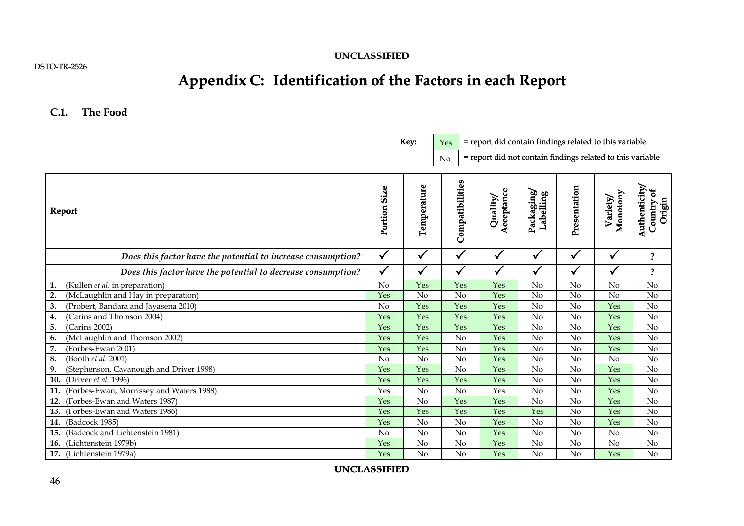# Appendix C: Identification of the Factors in each Report

## C.1. The Food

**Key:** Yes = report did contain findings related to this variable
No = report did not contain findings related to this variable

| Report | Portion Size | Temperature | Compatibilities | Quality/ Acceptance | Packaging/ Labelling | Presentation | Variety/ Monotony | Authenticity/ Country of Origin |
|---|---|---|---|---|---|---|---|---|
| *Does this factor have the potential to increase consumption?* | ✓ | ✓ | ✓ | ✓ | ✓ | ✓ | ✓ | ? |
| *Does this factor have the potential to decrease consumption?* | ✓ | ✓ | ✓ | ✓ | ✓ | ✓ | ✓ | ? |
| **1.** (Kullen *et al.* in preparation) | No | Yes | Yes | Yes | No | No | No | No |
| **2.** (McLaughlin and Hay in preparation) | Yes | No | No | Yes | No | No | No | No |
| **3.** (Probert, Bandara and Jayasena 2010) | No | Yes | Yes | Yes | No | No | Yes | No |
| **4.** (Carins and Thomson 2004) | Yes | Yes | Yes | Yes | No | No | Yes | No |
| **5.** (Carins 2002) | Yes | Yes | Yes | Yes | No | No | Yes | No |
| **6.** (McLaughlin and Thomson 2002) | Yes | Yes | No | Yes | No | No | Yes | No |
| **7.** (Forbes-Ewan 2001) | Yes | Yes | No | Yes | No | No | Yes | No |
| **8.** (Booth *et al.* 2001) | No | No | No | Yes | No | No | No | No |
| **9.** (Stephenson, Cavanough and Driver 1998) | Yes | Yes | No | Yes | No | No | Yes | No |
| **10.** (Driver *et al.* 1996) | Yes | Yes | Yes | Yes | No | No | Yes | No |
| **11.** (Forbes-Ewan, Morrissey and Waters 1988) | Yes | No | No | Yes | No | No | Yes | No |
| **12.** (Forbes-Ewan and Waters 1987) | Yes | No | Yes | Yes | No | No | Yes | No |
| **13.** (Forbes-Ewan and Waters 1986) | Yes | Yes | Yes | Yes | Yes | No | Yes | No |
| **14.** (Badcock 1985) | Yes | No | No | Yes | No | No | Yes | No |
| **15.** (Badcock and Lichtenstein 1981) | No | No | No | Yes | No | No | No | No |
| **16.** (Lichtenstein 1979b) | Yes | No | No | Yes | No | No | No | No |
| **17.** (Lichtenstein 1979a) | Yes | No | No | Yes | No | No | Yes | No |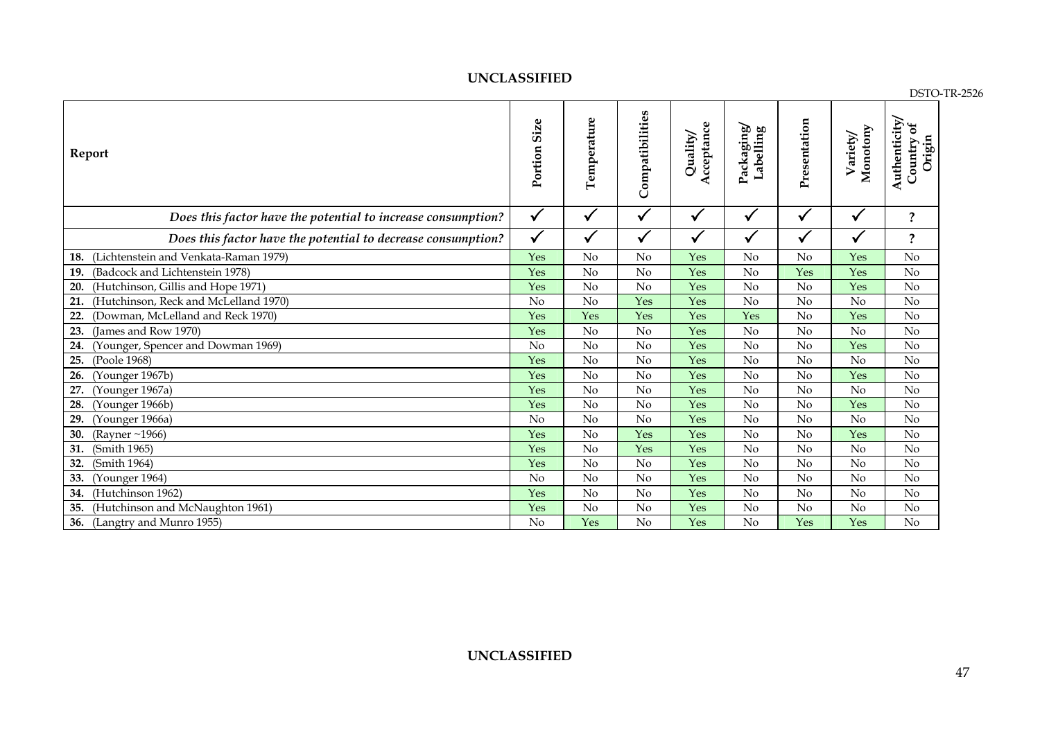| Report | Portion Size | Temperature | Compatibilities | Quality/ Acceptance | Packaging/ Labelling | Presentation | Variety/ Monotony | Authenticity/ Country of Origin |
|---|---|---|---|---|---|---|---|---|
| *Does this factor have the potential to increase consumption?* | ✓ | ✓ | ✓ | ✓ | ✓ | ✓ | ✓ | ? |
| *Does this factor have the potential to decrease consumption?* | ✓ | ✓ | ✓ | ✓ | ✓ | ✓ | ✓ | ? |
| **18.** (Lichtenstein and Venkata-Raman 1979) | Yes | No | No | Yes | No | No | Yes | No |
| **19.** (Badcock and Lichtenstein 1978) | Yes | No | No | Yes | No | Yes | Yes | No |
| **20.** (Hutchinson, Gillis and Hope 1971) | Yes | No | No | Yes | No | No | Yes | No |
| **21.** (Hutchinson, Reck and McLelland 1970) | No | No | Yes | Yes | No | No | No | No |
| **22.** (Dowman, McLelland and Reck 1970) | Yes | Yes | Yes | Yes | Yes | No | Yes | No |
| **23.** (James and Row 1970) | Yes | No | No | Yes | No | No | No | No |
| **24.** (Younger, Spencer and Dowman 1969) | No | No | No | Yes | No | No | Yes | No |
| **25.** (Poole 1968) | Yes | No | No | Yes | No | No | No | No |
| **26.** (Younger 1967b) | Yes | No | No | Yes | No | No | Yes | No |
| **27.** (Younger 1967a) | Yes | No | No | Yes | No | No | No | No |
| **28.** (Younger 1966b) | Yes | No | No | Yes | No | No | Yes | No |
| **29.** (Younger 1966a) | No | No | No | Yes | No | No | No | No |
| **30.** (Rayner ~1966) | Yes | No | Yes | Yes | No | No | Yes | No |
| **31.** (Smith 1965) | Yes | No | Yes | Yes | No | No | No | No |
| **32.** (Smith 1964) | Yes | No | No | Yes | No | No | No | No |
| **33.** (Younger 1964) | No | No | No | Yes | No | No | No | No |
| **34.** (Hutchinson 1962) | Yes | No | No | Yes | No | No | No | No |
| **35.** (Hutchinson and McNaughton 1961) | Yes | No | No | Yes | No | No | No | No |
| **36.** (Langtry and Munro 1955) | No | Yes | No | Yes | No | Yes | Yes | No |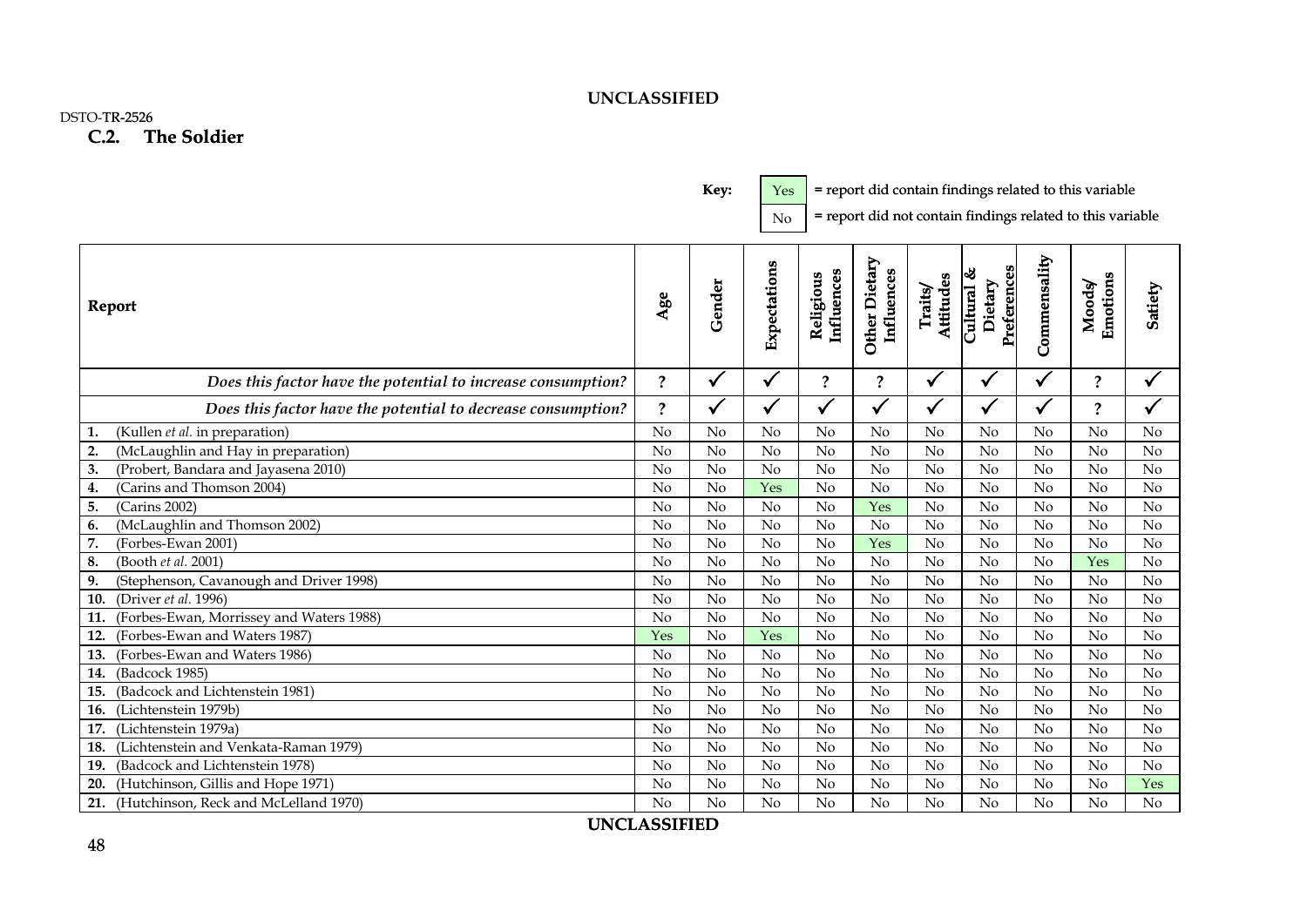### C.2. The Soldier

Key:
- Yes = report did contain findings related to this variable
- No = report did not contain findings related to this variable

| Report | Age | Gender | Expectations | Religious Influences | Other Dietary Influences | Traits/ Attitudes | Cultural & Dietary Preferences | Commensality | Moods/ Emotions | Satiety |
|---|---|---|---|---|---|---|---|---|---|---|
| *Does this factor have the potential to increase consumption?* | ? | ✓ | ✓ | ? | ? | ✓ | ✓ | ✓ | ? | ✓ |
| *Does this factor have the potential to decrease consumption?* | ? | ✓ | ✓ | ✓ | ✓ | ✓ | ✓ | ✓ | ? | ✓ |
| **1.** (Kullen *et al.* in preparation) | No | No | No | No | No | No | No | No | No | No |
| **2.** (McLaughlin and Hay in preparation) | No | No | No | No | No | No | No | No | No | No |
| **3.** (Probert, Bandara and Jayasena 2010) | No | No | No | No | No | No | No | No | No | No |
| **4.** (Carins and Thomson 2004) | No | No | Yes | No | No | No | No | No | No | No |
| **5.** (Carins 2002) | No | No | No | No | Yes | No | No | No | No | No |
| **6.** (McLaughlin and Thomson 2002) | No | No | No | No | No | No | No | No | No | No |
| **7.** (Forbes-Ewan 2001) | No | No | No | No | Yes | No | No | No | No | No |
| **8.** (Booth *et al.* 2001) | No | No | No | No | No | No | No | No | Yes | No |
| **9.** (Stephenson, Cavanough and Driver 1998) | No | No | No | No | No | No | No | No | No | No |
| **10.** (Driver *et al.* 1996) | No | No | No | No | No | No | No | No | No | No |
| **11.** (Forbes-Ewan, Morrissey and Waters 1988) | No | No | No | No | No | No | No | No | No | No |
| **12.** (Forbes-Ewan and Waters 1987) | Yes | No | Yes | No | No | No | No | No | No | No |
| **13.** (Forbes-Ewan and Waters 1986) | No | No | No | No | No | No | No | No | No | No |
| **14.** (Badcock 1985) | No | No | No | No | No | No | No | No | No | No |
| **15.** (Badcock and Lichtenstein 1981) | No | No | No | No | No | No | No | No | No | No |
| **16.** (Lichtenstein 1979b) | No | No | No | No | No | No | No | No | No | No |
| **17.** (Lichtenstein 1979a) | No | No | No | No | No | No | No | No | No | No |
| **18.** (Lichtenstein and Venkata-Raman 1979) | No | No | No | No | No | No | No | No | No | No |
| **19.** (Badcock and Lichtenstein 1978) | No | No | No | No | No | No | No | No | No | No |
| **20.** (Hutchinson, Gillis and Hope 1971) | No | No | No | No | No | No | No | No | No | Yes |
| **21.** (Hutchinson, Reck and McLelland 1970) | No | No | No | No | No | No | No | No | No | No |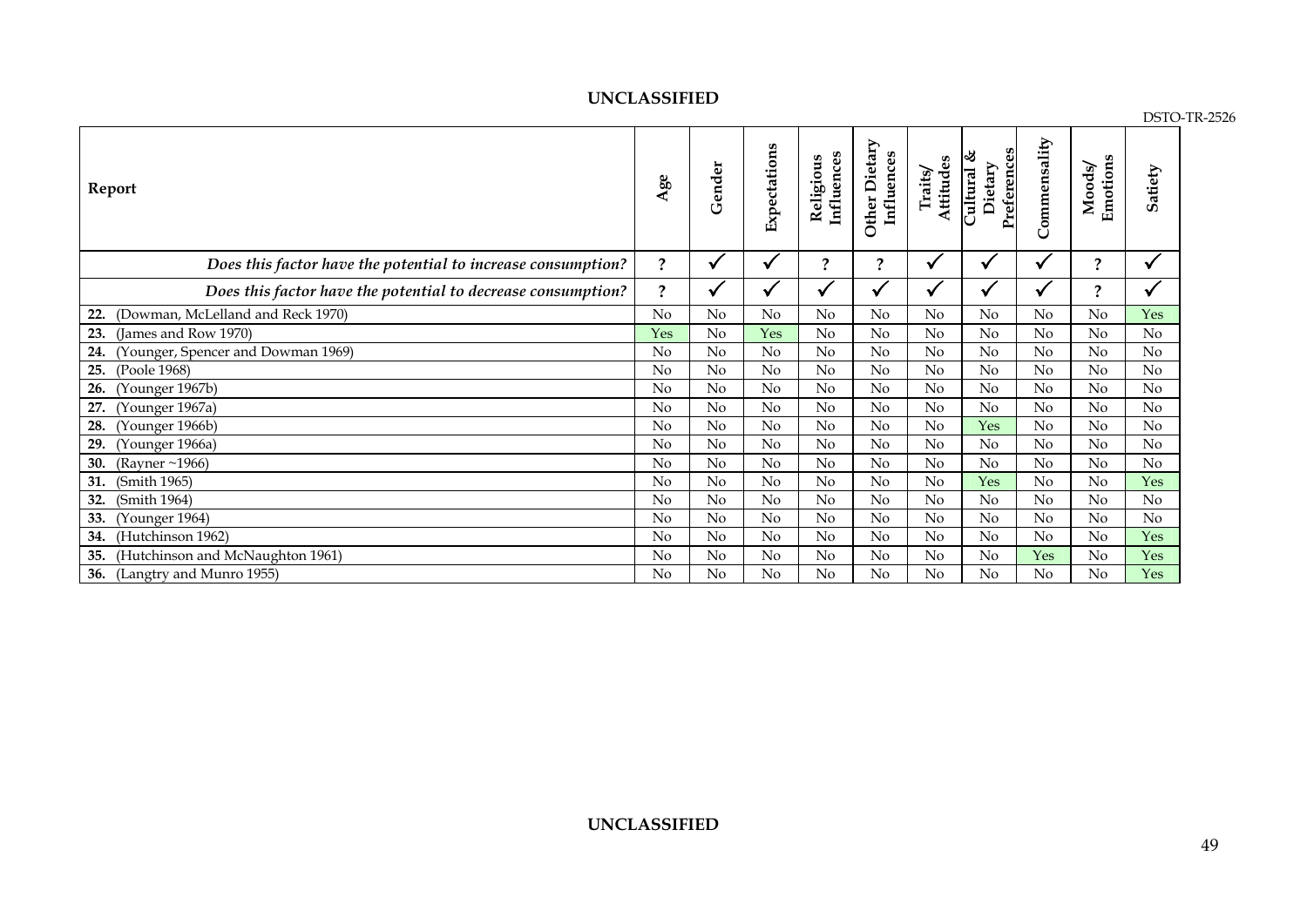| Report | Age | Gender | Expectations | Religious Influences | Other Dietary Influences | Traits/ Attitudes | Cultural & Dietary Preferences | Commensality | Moods/ Emotions | Satiety |
|---|---|---|---|---|---|---|---|---|---|---|
| ***Does this factor have the potential to increase consumption?*** | **?** | ✓ | ✓ | **?** | **?** | ✓ | ✓ | ✓ | **?** | ✓ |
| ***Does this factor have the potential to decrease consumption?*** | **?** | ✓ | ✓ | ✓ | ✓ | ✓ | ✓ | ✓ | **?** | ✓ |
| **22.** (Dowman, McLelland and Reck 1970) | No | No | No | No | No | No | No | No | No | Yes |
| **23.** (James and Row 1970) | Yes | No | Yes | No | No | No | No | No | No | No |
| **24.** (Younger, Spencer and Dowman 1969) | No | No | No | No | No | No | No | No | No | No |
| **25.** (Poole 1968) | No | No | No | No | No | No | No | No | No | No |
| **26.** (Younger 1967b) | No | No | No | No | No | No | No | No | No | No |
| **27.** (Younger 1967a) | No | No | No | No | No | No | No | No | No | No |
| **28.** (Younger 1966b) | No | No | No | No | No | No | Yes | No | No | No |
| **29.** (Younger 1966a) | No | No | No | No | No | No | No | No | No | No |
| **30.** (Rayner ~1966) | No | No | No | No | No | No | No | No | No | No |
| **31.** (Smith 1965) | No | No | No | No | No | No | Yes | No | No | Yes |
| **32.** (Smith 1964) | No | No | No | No | No | No | No | No | No | No |
| **33.** (Younger 1964) | No | No | No | No | No | No | No | No | No | No |
| **34.** (Hutchinson 1962) | No | No | No | No | No | No | No | No | No | Yes |
| **35.** (Hutchinson and McNaughton 1961) | No | No | No | No | No | No | No | Yes | No | Yes |
| **36.** (Langtry and Munro 1955) | No | No | No | No | No | No | No | No | No | Yes |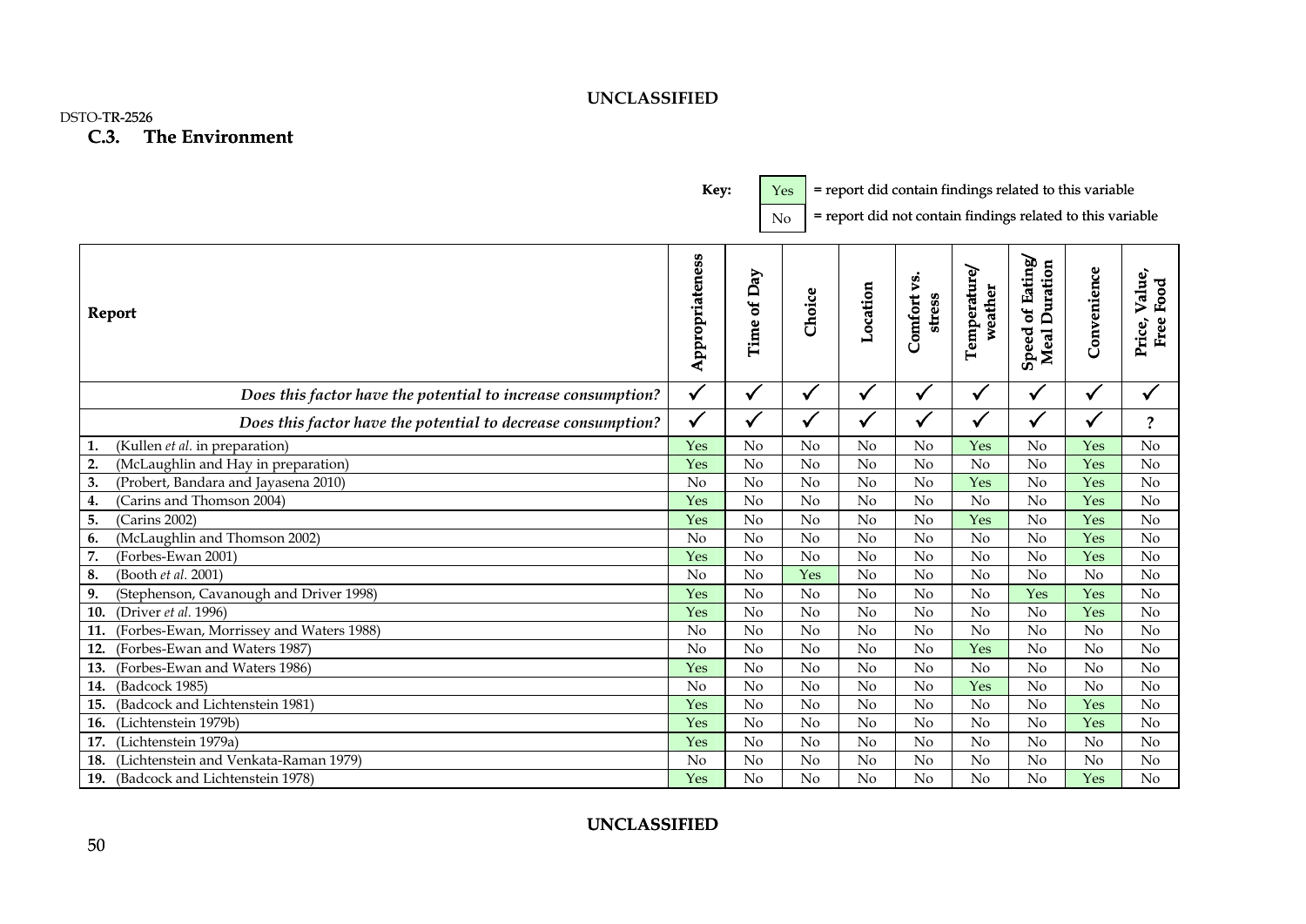## C.3. The Environment

**Key:** Yes = report did contain findings related to this variable
No = report did not contain findings related to this variable

| Report | Appropriateness | Time of Day | Choice | Location | Comfort vs. stress | Temperature/ weather | Speed of Eating/ Meal Duration | Convenience | Price, Value, Free Food |
|---|---|---|---|---|---|---|---|---|---|
| ***Does this factor have the potential to increase consumption?*** | ✓ | ✓ | ✓ | ✓ | ✓ | ✓ | ✓ | ✓ | ✓ |
| ***Does this factor have the potential to decrease consumption?*** | ✓ | ✓ | ✓ | ✓ | ✓ | ✓ | ✓ | ✓ | ? |
| **1.** (Kullen *et al*. in preparation) | Yes | No | No | No | No | Yes | No | Yes | No |
| **2.** (McLaughlin and Hay in preparation) | Yes | No | No | No | No | No | No | Yes | No |
| **3.** (Probert, Bandara and Jayasena 2010) | No | No | No | No | No | Yes | No | Yes | No |
| **4.** (Carins and Thomson 2004) | Yes | No | No | No | No | No | No | Yes | No |
| **5.** (Carins 2002) | Yes | No | No | No | No | Yes | No | Yes | No |
| **6.** (McLaughlin and Thomson 2002) | No | No | No | No | No | No | No | Yes | No |
| **7.** (Forbes-Ewan 2001) | Yes | No | No | No | No | No | No | Yes | No |
| **8.** (Booth *et al*. 2001) | No | No | Yes | No | No | No | No | No | No |
| **9.** (Stephenson, Cavanough and Driver 1998) | Yes | No | No | No | No | No | Yes | Yes | No |
| **10.** (Driver *et al*. 1996) | Yes | No | No | No | No | No | No | Yes | No |
| **11.** (Forbes-Ewan, Morrissey and Waters 1988) | No | No | No | No | No | No | No | No | No |
| **12.** (Forbes-Ewan and Waters 1987) | No | No | No | No | No | Yes | No | No | No |
| **13.** (Forbes-Ewan and Waters 1986) | Yes | No | No | No | No | No | No | No | No |
| **14.** (Badcock 1985) | No | No | No | No | No | Yes | No | No | No |
| **15.** (Badcock and Lichtenstein 1981) | Yes | No | No | No | No | No | No | Yes | No |
| **16.** (Lichtenstein 1979b) | Yes | No | No | No | No | No | No | Yes | No |
| **17.** (Lichtenstein 1979a) | Yes | No | No | No | No | No | No | No | No |
| **18.** (Lichtenstein and Venkata-Raman 1979) | No | No | No | No | No | No | No | No | No |
| **19.** (Badcock and Lichtenstein 1978) | Yes | No | No | No | No | No | No | Yes | No |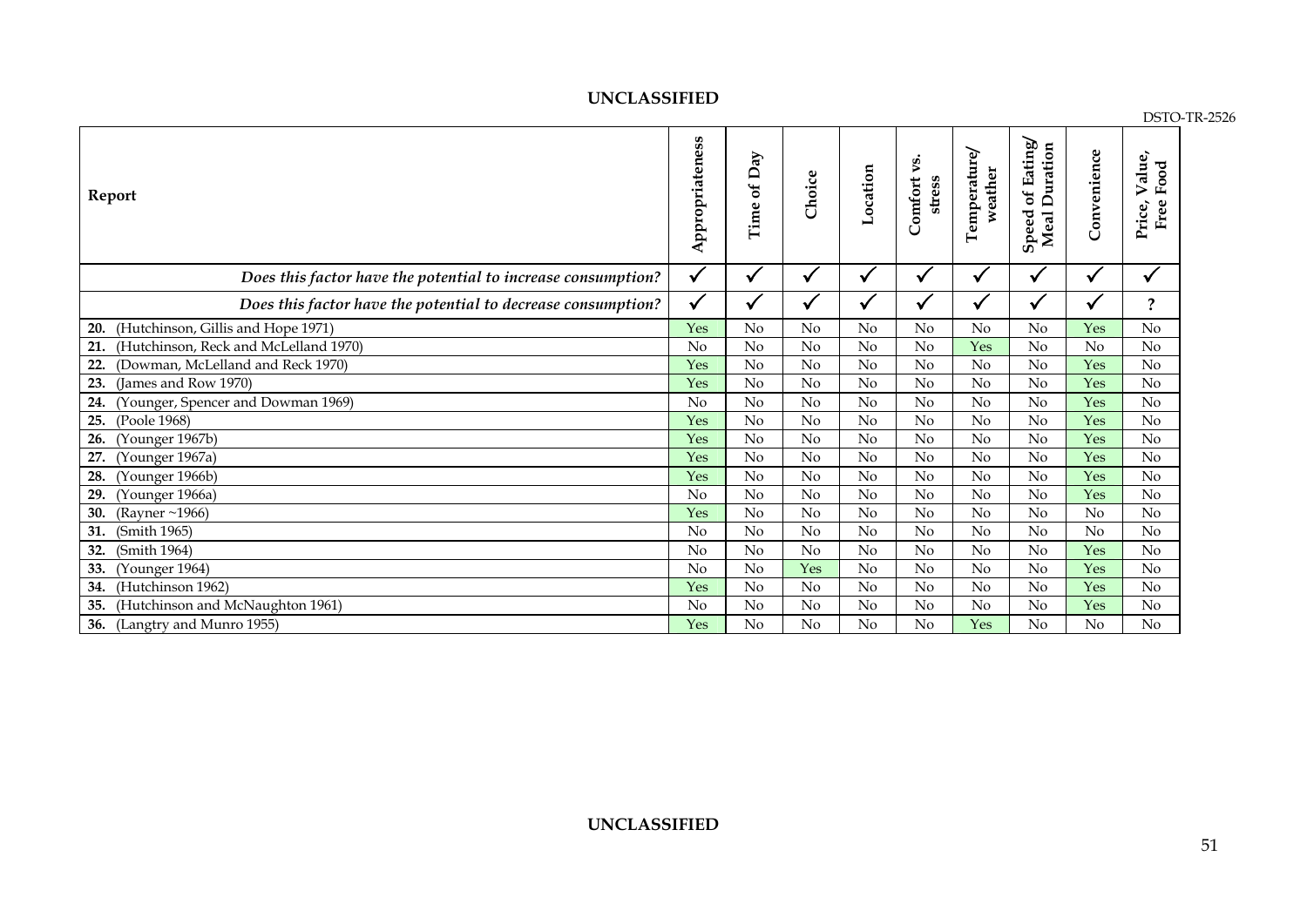| Report | Appropriateness | Time of Day | Choice | Location | Comfort vs. stress | Temperature/ weather | Speed of Eating/ Meal Duration | Convenience | Price, Value, Free Food |
|---|---|---|---|---|---|---|---|---|---|
| *Does this factor have the potential to increase consumption?* | ✓ | ✓ | ✓ | ✓ | ✓ | ✓ | ✓ | ✓ | ✓ |
| *Does this factor have the potential to decrease consumption?* | ✓ | ✓ | ✓ | ✓ | ✓ | ✓ | ✓ | ✓ | ? |
| **20.** (Hutchinson, Gillis and Hope 1971) | Yes | No | No | No | No | No | No | Yes | No |
| **21.** (Hutchinson, Reck and McLelland 1970) | No | No | No | No | No | Yes | No | No | No |
| **22.** (Dowman, McLelland and Reck 1970) | Yes | No | No | No | No | No | No | Yes | No |
| **23.** (James and Row 1970) | Yes | No | No | No | No | No | No | Yes | No |
| **24.** (Younger, Spencer and Dowman 1969) | No | No | No | No | No | No | No | Yes | No |
| **25.** (Poole 1968) | Yes | No | No | No | No | No | No | Yes | No |
| **26.** (Younger 1967b) | Yes | No | No | No | No | No | No | Yes | No |
| **27.** (Younger 1967a) | Yes | No | No | No | No | No | No | Yes | No |
| **28.** (Younger 1966b) | Yes | No | No | No | No | No | No | Yes | No |
| **29.** (Younger 1966a) | No | No | No | No | No | No | No | Yes | No |
| **30.** (Rayner ~1966) | Yes | No | No | No | No | No | No | No | No |
| **31.** (Smith 1965) | No | No | No | No | No | No | No | No | No |
| **32.** (Smith 1964) | No | No | No | No | No | No | No | Yes | No |
| **33.** (Younger 1964) | No | No | Yes | No | No | No | No | Yes | No |
| **34.** (Hutchinson 1962) | Yes | No | No | No | No | No | No | Yes | No |
| **35.** (Hutchinson and McNaughton 1961) | No | No | No | No | No | No | No | Yes | No |
| **36.** (Langtry and Munro 1955) | Yes | No | No | No | No | Yes | No | No | No |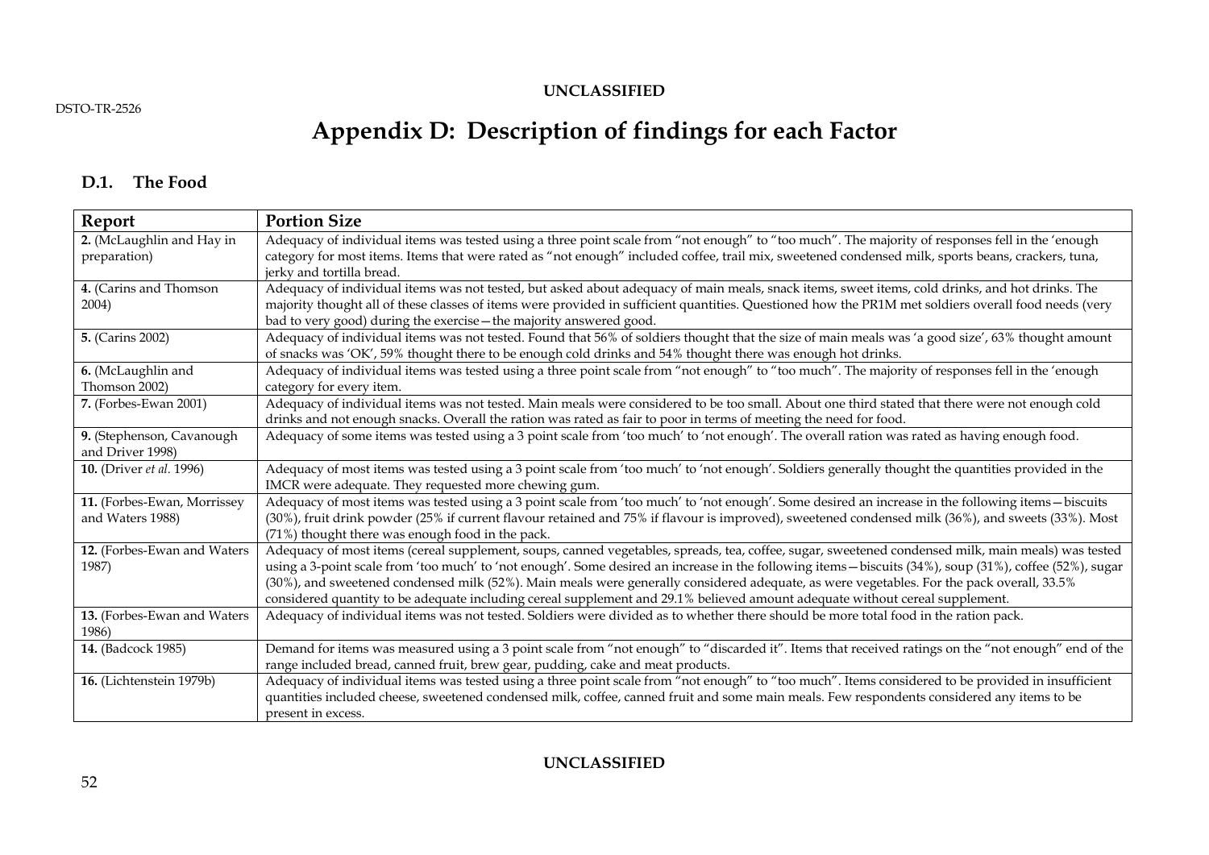# Appendix D: Description of findings for each Factor

## D.1. The Food

| Report | Portion Size |
|---|---|
| **2.** (McLaughlin and Hay in preparation) | Adequacy of individual items was tested using a three point scale from "not enough" to "too much". The majority of responses fell in the 'enough category for most items. Items that were rated as "not enough" included coffee, trail mix, sweetened condensed milk, sports beans, crackers, tuna, jerky and tortilla bread. |
| **4.** (Carins and Thomson 2004) | Adequacy of individual items was not tested, but asked about adequacy of main meals, snack items, sweet items, cold drinks, and hot drinks. The majority thought all of these classes of items were provided in sufficient quantities. Questioned how the PR1M met soldiers overall food needs (very bad to very good) during the exercise—the majority answered good. |
| **5.** (Carins 2002) | Adequacy of individual items was not tested. Found that 56% of soldiers thought that the size of main meals was 'a good size', 63% thought amount of snacks was 'OK', 59% thought there to be enough cold drinks and 54% thought there was enough hot drinks. |
| **6.** (McLaughlin and Thomson 2002) | Adequacy of individual items was tested using a three point scale from "not enough" to "too much". The majority of responses fell in the 'enough category for every item. |
| **7.** (Forbes-Ewan 2001) | Adequacy of individual items was not tested. Main meals were considered to be too small. About one third stated that there were not enough cold drinks and not enough snacks. Overall the ration was rated as fair to poor in terms of meeting the need for food. |
| **9.** (Stephenson, Cavanough and Driver 1998) | Adequacy of some items was tested using a 3 point scale from 'too much' to 'not enough'. The overall ration was rated as having enough food. |
| **10.** (Driver *et al.* 1996) | Adequacy of most items was tested using a 3 point scale from 'too much' to 'not enough'. Soldiers generally thought the quantities provided in the IMCR were adequate. They requested more chewing gum. |
| **11.** (Forbes-Ewan, Morrissey and Waters 1988) | Adequacy of most items was tested using a 3 point scale from 'too much' to 'not enough'. Some desired an increase in the following items—biscuits (30%), fruit drink powder (25% if current flavour retained and 75% if flavour is improved), sweetened condensed milk (36%), and sweets (33%). Most (71%) thought there was enough food in the pack. |
| **12.** (Forbes-Ewan and Waters 1987) | Adequacy of most items (cereal supplement, soups, canned vegetables, spreads, tea, coffee, sugar, sweetened condensed milk, main meals) was tested using a 3-point scale from 'too much' to 'not enough'. Some desired an increase in the following items—biscuits (34%), soup (31%), coffee (52%), sugar (30%), and sweetened condensed milk (52%). Main meals were generally considered adequate, as were vegetables. For the pack overall, 33.5% considered quantity to be adequate including cereal supplement and 29.1% believed amount adequate without cereal supplement. |
| **13.** (Forbes-Ewan and Waters 1986) | Adequacy of individual items was not tested. Soldiers were divided as to whether there should be more total food in the ration pack. |
| **14.** (Badcock 1985) | Demand for items was measured using a 3 point scale from "not enough" to "discarded it". Items that received ratings on the "not enough" end of the range included bread, canned fruit, brew gear, pudding, cake and meat products. |
| **16.** (Lichtenstein 1979b) | Adequacy of individual items was tested using a three point scale from "not enough" to "too much". Items considered to be provided in insufficient quantities included cheese, sweetened condensed milk, coffee, canned fruit and some main meals. Few respondents considered any items to be present in excess. |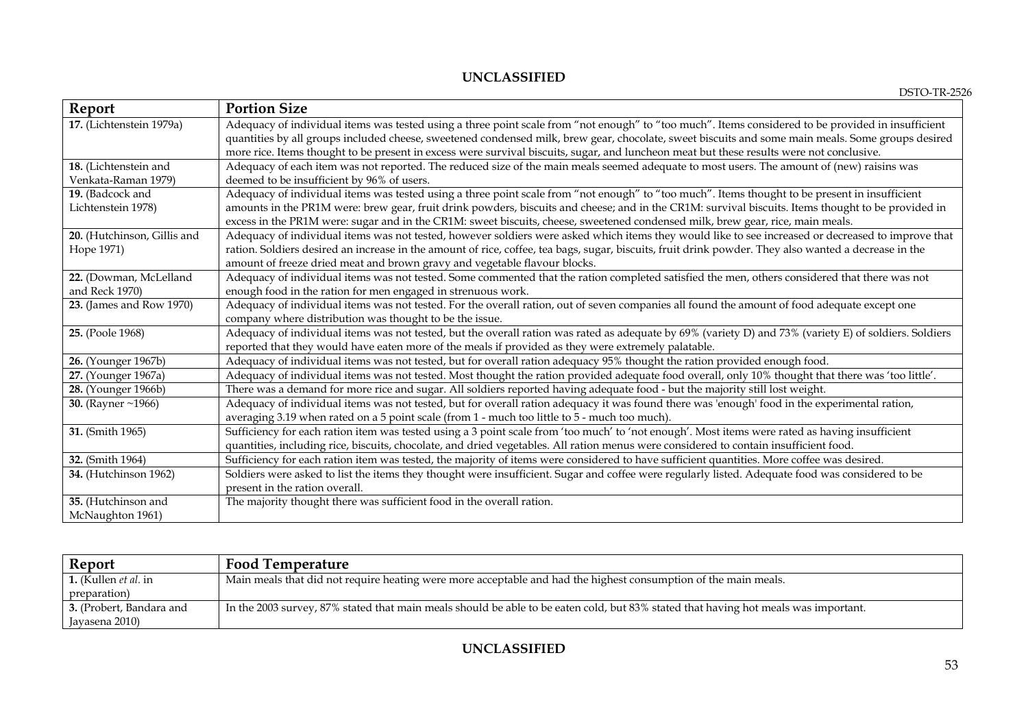| Report | Portion Size |
|---|---|
| **17.** (Lichtenstein 1979a) | Adequacy of individual items was tested using a three point scale from "not enough" to "too much". Items considered to be provided in insufficient quantities by all groups included cheese, sweetened condensed milk, brew gear, chocolate, sweet biscuits and some main meals. Some groups desired more rice. Items thought to be present in excess were survival biscuits, sugar, and luncheon meat but these results were not conclusive. |
| **18.** (Lichtenstein and Venkata-Raman 1979) | Adequacy of each item was not reported. The reduced size of the main meals seemed adequate to most users. The amount of (new) raisins was deemed to be insufficient by 96% of users. |
| **19.** (Badcock and Lichtenstein 1978) | Adequacy of individual items was tested using a three point scale from "not enough" to "too much". Items thought to be present in insufficient amounts in the PR1M were: brew gear, fruit drink powders, biscuits and cheese; and in the CR1M: survival biscuits. Items thought to be provided in excess in the PR1M were: sugar and in the CR1M: sweet biscuits, cheese, sweetened condensed milk, brew gear, rice, main meals. |
| **20.** (Hutchinson, Gillis and Hope 1971) | Adequacy of individual items was not tested, however soldiers were asked which items they would like to see increased or decreased to improve that ration. Soldiers desired an increase in the amount of rice, coffee, tea bags, sugar, biscuits, fruit drink powder. They also wanted a decrease in the amount of freeze dried meat and brown gravy and vegetable flavour blocks. |
| **22.** (Dowman, McLelland and Reck 1970) | Adequacy of individual items was not tested. Some commented that the ration completed satisfied the men, others considered that there was not enough food in the ration for men engaged in strenuous work. |
| **23.** (James and Row 1970) | Adequacy of individual items was not tested. For the overall ration, out of seven companies all found the amount of food adequate except one company where distribution was thought to be the issue. |
| **25.** (Poole 1968) | Adequacy of individual items was not tested, but the overall ration was rated as adequate by 69% (variety D) and 73% (variety E) of soldiers. Soldiers reported that they would have eaten more of the meals if provided as they were extremely palatable. |
| **26.** (Younger 1967b) | Adequacy of individual items was not tested, but for overall ration adequacy 95% thought the ration provided enough food. |
| **27.** (Younger 1967a) | Adequacy of individual items was not tested. Most thought the ration provided adequate food overall, only 10% thought that there was 'too little'. |
| **28.** (Younger 1966b) | There was a demand for more rice and sugar. All soldiers reported having adequate food - but the majority still lost weight. |
| **30.** (Rayner ~1966) | Adequacy of individual items was not tested, but for overall ration adequacy it was found there was 'enough' food in the experimental ration, averaging 3.19 when rated on a 5 point scale (from 1 - much too little to 5 - much too much). |
| **31.** (Smith 1965) | Sufficiency for each ration item was tested using a 3 point scale from 'too much' to 'not enough'. Most items were rated as having insufficient quantities, including rice, biscuits, chocolate, and dried vegetables. All ration menus were considered to contain insufficient food. |
| **32.** (Smith 1964) | Sufficiency for each ration item was tested, the majority of items were considered to have sufficient quantities. More coffee was desired. |
| **34.** (Hutchinson 1962) | Soldiers were asked to list the items they thought were insufficient. Sugar and coffee were regularly listed. Adequate food was considered to be present in the ration overall. |
| **35.** (Hutchinson and McNaughton 1961) | The majority thought there was sufficient food in the overall ration. |

| Report | Food Temperature |
|---|---|
| **1.** (Kullen *et al.* in preparation) | Main meals that did not require heating were more acceptable and had the highest consumption of the main meals. |
| **3.** (Probert, Bandara and Jayasena 2010) | In the 2003 survey, 87% stated that main meals should be able to be eaten cold, but 83% stated that having hot meals was important. |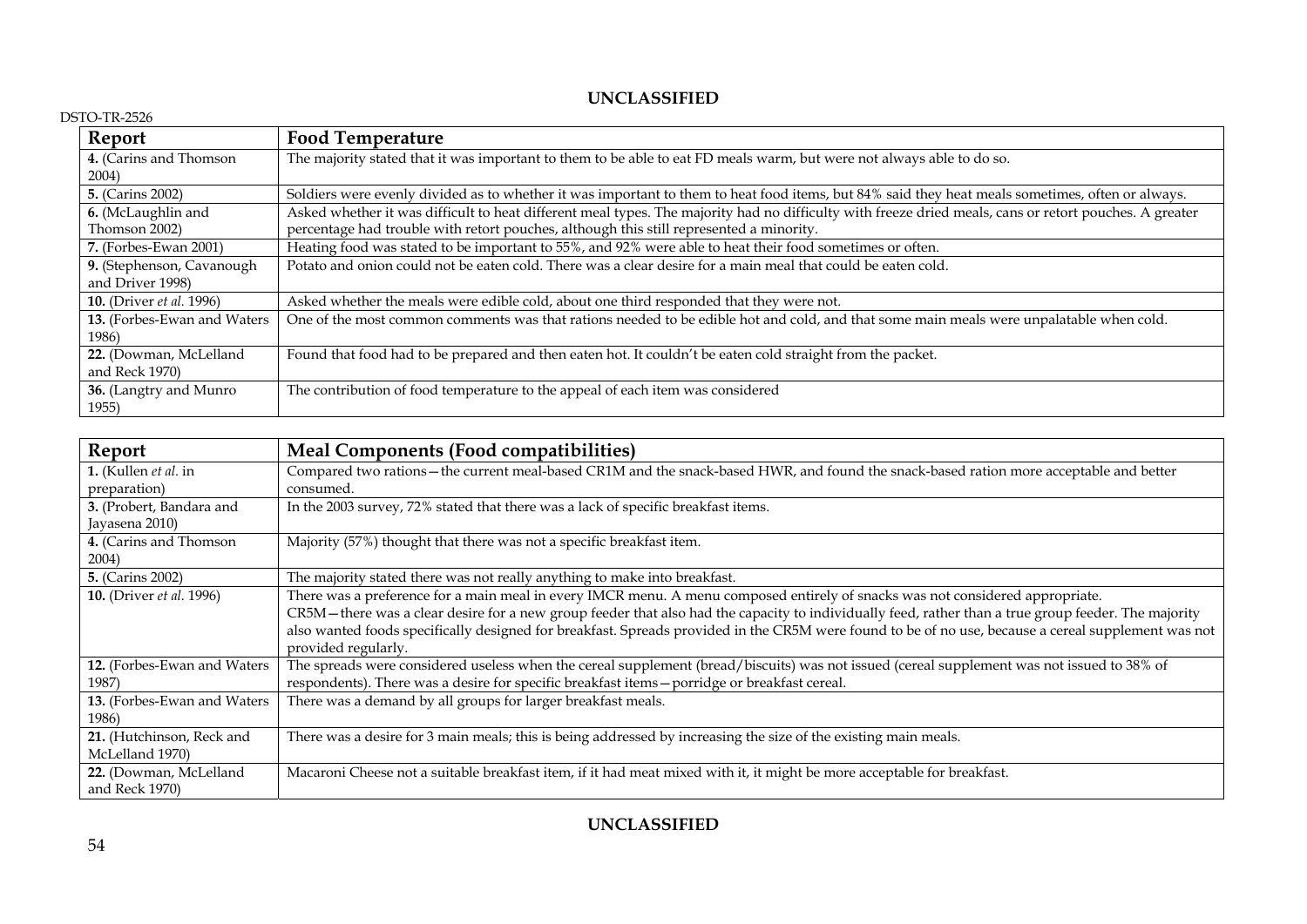| Report | Food Temperature |
|---|---|
| **4.** (Carins and Thomson 2004) | The majority stated that it was important to them to be able to eat FD meals warm, but were not always able to do so. |
| **5.** (Carins 2002) | Soldiers were evenly divided as to whether it was important to them to heat food items, but 84% said they heat meals sometimes, often or always. |
| **6.** (McLaughlin and Thomson 2002) | Asked whether it was difficult to heat different meal types. The majority had no difficulty with freeze dried meals, cans or retort pouches. A greater percentage had trouble with retort pouches, although this still represented a minority. |
| **7.** (Forbes-Ewan 2001) | Heating food was stated to be important to 55%, and 92% were able to heat their food sometimes or often. |
| **9.** (Stephenson, Cavanough and Driver 1998) | Potato and onion could not be eaten cold. There was a clear desire for a main meal that could be eaten cold. |
| **10.** (Driver *et al.* 1996) | Asked whether the meals were edible cold, about one third responded that they were not. |
| **13.** (Forbes-Ewan and Waters 1986) | One of the most common comments was that rations needed to be edible hot and cold, and that some main meals were unpalatable when cold. |
| **22.** (Dowman, McLelland and Reck 1970) | Found that food had to be prepared and then eaten hot. It couldn't be eaten cold straight from the packet. |
| **36.** (Langtry and Munro 1955) | The contribution of food temperature to the appeal of each item was considered |

| Report | Meal Components (Food compatibilities) |
|---|---|
| **1.** (Kullen *et al.* in preparation) | Compared two rations—the current meal-based CR1M and the snack-based HWR, and found the snack-based ration more acceptable and better consumed. |
| **3.** (Probert, Bandara and Jayasena 2010) | In the 2003 survey, 72% stated that there was a lack of specific breakfast items. |
| **4.** (Carins and Thomson 2004) | Majority (57%) thought that there was not a specific breakfast item. |
| **5.** (Carins 2002) | The majority stated there was not really anything to make into breakfast. |
| **10.** (Driver *et al.* 1996) | There was a preference for a main meal in every IMCR menu. A menu composed entirely of snacks was not considered appropriate. CR5M—there was a clear desire for a new group feeder that also had the capacity to individually feed, rather than a true group feeder. The majority also wanted foods specifically designed for breakfast. Spreads provided in the CR5M were found to be of no use, because a cereal supplement was not provided regularly. |
| **12.** (Forbes-Ewan and Waters 1987) | The spreads were considered useless when the cereal supplement (bread/biscuits) was not issued (cereal supplement was not issued to 38% of respondents). There was a desire for specific breakfast items—porridge or breakfast cereal. |
| **13.** (Forbes-Ewan and Waters 1986) | There was a demand by all groups for larger breakfast meals. |
| **21.** (Hutchinson, Reck and McLelland 1970) | There was a desire for 3 main meals; this is being addressed by increasing the size of the existing main meals. |
| **22.** (Dowman, McLelland and Reck 1970) | Macaroni Cheese not a suitable breakfast item, if it had meat mixed with it, it might be more acceptable for breakfast. |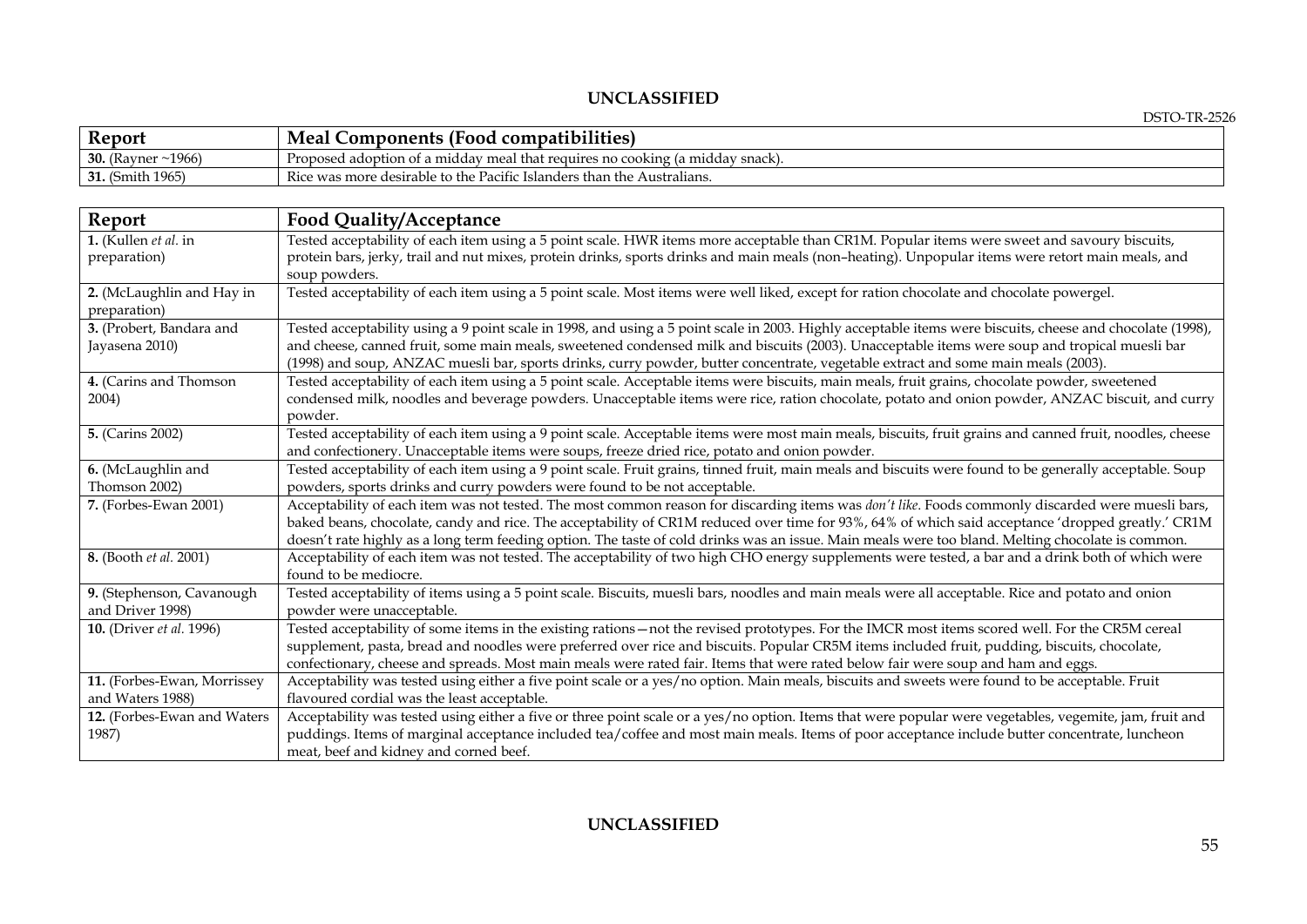| Report | Meal Components (Food compatibilities) |
|---|---|
| **30.** (Rayner ~1966) | Proposed adoption of a midday meal that requires no cooking (a midday snack). |
| **31.** (Smith 1965) | Rice was more desirable to the Pacific Islanders than the Australians. |

| Report | Food Quality/Acceptance |
|---|---|
| **1.** (Kullen *et al.* in preparation) | Tested acceptability of each item using a 5 point scale. HWR items more acceptable than CR1M. Popular items were sweet and savoury biscuits, protein bars, jerky, trail and nut mixes, protein drinks, sports drinks and main meals (non–heating). Unpopular items were retort main meals, and soup powders. |
| **2.** (McLaughlin and Hay in preparation) | Tested acceptability of each item using a 5 point scale. Most items were well liked, except for ration chocolate and chocolate powergel. |
| **3.** (Probert, Bandara and Jayasena 2010) | Tested acceptability using a 9 point scale in 1998, and using a 5 point scale in 2003. Highly acceptable items were biscuits, cheese and chocolate (1998), and cheese, canned fruit, some main meals, sweetened condensed milk and biscuits (2003). Unacceptable items were soup and tropical muesli bar (1998) and soup, ANZAC muesli bar, sports drinks, curry powder, butter concentrate, vegetable extract and some main meals (2003). |
| **4.** (Carins and Thomson 2004) | Tested acceptability of each item using a 5 point scale. Acceptable items were biscuits, main meals, fruit grains, chocolate powder, sweetened condensed milk, noodles and beverage powders. Unacceptable items were rice, ration chocolate, potato and onion powder, ANZAC biscuit, and curry powder. |
| **5.** (Carins 2002) | Tested acceptability of each item using a 9 point scale. Acceptable items were most main meals, biscuits, fruit grains and canned fruit, noodles, cheese and confectionery. Unacceptable items were soups, freeze dried rice, potato and onion powder. |
| **6.** (McLaughlin and Thomson 2002) | Tested acceptability of each item using a 9 point scale. Fruit grains, tinned fruit, main meals and biscuits were found to be generally acceptable. Soup powders, sports drinks and curry powders were found to be not acceptable. |
| **7.** (Forbes-Ewan 2001) | Acceptability of each item was not tested. The most common reason for discarding items was *don't like*. Foods commonly discarded were muesli bars, baked beans, chocolate, candy and rice. The acceptability of CR1M reduced over time for 93%, 64% of which said acceptance 'dropped greatly.' CR1M doesn't rate highly as a long term feeding option. The taste of cold drinks was an issue. Main meals were too bland. Melting chocolate is common. |
| **8.** (Booth *et al.* 2001) | Acceptability of each item was not tested. The acceptability of two high CHO energy supplements were tested, a bar and a drink both of which were found to be mediocre. |
| **9.** (Stephenson, Cavanough and Driver 1998) | Tested acceptability of items using a 5 point scale. Biscuits, muesli bars, noodles and main meals were all acceptable. Rice and potato and onion powder were unacceptable. |
| **10.** (Driver *et al.* 1996) | Tested acceptability of some items in the existing rations—not the revised prototypes. For the IMCR most items scored well. For the CR5M cereal supplement, pasta, bread and noodles were preferred over rice and biscuits. Popular CR5M items included fruit, pudding, biscuits, chocolate, confectionary, cheese and spreads. Most main meals were rated fair. Items that were rated below fair were soup and ham and eggs. |
| **11.** (Forbes-Ewan, Morrissey and Waters 1988) | Acceptability was tested using either a five point scale or a yes/no option. Main meals, biscuits and sweets were found to be acceptable. Fruit flavoured cordial was the least acceptable. |
| **12.** (Forbes-Ewan and Waters 1987) | Acceptability was tested using either a five or three point scale or a yes/no option. Items that were popular were vegetables, vegemite, jam, fruit and puddings. Items of marginal acceptance included tea/coffee and most main meals. Items of poor acceptance include butter concentrate, luncheon meat, beef and kidney and corned beef. |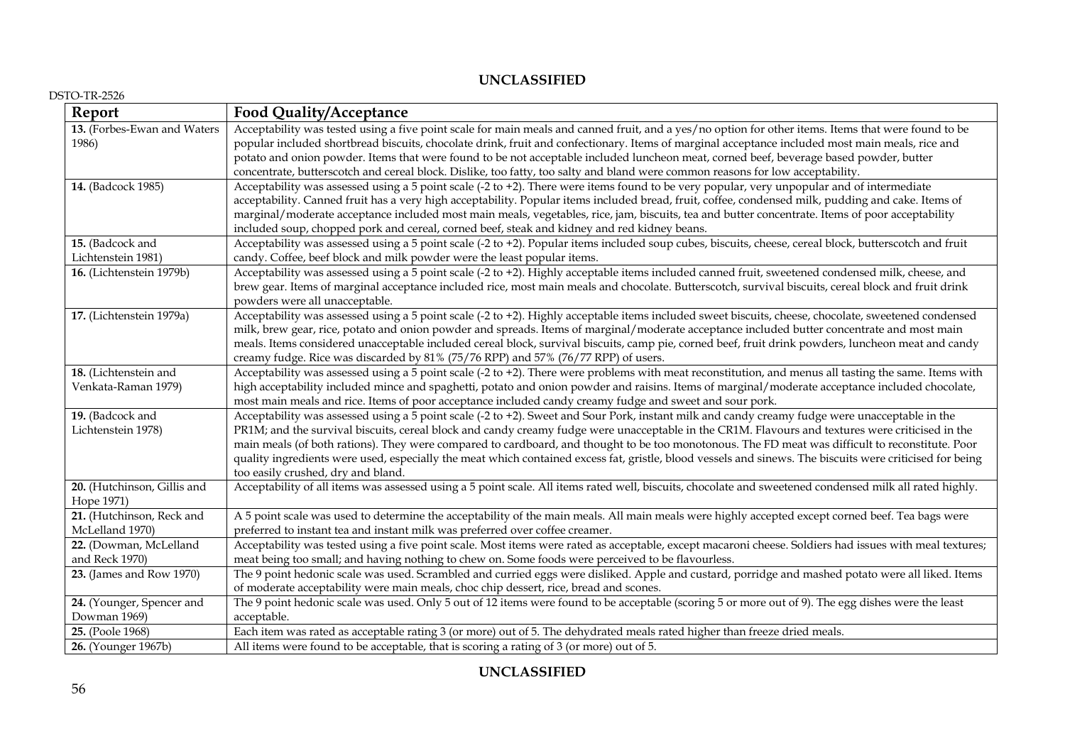| Report | Food Quality/Acceptance |
|---|---|
| **13.** (Forbes-Ewan and Waters 1986) | Acceptability was tested using a five point scale for main meals and canned fruit, and a yes/no option for other items. Items that were found to be popular included shortbread biscuits, chocolate drink, fruit and confectionary. Items of marginal acceptance included most main meals, rice and potato and onion powder. Items that were found to be not acceptable included luncheon meat, corned beef, beverage based powder, butter concentrate, butterscotch and cereal block. Dislike, too fatty, too salty and bland were common reasons for low acceptability. |
| **14.** (Badcock 1985) | Acceptability was assessed using a 5 point scale (-2 to +2). There were items found to be very popular, very unpopular and of intermediate acceptability. Canned fruit has a very high acceptability. Popular items included bread, fruit, coffee, condensed milk, pudding and cake. Items of marginal/moderate acceptance included most main meals, vegetables, rice, jam, biscuits, tea and butter concentrate. Items of poor acceptability included soup, chopped pork and cereal, corned beef, steak and kidney and red kidney beans. |
| **15.** (Badcock and Lichtenstein 1981) | Acceptability was assessed using a 5 point scale (-2 to +2). Popular items included soup cubes, biscuits, cheese, cereal block, butterscotch and fruit candy. Coffee, beef block and milk powder were the least popular items. |
| **16.** (Lichtenstein 1979b) | Acceptability was assessed using a 5 point scale (-2 to +2). Highly acceptable items included canned fruit, sweetened condensed milk, cheese, and brew gear. Items of marginal acceptance included rice, most main meals and chocolate. Butterscotch, survival biscuits, cereal block and fruit drink powders were all unacceptable. |
| **17.** (Lichtenstein 1979a) | Acceptability was assessed using a 5 point scale (-2 to +2). Highly acceptable items included sweet biscuits, cheese, chocolate, sweetened condensed milk, brew gear, rice, potato and onion powder and spreads. Items of marginal/moderate acceptance included butter concentrate and most main meals. Items considered unacceptable included cereal block, survival biscuits, camp pie, corned beef, fruit drink powders, luncheon meat and candy creamy fudge. Rice was discarded by 81% (75/76 RPP) and 57% (76/77 RPP) of users. |
| **18.** (Lichtenstein and Venkata-Raman 1979) | Acceptability was assessed using a 5 point scale (-2 to +2). There were problems with meat reconstitution, and menus all tasting the same. Items with high acceptability included mince and spaghetti, potato and onion powder and raisins. Items of marginal/moderate acceptance included chocolate, most main meals and rice. Items of poor acceptance included candy creamy fudge and sweet and sour pork. |
| **19.** (Badcock and Lichtenstein 1978) | Acceptability was assessed using a 5 point scale (-2 to +2). Sweet and Sour Pork, instant milk and candy creamy fudge were unacceptable in the PR1M; and the survival biscuits, cereal block and candy creamy fudge were unacceptable in the CR1M. Flavours and textures were criticised in the main meals (of both rations). They were compared to cardboard, and thought to be too monotonous. The FD meat was difficult to reconstitute. Poor quality ingredients were used, especially the meat which contained excess fat, gristle, blood vessels and sinews. The biscuits were criticised for being too easily crushed, dry and bland. |
| **20.** (Hutchinson, Gillis and Hope 1971) | Acceptability of all items was assessed using a 5 point scale. All items rated well, biscuits, chocolate and sweetened condensed milk all rated highly. |
| **21.** (Hutchinson, Reck and McLelland 1970) | A 5 point scale was used to determine the acceptability of the main meals. All main meals were highly accepted except corned beef. Tea bags were preferred to instant tea and instant milk was preferred over coffee creamer. |
| **22.** (Dowman, McLelland and Reck 1970) | Acceptability was tested using a five point scale. Most items were rated as acceptable, except macaroni cheese. Soldiers had issues with meal textures; meat being too small; and having nothing to chew on. Some foods were perceived to be flavourless. |
| **23.** (James and Row 1970) | The 9 point hedonic scale was used. Scrambled and curried eggs were disliked. Apple and custard, porridge and mashed potato were all liked. Items of moderate acceptability were main meals, choc chip dessert, rice, bread and scones. |
| **24.** (Younger, Spencer and Dowman 1969) | The 9 point hedonic scale was used. Only 5 out of 12 items were found to be acceptable (scoring 5 or more out of 9). The egg dishes were the least acceptable. |
| **25.** (Poole 1968) | Each item was rated as acceptable rating 3 (or more) out of 5. The dehydrated meals rated higher than freeze dried meals. |
| **26.** (Younger 1967b) | All items were found to be acceptable, that is scoring a rating of 3 (or more) out of 5. |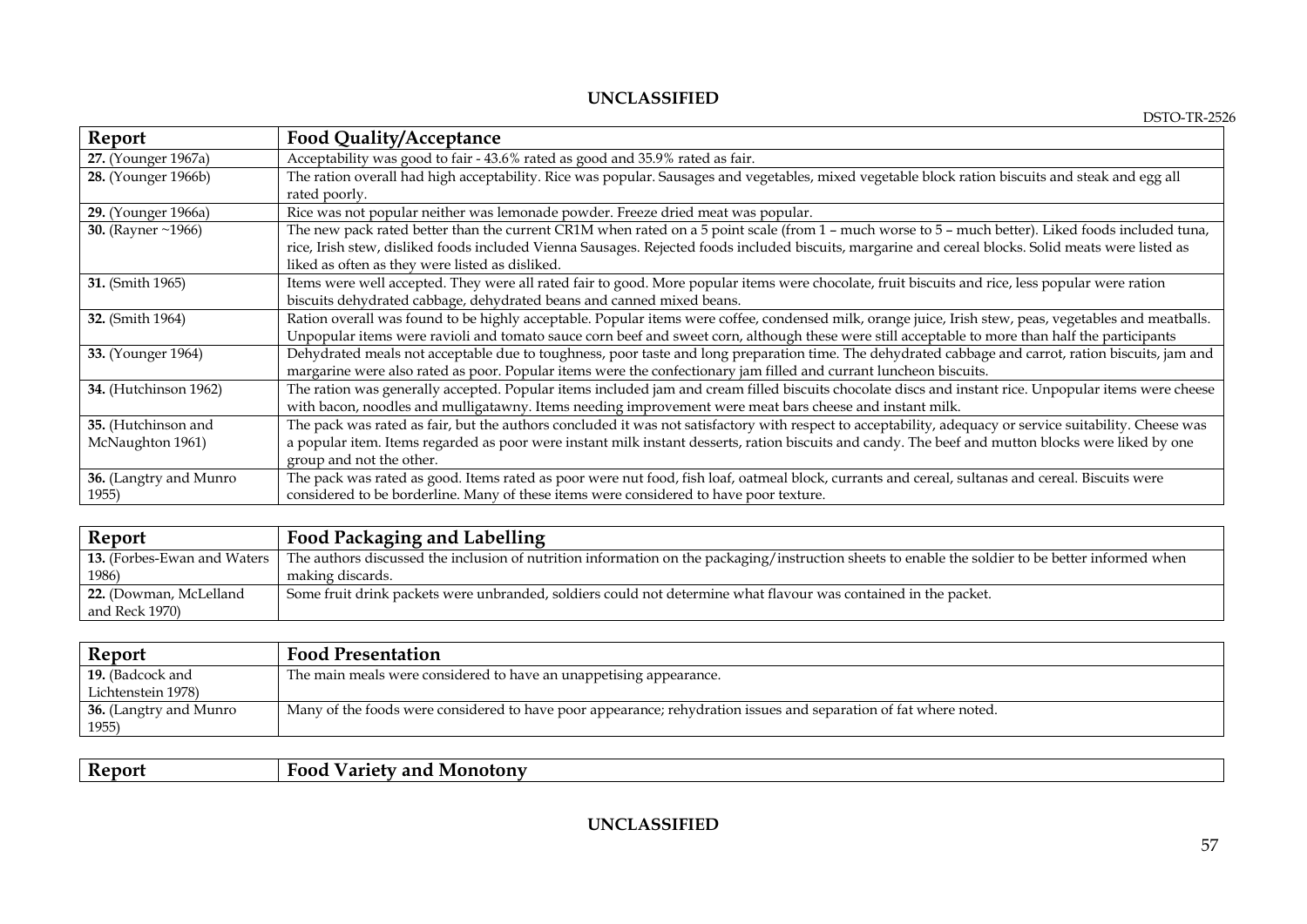| Report | Food Quality/Acceptance |
|---|---|
| **27.** (Younger 1967a) | Acceptability was good to fair - 43.6% rated as good and 35.9% rated as fair. |
| **28.** (Younger 1966b) | The ration overall had high acceptability. Rice was popular. Sausages and vegetables, mixed vegetable block ration biscuits and steak and egg all rated poorly. |
| **29.** (Younger 1966a) | Rice was not popular neither was lemonade powder. Freeze dried meat was popular. |
| **30.** (Rayner ~1966) | The new pack rated better than the current CR1M when rated on a 5 point scale (from 1 – much worse to 5 – much better). Liked foods included tuna, rice, Irish stew, disliked foods included Vienna Sausages. Rejected foods included biscuits, margarine and cereal blocks. Solid meats were listed as liked as often as they were listed as disliked. |
| **31.** (Smith 1965) | Items were well accepted. They were all rated fair to good. More popular items were chocolate, fruit biscuits and rice, less popular were ration biscuits dehydrated cabbage, dehydrated beans and canned mixed beans. |
| **32.** (Smith 1964) | Ration overall was found to be highly acceptable. Popular items were coffee, condensed milk, orange juice, Irish stew, peas, vegetables and meatballs. Unpopular items were ravioli and tomato sauce corn beef and sweet corn, although these were still acceptable to more than half the participants |
| **33.** (Younger 1964) | Dehydrated meals not acceptable due to toughness, poor taste and long preparation time. The dehydrated cabbage and carrot, ration biscuits, jam and margarine were also rated as poor. Popular items were the confectionary jam filled and currant luncheon biscuits. |
| **34.** (Hutchinson 1962) | The ration was generally accepted. Popular items included jam and cream filled biscuits chocolate discs and instant rice. Unpopular items were cheese with bacon, noodles and mulligatawny. Items needing improvement were meat bars cheese and instant milk. |
| **35.** (Hutchinson and McNaughton 1961) | The pack was rated as fair, but the authors concluded it was not satisfactory with respect to acceptability, adequacy or service suitability. Cheese was a popular item. Items regarded as poor were instant milk instant desserts, ration biscuits and candy. The beef and mutton blocks were liked by one group and not the other. |
| **36.** (Langtry and Munro 1955) | The pack was rated as good. Items rated as poor were nut food, fish loaf, oatmeal block, currants and cereal, sultanas and cereal. Biscuits were considered to be borderline. Many of these items were considered to have poor texture. |

| Report | Food Packaging and Labelling |
|---|---|
| **13.** (Forbes-Ewan and Waters 1986) | The authors discussed the inclusion of nutrition information on the packaging/instruction sheets to enable the soldier to be better informed when making discards. |
| **22.** (Dowman, McLelland and Reck 1970) | Some fruit drink packets were unbranded, soldiers could not determine what flavour was contained in the packet. |

| Report | Food Presentation |
|---|---|
| **19.** (Badcock and Lichtenstein 1978) | The main meals were considered to have an unappetising appearance. |
| **36.** (Langtry and Munro 1955) | Many of the foods were considered to have poor appearance; rehydration issues and separation of fat where noted. |

| Report | Food Variety and Monotony |
|---|---|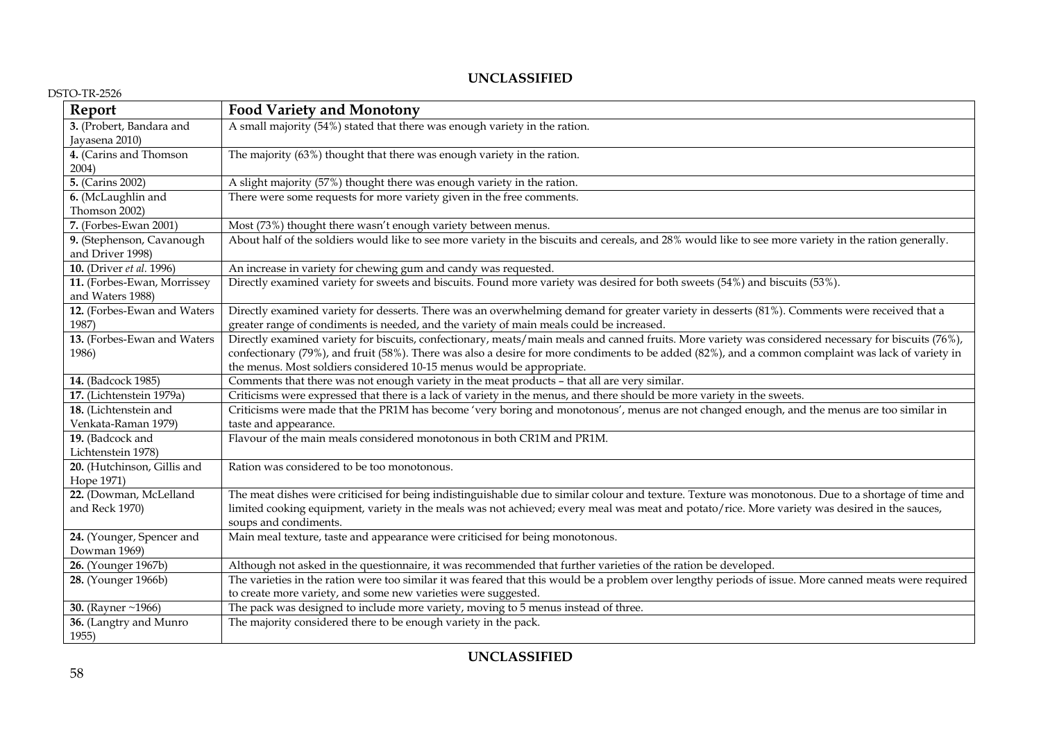| Report | Food Variety and Monotony |
|---|---|
| **3.** (Probert, Bandara and Jayasena 2010) | A small majority (54%) stated that there was enough variety in the ration. |
| **4.** (Carins and Thomson 2004) | The majority (63%) thought that there was enough variety in the ration. |
| **5.** (Carins 2002) | A slight majority (57%) thought there was enough variety in the ration. |
| **6.** (McLaughlin and Thomson 2002) | There were some requests for more variety given in the free comments. |
| **7.** (Forbes-Ewan 2001) | Most (73%) thought there wasn't enough variety between menus. |
| **9.** (Stephenson, Cavanough and Driver 1998) | About half of the soldiers would like to see more variety in the biscuits and cereals, and 28% would like to see more variety in the ration generally. |
| **10.** (Driver *et al.* 1996) | An increase in variety for chewing gum and candy was requested. |
| **11.** (Forbes-Ewan, Morrissey and Waters 1988) | Directly examined variety for sweets and biscuits. Found more variety was desired for both sweets (54%) and biscuits (53%). |
| **12.** (Forbes-Ewan and Waters 1987) | Directly examined variety for desserts. There was an overwhelming demand for greater variety in desserts (81%). Comments were received that a greater range of condiments is needed, and the variety of main meals could be increased. |
| **13.** (Forbes-Ewan and Waters 1986) | Directly examined variety for biscuits, confectionary, meats/main meals and canned fruits. More variety was considered necessary for biscuits (76%), confectionary (79%), and fruit (58%). There was also a desire for more condiments to be added (82%), and a common complaint was lack of variety in the menus. Most soldiers considered 10-15 menus would be appropriate. |
| **14.** (Badcock 1985) | Comments that there was not enough variety in the meat products – that all are very similar. |
| **17.** (Lichtenstein 1979a) | Criticisms were expressed that there is a lack of variety in the menus, and there should be more variety in the sweets. |
| **18.** (Lichtenstein and Venkata-Raman 1979) | Criticisms were made that the PR1M has become 'very boring and monotonous', menus are not changed enough, and the menus are too similar in taste and appearance. |
| **19.** (Badcock and Lichtenstein 1978) | Flavour of the main meals considered monotonous in both CR1M and PR1M. |
| **20.** (Hutchinson, Gillis and Hope 1971) | Ration was considered to be too monotonous. |
| **22.** (Dowman, McLelland and Reck 1970) | The meat dishes were criticised for being indistinguishable due to similar colour and texture. Texture was monotonous. Due to a shortage of time and limited cooking equipment, variety in the meals was not achieved; every meal was meat and potato/rice. More variety was desired in the sauces, soups and condiments. |
| **24.** (Younger, Spencer and Dowman 1969) | Main meal texture, taste and appearance were criticised for being monotonous. |
| **26.** (Younger 1967b) | Although not asked in the questionnaire, it was recommended that further varieties of the ration be developed. |
| **28.** (Younger 1966b) | The varieties in the ration were too similar it was feared that this would be a problem over lengthy periods of issue. More canned meats were required to create more variety, and some new varieties were suggested. |
| **30.** (Rayner ~1966) | The pack was designed to include more variety, moving to 5 menus instead of three. |
| **36.** (Langtry and Munro 1955) | The majority considered there to be enough variety in the pack. |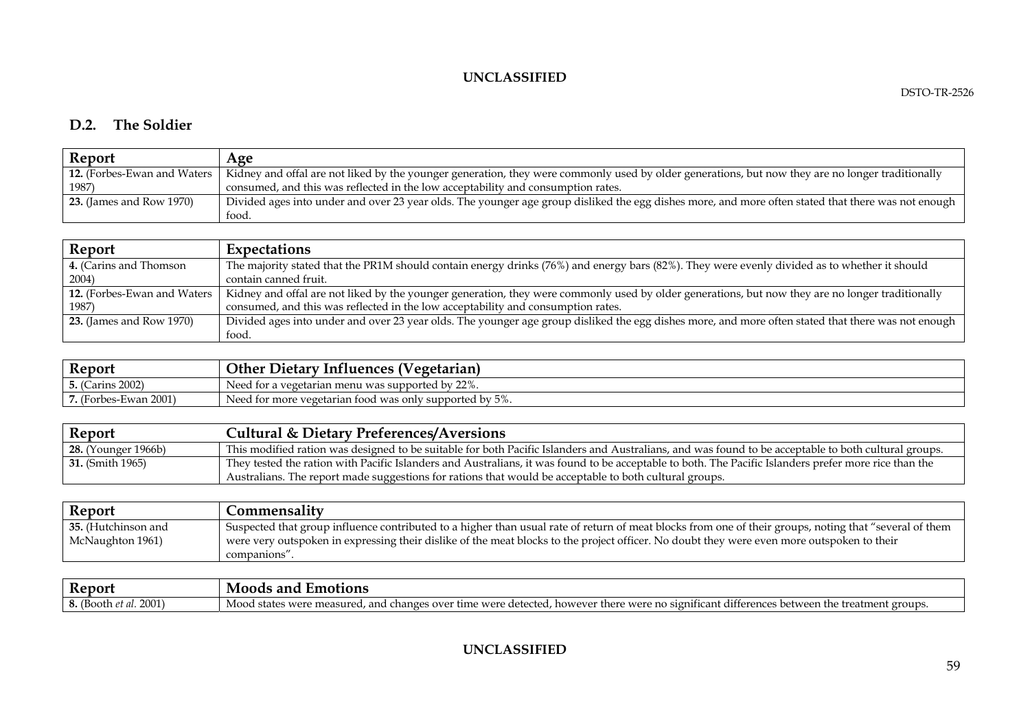## D.2. The Soldier

| Report | Age |
|---|---|
| **12.** (Forbes-Ewan and Waters 1987) | Kidney and offal are not liked by the younger generation, they were commonly used by older generations, but now they are no longer traditionally consumed, and this was reflected in the low acceptability and consumption rates. |
| **23.** (James and Row 1970) | Divided ages into under and over 23 year olds. The younger age group disliked the egg dishes more, and more often stated that there was not enough food. |

| Report | Expectations |
|---|---|
| **4.** (Carins and Thomson 2004) | The majority stated that the PR1M should contain energy drinks (76%) and energy bars (82%). They were evenly divided as to whether it should contain canned fruit. |
| **12.** (Forbes-Ewan and Waters 1987) | Kidney and offal are not liked by the younger generation, they were commonly used by older generations, but now they are no longer traditionally consumed, and this was reflected in the low acceptability and consumption rates. |
| **23.** (James and Row 1970) | Divided ages into under and over 23 year olds. The younger age group disliked the egg dishes more, and more often stated that there was not enough food. |

| Report | Other Dietary Influences (Vegetarian) |
|---|---|
| **5.** (Carins 2002) | Need for a vegetarian menu was supported by 22%. |
| **7.** (Forbes-Ewan 2001) | Need for more vegetarian food was only supported by 5%. |

| Report | Cultural & Dietary Preferences/Aversions |
|---|---|
| **28.** (Younger 1966b) | This modified ration was designed to be suitable for both Pacific Islanders and Australians, and was found to be acceptable to both cultural groups. |
| **31.** (Smith 1965) | They tested the ration with Pacific Islanders and Australians, it was found to be acceptable to both. The Pacific Islanders prefer more rice than the Australians. The report made suggestions for rations that would be acceptable to both cultural groups. |

| Report | Commensality |
|---|---|
| **35.** (Hutchinson and McNaughton 1961) | Suspected that group influence contributed to a higher than usual rate of return of meat blocks from one of their groups, noting that "several of them were very outspoken in expressing their dislike of the meat blocks to the project officer. No doubt they were even more outspoken to their companions". |

| Report | Moods and Emotions |
|---|---|
| **8.** (Booth *et al.* 2001) | Mood states were measured, and changes over time were detected, however there were no significant differences between the treatment groups. |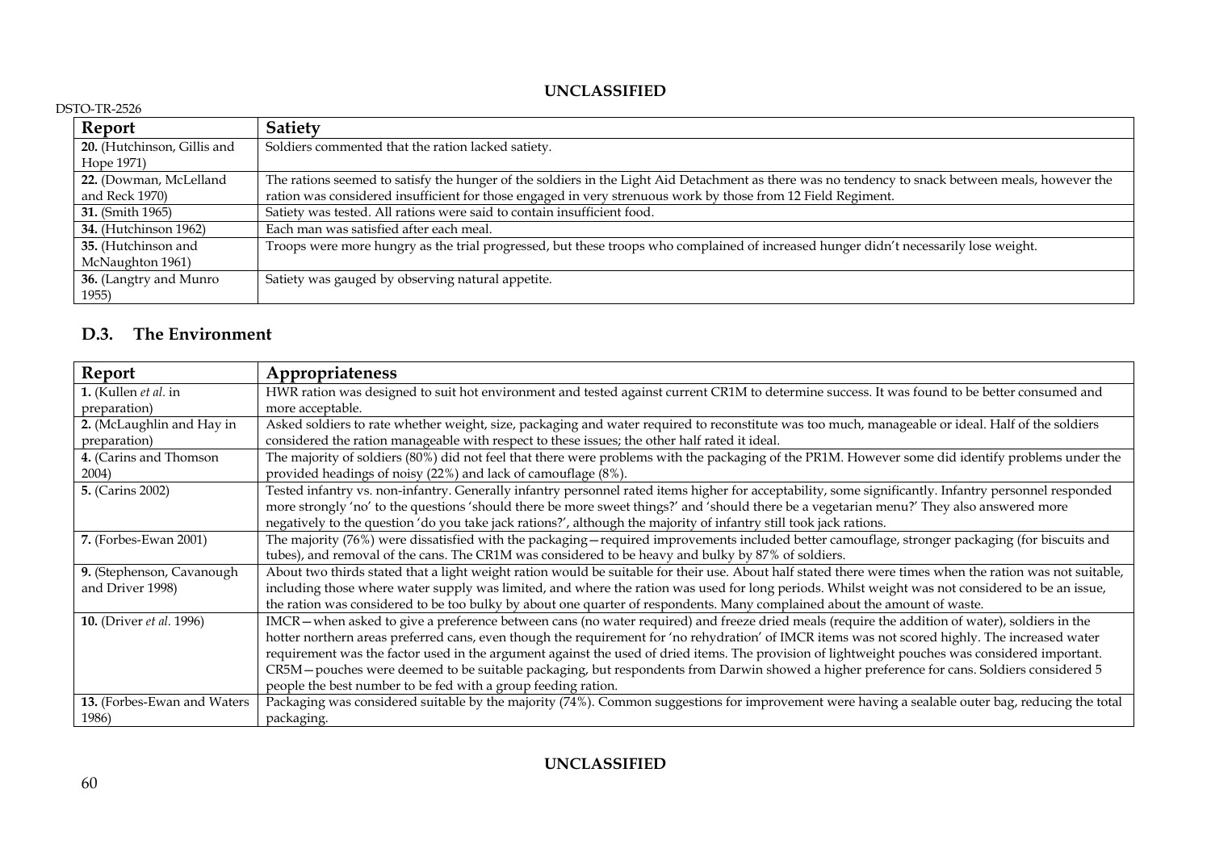| Report | Satiety |
|---|---|
| **20.** (Hutchinson, Gillis and Hope 1971) | Soldiers commented that the ration lacked satiety. |
| **22.** (Dowman, McLelland and Reck 1970) | The rations seemed to satisfy the hunger of the soldiers in the Light Aid Detachment as there was no tendency to snack between meals, however the ration was considered insufficient for those engaged in very strenuous work by those from 12 Field Regiment. |
| **31.** (Smith 1965) | Satiety was tested. All rations were said to contain insufficient food. |
| **34.** (Hutchinson 1962) | Each man was satisfied after each meal. |
| **35.** (Hutchinson and McNaughton 1961) | Troops were more hungry as the trial progressed, but these troops who complained of increased hunger didn't necessarily lose weight. |
| **36.** (Langtry and Munro 1955) | Satiety was gauged by observing natural appetite. |

## D.3. The Environment

| Report | Appropriateness |
|---|---|
| **1.** (Kullen *et al.* in preparation) | HWR ration was designed to suit hot environment and tested against current CR1M to determine success. It was found to be better consumed and more acceptable. |
| **2.** (McLaughlin and Hay in preparation) | Asked soldiers to rate whether weight, size, packaging and water required to reconstitute was too much, manageable or ideal. Half of the soldiers considered the ration manageable with respect to these issues; the other half rated it ideal. |
| **4.** (Carins and Thomson 2004) | The majority of soldiers (80%) did not feel that there were problems with the packaging of the PR1M. However some did identify problems under the provided headings of noisy (22%) and lack of camouflage (8%). |
| **5.** (Carins 2002) | Tested infantry vs. non-infantry. Generally infantry personnel rated items higher for acceptability, some significantly. Infantry personnel responded more strongly 'no' to the questions 'should there be more sweet things?' and 'should there be a vegetarian menu?' They also answered more negatively to the question 'do you take jack rations?', although the majority of infantry still took jack rations. |
| **7.** (Forbes-Ewan 2001) | The majority (76%) were dissatisfied with the packaging—required improvements included better camouflage, stronger packaging (for biscuits and tubes), and removal of the cans. The CR1M was considered to be heavy and bulky by 87% of soldiers. |
| **9.** (Stephenson, Cavanough and Driver 1998) | About two thirds stated that a light weight ration would be suitable for their use. About half stated there were times when the ration was not suitable, including those where water supply was limited, and where the ration was used for long periods. Whilst weight was not considered to be an issue, the ration was considered to be too bulky by about one quarter of respondents. Many complained about the amount of waste. |
| **10.** (Driver *et al.* 1996) | IMCR—when asked to give a preference between cans (no water required) and freeze dried meals (require the addition of water), soldiers in the hotter northern areas preferred cans, even though the requirement for 'no rehydration' of IMCR items was not scored highly. The increased water requirement was the factor used in the argument against the used of dried items. The provision of lightweight pouches was considered important. CR5M—pouches were deemed to be suitable packaging, but respondents from Darwin showed a higher preference for cans. Soldiers considered 5 people the best number to be fed with a group feeding ration. |
| **13.** (Forbes-Ewan and Waters 1986) | Packaging was considered suitable by the majority (74%). Common suggestions for improvement were having a sealable outer bag, reducing the total packaging. |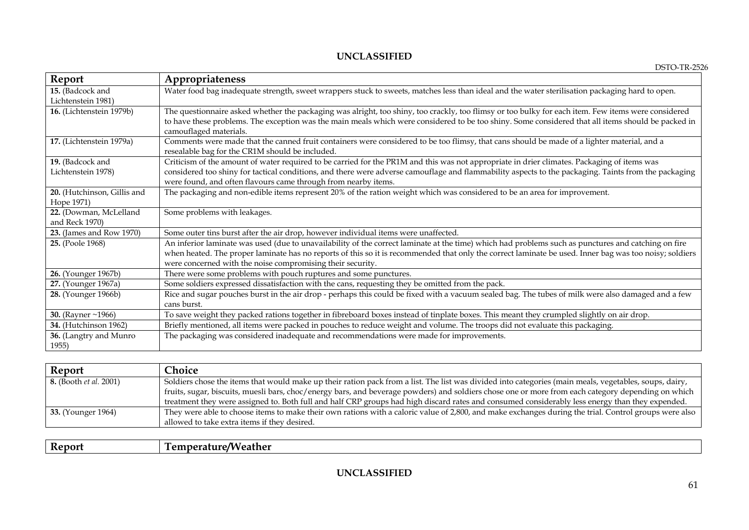| Report | Appropriateness |
|---|---|
| **15.** (Badcock and Lichtenstein 1981) | Water food bag inadequate strength, sweet wrappers stuck to sweets, matches less than ideal and the water sterilisation packaging hard to open. |
| **16.** (Lichtenstein 1979b) | The questionnaire asked whether the packaging was alright, too shiny, too crackly, too flimsy or too bulky for each item. Few items were considered to have these problems. The exception was the main meals which were considered to be too shiny. Some considered that all items should be packed in camouflaged materials. |
| **17.** (Lichtenstein 1979a) | Comments were made that the canned fruit containers were considered to be too flimsy, that cans should be made of a lighter material, and a resealable bag for the CR1M should be included. |
| **19.** (Badcock and Lichtenstein 1978) | Criticism of the amount of water required to be carried for the PR1M and this was not appropriate in drier climates. Packaging of items was considered too shiny for tactical conditions, and there were adverse camouflage and flammability aspects to the packaging. Taints from the packaging were found, and often flavours came through from nearby items. |
| **20.** (Hutchinson, Gillis and Hope 1971) | The packaging and non-edible items represent 20% of the ration weight which was considered to be an area for improvement. |
| **22.** (Dowman, McLelland and Reck 1970) | Some problems with leakages. |
| **23.** (James and Row 1970) | Some outer tins burst after the air drop, however individual items were unaffected. |
| **25.** (Poole 1968) | An inferior laminate was used (due to unavailability of the correct laminate at the time) which had problems such as punctures and catching on fire when heated. The proper laminate has no reports of this so it is recommended that only the correct laminate be used. Inner bag was too noisy; soldiers were concerned with the noise compromising their security. |
| **26.** (Younger 1967b) | There were some problems with pouch ruptures and some punctures. |
| **27.** (Younger 1967a) | Some soldiers expressed dissatisfaction with the cans, requesting they be omitted from the pack. |
| **28.** (Younger 1966b) | Rice and sugar pouches burst in the air drop - perhaps this could be fixed with a vacuum sealed bag. The tubes of milk were also damaged and a few cans burst. |
| **30.** (Rayner ~1966) | To save weight they packed rations together in fibreboard boxes instead of tinplate boxes. This meant they crumpled slightly on air drop. |
| **34.** (Hutchinson 1962) | Briefly mentioned, all items were packed in pouches to reduce weight and volume. The troops did not evaluate this packaging. |
| **36.** (Langtry and Munro 1955) | The packaging was considered inadequate and recommendations were made for improvements. |

| Report | Choice |
|---|---|
| **8.** (Booth *et al.* 2001) | Soldiers chose the items that would make up their ration pack from a list. The list was divided into categories (main meals, vegetables, soups, dairy, fruits, sugar, biscuits, muesli bars, choc/energy bars, and beverage powders) and soldiers chose one or more from each category depending on which treatment they were assigned to. Both full and half CRP groups had high discard rates and consumed considerably less energy than they expended. |
| **33.** (Younger 1964) | They were able to choose items to make their own rations with a caloric value of 2,800, and make exchanges during the trial. Control groups were also allowed to take extra items if they desired. |

| Report | Temperature/Weather |
|---|---|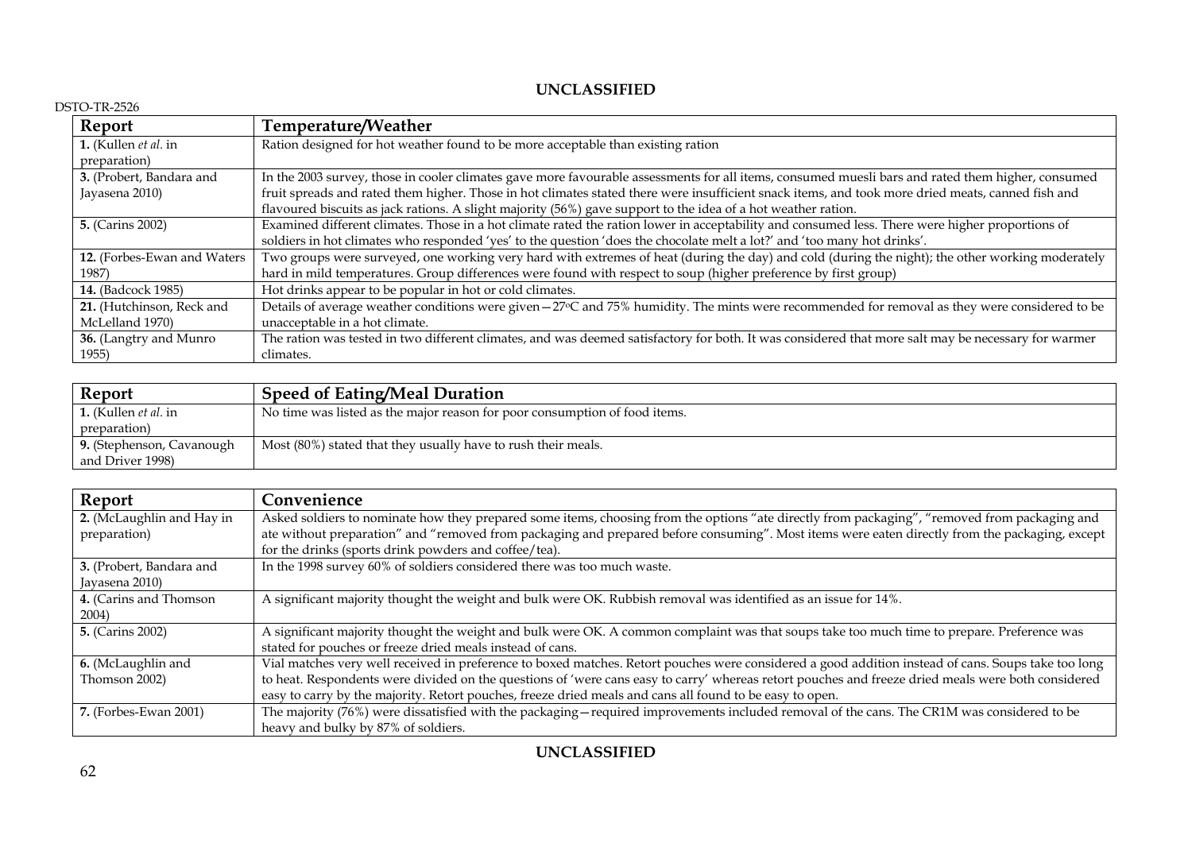| Report | Temperature/Weather |
|---|---|
| **1.** (Kullen *et al.* in preparation) | Ration designed for hot weather found to be more acceptable than existing ration |
| **3.** (Probert, Bandara and Jayasena 2010) | In the 2003 survey, those in cooler climates gave more favourable assessments for all items, consumed muesli bars and rated them higher, consumed fruit spreads and rated them higher. Those in hot climates stated there were insufficient snack items, and took more dried meats, canned fish and flavoured biscuits as jack rations. A slight majority (56%) gave support to the idea of a hot weather ration. |
| **5.** (Carins 2002) | Examined different climates. Those in a hot climate rated the ration lower in acceptability and consumed less. There were higher proportions of soldiers in hot climates who responded 'yes' to the question 'does the chocolate melt a lot?' and 'too many hot drinks'. |
| **12.** (Forbes-Ewan and Waters 1987) | Two groups were surveyed, one working very hard with extremes of heat (during the day) and cold (during the night); the other working moderately hard in mild temperatures. Group differences were found with respect to soup (higher preference by first group) |
| **14.** (Badcock 1985) | Hot drinks appear to be popular in hot or cold climates. |
| **21.** (Hutchinson, Reck and McLelland 1970) | Details of average weather conditions were given—27°C and 75% humidity. The mints were recommended for removal as they were considered to be unacceptable in a hot climate. |
| **36.** (Langtry and Munro 1955) | The ration was tested in two different climates, and was deemed satisfactory for both. It was considered that more salt may be necessary for warmer climates. |

| Report | Speed of Eating/Meal Duration |
|---|---|
| **1.** (Kullen *et al.* in preparation) | No time was listed as the major reason for poor consumption of food items. |
| **9.** (Stephenson, Cavanough and Driver 1998) | Most (80%) stated that they usually have to rush their meals. |

| Report | Convenience |
|---|---|
| **2.** (McLaughlin and Hay in preparation) | Asked soldiers to nominate how they prepared some items, choosing from the options "ate directly from packaging", "removed from packaging and ate without preparation" and "removed from packaging and prepared before consuming". Most items were eaten directly from the packaging, except for the drinks (sports drink powders and coffee/tea). |
| **3.** (Probert, Bandara and Jayasena 2010) | In the 1998 survey 60% of soldiers considered there was too much waste. |
| **4.** (Carins and Thomson 2004) | A significant majority thought the weight and bulk were OK. Rubbish removal was identified as an issue for 14%. |
| **5.** (Carins 2002) | A significant majority thought the weight and bulk were OK. A common complaint was that soups take too much time to prepare. Preference was stated for pouches or freeze dried meals instead of cans. |
| **6.** (McLaughlin and Thomson 2002) | Vial matches very well received in preference to boxed matches. Retort pouches were considered a good addition instead of cans. Soups take too long to heat. Respondents were divided on the questions of 'were cans easy to carry' whereas retort pouches and freeze dried meals were both considered easy to carry by the majority. Retort pouches, freeze dried meals and cans all found to be easy to open. |
| **7.** (Forbes-Ewan 2001) | The majority (76%) were dissatisfied with the packaging—required improvements included removal of the cans. The CR1M was considered to be heavy and bulky by 87% of soldiers. |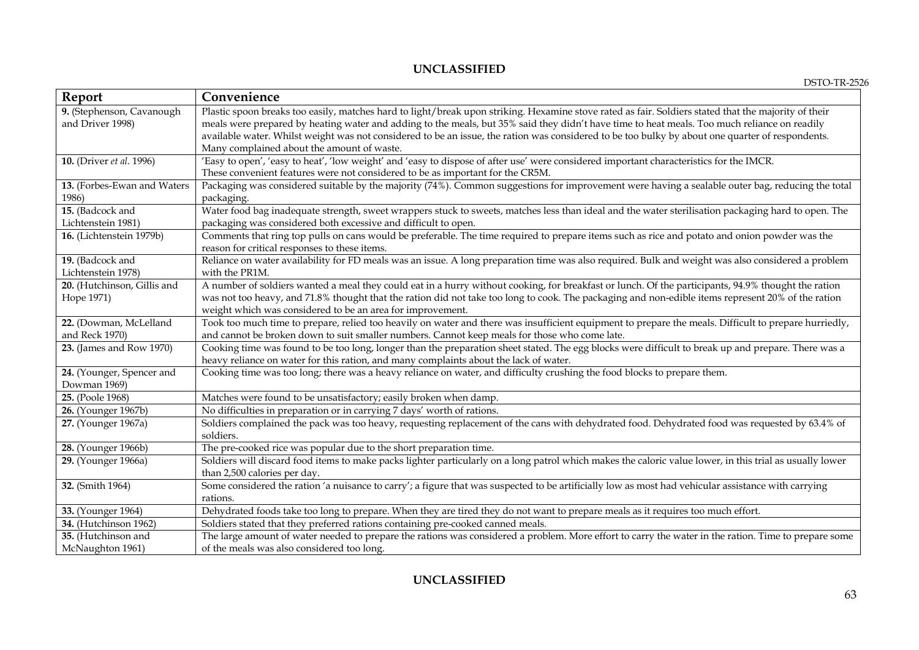| Report | Convenience |
|---|---|
| **9.** (Stephenson, Cavanough and Driver 1998) | Plastic spoon breaks too easily, matches hard to light/break upon striking. Hexamine stove rated as fair. Soldiers stated that the majority of their meals were prepared by heating water and adding to the meals, but 35% said they didn't have time to heat meals. Too much reliance on readily available water. Whilst weight was not considered to be an issue, the ration was considered to be too bulky by about one quarter of respondents. Many complained about the amount of waste. |
| **10.** (Driver *et al.* 1996) | 'Easy to open', 'easy to heat', 'low weight' and 'easy to dispose of after use' were considered important characteristics for the IMCR. These convenient features were not considered to be as important for the CR5M. |
| **13.** (Forbes-Ewan and Waters 1986) | Packaging was considered suitable by the majority (74%). Common suggestions for improvement were having a sealable outer bag, reducing the total packaging. |
| **15.** (Badcock and Lichtenstein 1981) | Water food bag inadequate strength, sweet wrappers stuck to sweets, matches less than ideal and the water sterilisation packaging hard to open. The packaging was considered both excessive and difficult to open. |
| **16.** (Lichtenstein 1979b) | Comments that ring top pulls on cans would be preferable. The time required to prepare items such as rice and potato and onion powder was the reason for critical responses to these items. |
| **19.** (Badcock and Lichtenstein 1978) | Reliance on water availability for FD meals was an issue. A long preparation time was also required. Bulk and weight was also considered a problem with the PR1M. |
| **20.** (Hutchinson, Gillis and Hope 1971) | A number of soldiers wanted a meal they could eat in a hurry without cooking, for breakfast or lunch. Of the participants, 94.9% thought the ration was not too heavy, and 71.8% thought that the ration did not take too long to cook. The packaging and non-edible items represent 20% of the ration weight which was considered to be an area for improvement. |
| **22.** (Dowman, McLelland and Reck 1970) | Took too much time to prepare, relied too heavily on water and there was insufficient equipment to prepare the meals. Difficult to prepare hurriedly, and cannot be broken down to suit smaller numbers. Cannot keep meals for those who come late. |
| **23.** (James and Row 1970) | Cooking time was found to be too long, longer than the preparation sheet stated. The egg blocks were difficult to break up and prepare. There was a heavy reliance on water for this ration, and many complaints about the lack of water. |
| **24.** (Younger, Spencer and Dowman 1969) | Cooking time was too long; there was a heavy reliance on water, and difficulty crushing the food blocks to prepare them. |
| **25.** (Poole 1968) | Matches were found to be unsatisfactory; easily broken when damp. |
| **26.** (Younger 1967b) | No difficulties in preparation or in carrying 7 days' worth of rations. |
| **27.** (Younger 1967a) | Soldiers complained the pack was too heavy, requesting replacement of the cans with dehydrated food. Dehydrated food was requested by 63.4% of soldiers. |
| **28.** (Younger 1966b) | The pre-cooked rice was popular due to the short preparation time. |
| **29.** (Younger 1966a) | Soldiers will discard food items to make packs lighter particularly on a long patrol which makes the caloric value lower, in this trial as usually lower than 2,500 calories per day. |
| **32.** (Smith 1964) | Some considered the ration 'a nuisance to carry'; a figure that was suspected to be artificially low as most had vehicular assistance with carrying rations. |
| **33.** (Younger 1964) | Dehydrated foods take too long to prepare. When they are tired they do not want to prepare meals as it requires too much effort. |
| **34.** (Hutchinson 1962) | Soldiers stated that they preferred rations containing pre-cooked canned meals. |
| **35.** (Hutchinson and McNaughton 1961) | The large amount of water needed to prepare the rations was considered a problem. More effort to carry the water in the ration. Time to prepare some of the meals was also considered too long. |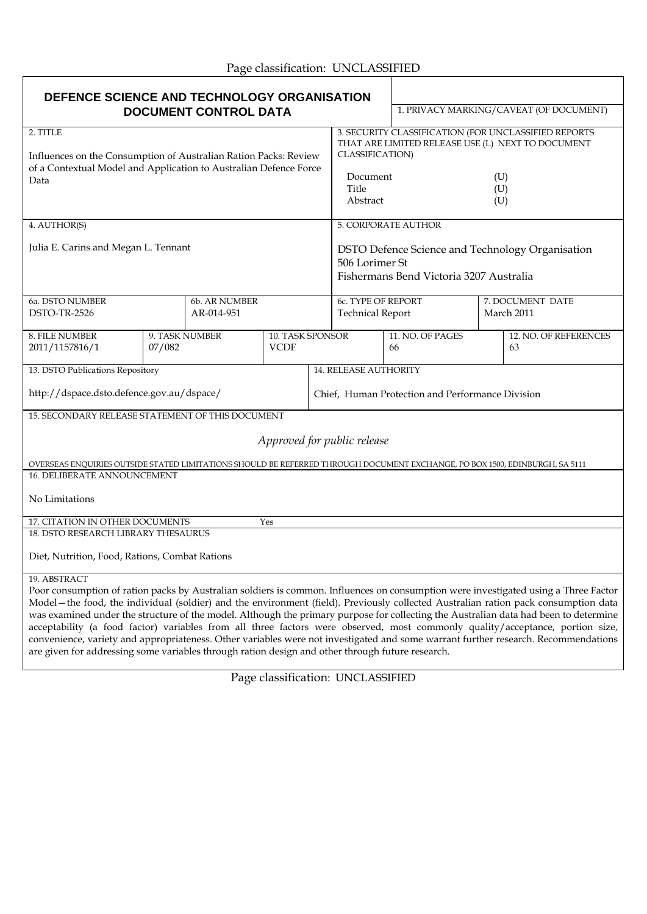Page classification: UNCLASSIFIED

# DEFENCE SCIENCE AND TECHNOLOGY ORGANISATION
## DOCUMENT CONTROL DATA

1. PRIVACY MARKING/CAVEAT (OF DOCUMENT)

**2. TITLE**

Influences on the Consumption of Australian Ration Packs: Review of a Contextual Model and Application to Australian Defence Force Data

**3. SECURITY CLASSIFICATION (FOR UNCLASSIFIED REPORTS THAT ARE LIMITED RELEASE USE (L) NEXT TO DOCUMENT CLASSIFICATION)**

| | |
|---|---|
| Document | (U) |
| Title | (U) |
| Abstract | (U) |

**4. AUTHOR(S)**

Julia E. Carins and Megan L. Tennant

**5. CORPORATE AUTHOR**

DSTO Defence Science and Technology Organisation
506 Lorimer St
Fishermans Bend Victoria 3207 Australia

| 6a. DSTO NUMBER | 6b. AR NUMBER | 6c. TYPE OF REPORT | 7. DOCUMENT DATE |
|---|---|---|---|
| DSTO-TR-2526 | AR-014-951 | Technical Report | March 2011 |

| 8. FILE NUMBER | 9. TASK NUMBER | 10. TASK SPONSOR | 11. NO. OF PAGES | 12. NO. OF REFERENCES |
|---|---|---|---|---|
| 2011/1157816/1 | 07/082 | VCDF | 66 | 63 |

**13. DSTO Publications Repository**

http://dspace.dsto.defence.gov.au/dspace/

**14. RELEASE AUTHORITY**

Chief, Human Protection and Performance Division

**15. SECONDARY RELEASE STATEMENT OF THIS DOCUMENT**

*Approved for public release*

OVERSEAS ENQUIRIES OUTSIDE STATED LIMITATIONS SHOULD BE REFERRED THROUGH DOCUMENT EXCHANGE, PO BOX 1500, EDINBURGH, SA 5111

**16. DELIBERATE ANNOUNCEMENT**

No Limitations

**17. CITATION IN OTHER DOCUMENTS** Yes

**18. DSTO RESEARCH LIBRARY THESAURUS**

Diet, Nutrition, Food, Rations, Combat Rations

**19. ABSTRACT**

Poor consumption of ration packs by Australian soldiers is common. Influences on consumption were investigated using a Three Factor Model—the food, the individual (soldier) and the environment (field). Previously collected Australian ration pack consumption data was examined under the structure of the model. Although the primary purpose for collecting the Australian data had been to determine acceptability (a food factor) variables from all three factors were observed, most commonly quality/acceptance, portion size, convenience, variety and appropriateness. Other variables were not investigated and some warrant further research. Recommendations are given for addressing some variables through ration design and other through future research.

Page classification: UNCLASSIFIED